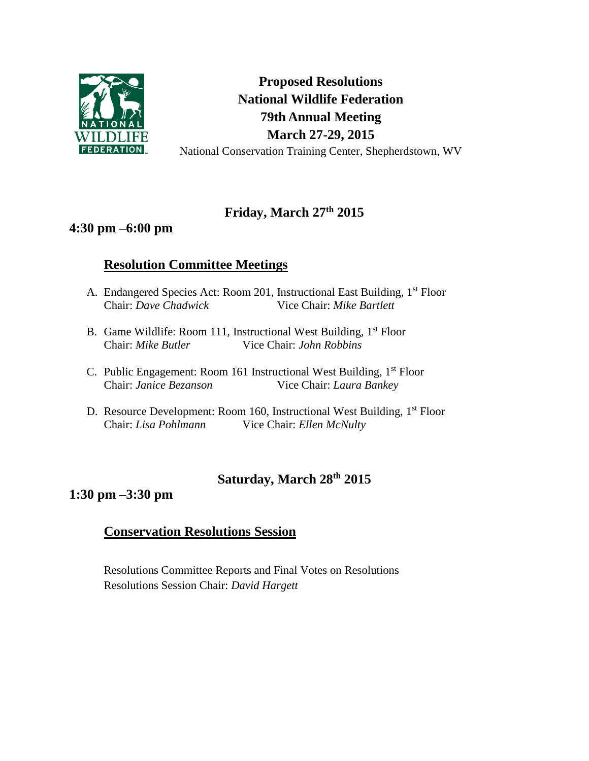# Proposed Resolutions
# National Wildlife Federation
# 79th Annual Meeting
# March 27-29, 2015

National Conservation Training Center, Shepherdstown, WV

## Friday, March 27th 2015

### 4:30 pm –6:00 pm

### Resolution Committee Meetings

A. Endangered Species Act: Room 201, Instructional East Building, 1st Floor
   Chair: *Dave Chadwick* Vice Chair: *Mike Bartlett*

B. Game Wildlife: Room 111, Instructional West Building, 1st Floor
   Chair: *Mike Butler* Vice Chair: *John Robbins*

C. Public Engagement: Room 161 Instructional West Building, 1st Floor
   Chair: *Janice Bezanson* Vice Chair: *Laura Bankey*

D. Resource Development: Room 160, Instructional West Building, 1st Floor
   Chair: *Lisa Pohlmann* Vice Chair: *Ellen McNulty*

## Saturday, March 28th 2015

### 1:30 pm –3:30 pm

### Conservation Resolutions Session

Resolutions Committee Reports and Final Votes on Resolutions
Resolutions Session Chair: *David Hargett*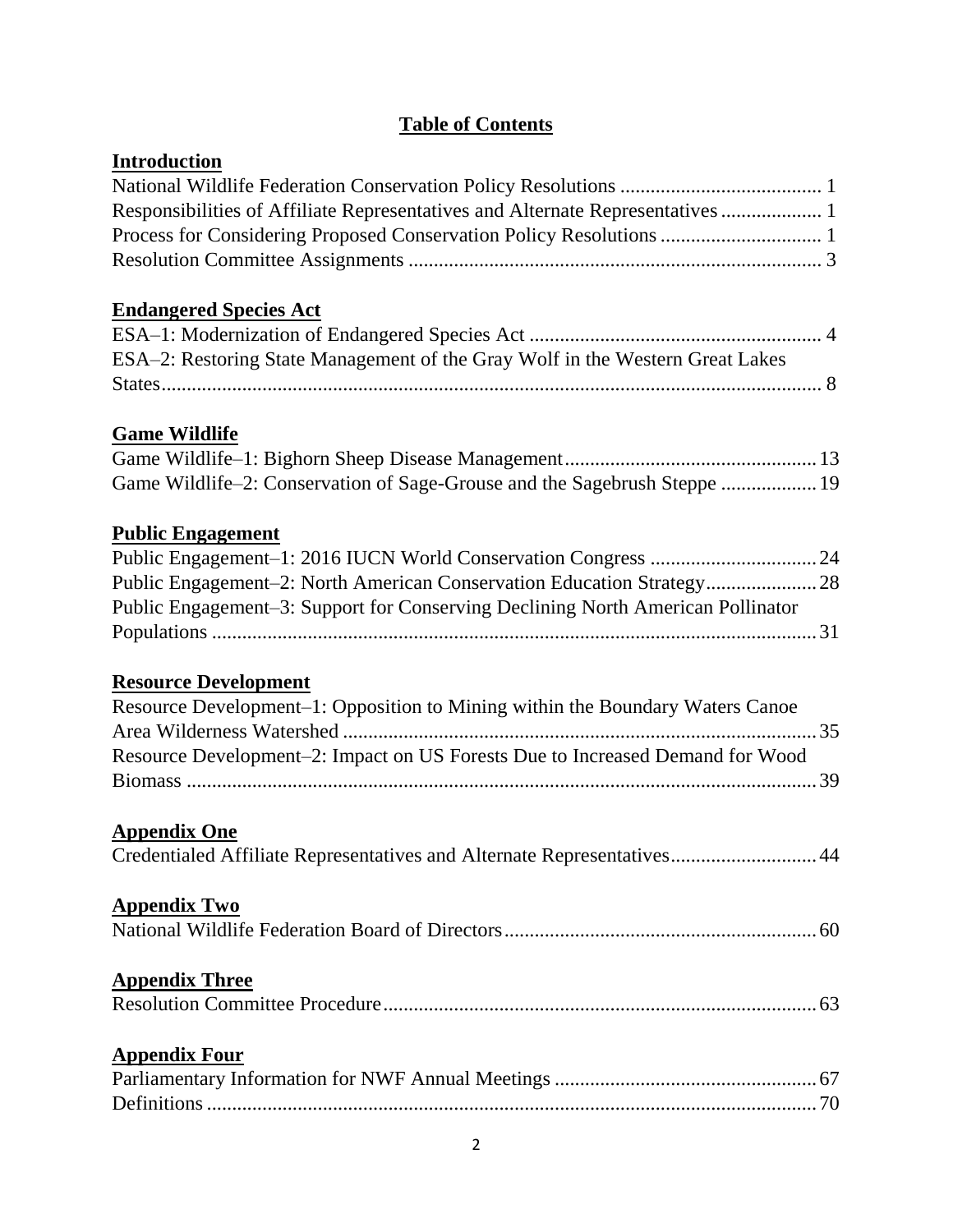# Table of Contents

## Introduction

National Wildlife Federation Conservation Policy Resolutions ........................................ 1
Responsibilities of Affiliate Representatives and Alternate Representatives .................... 1
Process for Considering Proposed Conservation Policy Resolutions ................................ 1
Resolution Committee Assignments ................................................................................. 3

## Endangered Species Act

ESA–1: Modernization of Endangered Species Act .......................................................... 4
ESA–2: Restoring State Management of the Gray Wolf in the Western Great Lakes States.................................................................................................................... 8

## Game Wildlife

Game Wildlife–1: Bighorn Sheep Disease Management.................................................. 13
Game Wildlife–2: Conservation of Sage-Grouse and the Sagebrush Steppe ................... 19

## Public Engagement

Public Engagement–1: 2016 IUCN World Conservation Congress ................................. 24
Public Engagement–2: North American Conservation Education Strategy...................... 28
Public Engagement–3: Support for Conserving Declining North American Pollinator Populations ....................................................................................................... 31

## Resource Development

Resource Development–1: Opposition to Mining within the Boundary Waters Canoe Area Wilderness Watershed .............................................................................. 35
Resource Development–2: Impact on US Forests Due to Increased Demand for Wood Biomass ............................................................................................................ 39

## Appendix One

Credentialed Affiliate Representatives and Alternate Representatives............................. 44

## Appendix Two

National Wildlife Federation Board of Directors.............................................................. 60

## Appendix Three

Resolution Committee Procedure...................................................................................... 63

## Appendix Four

Parliamentary Information for NWF Annual Meetings .................................................... 67
Definitions ......................................................................................................................... 70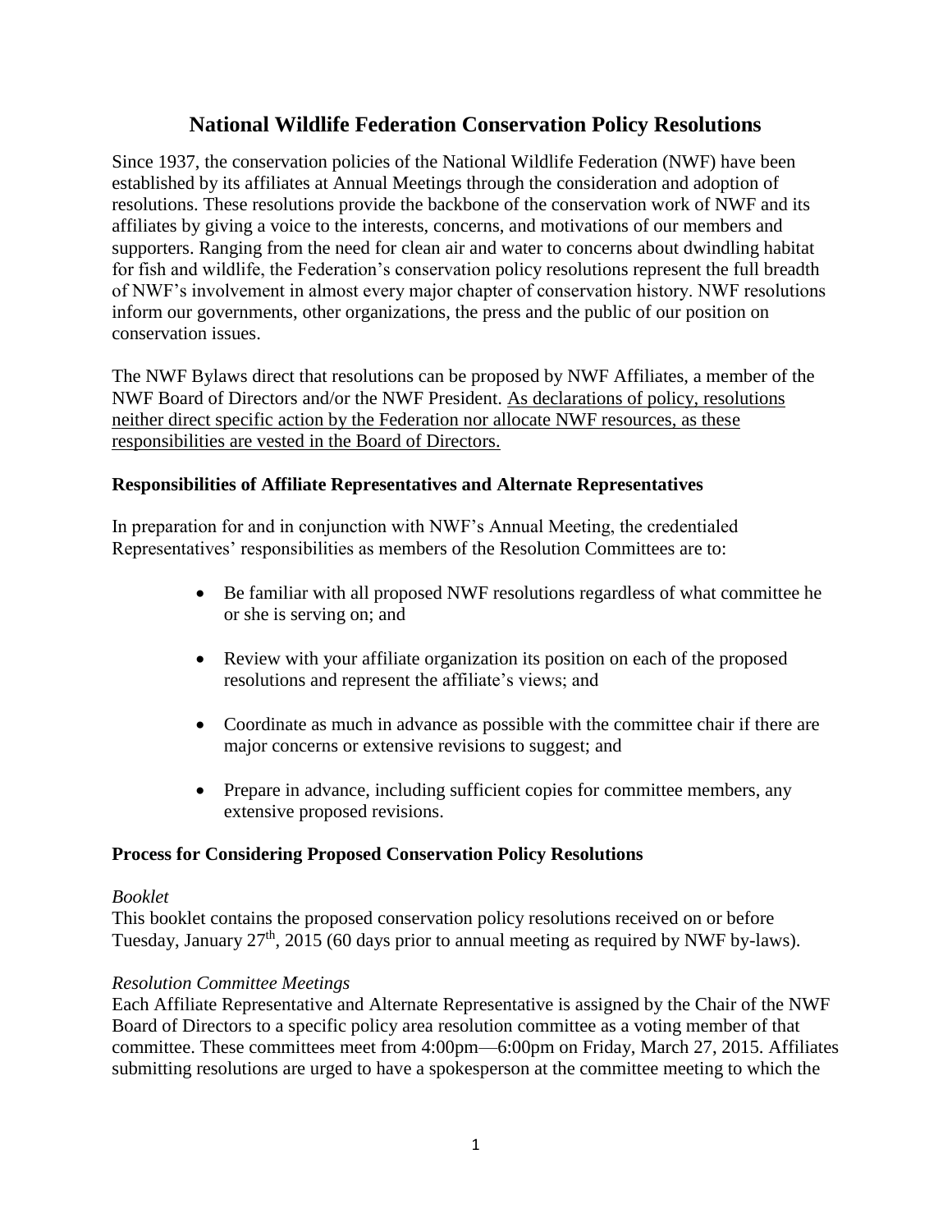# National Wildlife Federation Conservation Policy Resolutions

Since 1937, the conservation policies of the National Wildlife Federation (NWF) have been established by its affiliates at Annual Meetings through the consideration and adoption of resolutions. These resolutions provide the backbone of the conservation work of NWF and its affiliates by giving a voice to the interests, concerns, and motivations of our members and supporters. Ranging from the need for clean air and water to concerns about dwindling habitat for fish and wildlife, the Federation's conservation policy resolutions represent the full breadth of NWF's involvement in almost every major chapter of conservation history. NWF resolutions inform our governments, other organizations, the press and the public of our position on conservation issues.

The NWF Bylaws direct that resolutions can be proposed by NWF Affiliates, a member of the NWF Board of Directors and/or the NWF President. <u>As declarations of policy, resolutions neither direct specific action by the Federation nor allocate NWF resources, as these responsibilities are vested in the Board of Directors.</u>

### Responsibilities of Affiliate Representatives and Alternate Representatives

In preparation for and in conjunction with NWF's Annual Meeting, the credentialed Representatives' responsibilities as members of the Resolution Committees are to:

- Be familiar with all proposed NWF resolutions regardless of what committee he or she is serving on; and
- Review with your affiliate organization its position on each of the proposed resolutions and represent the affiliate's views; and
- Coordinate as much in advance as possible with the committee chair if there are major concerns or extensive revisions to suggest; and
- Prepare in advance, including sufficient copies for committee members, any extensive proposed revisions.

### Process for Considering Proposed Conservation Policy Resolutions

*Booklet*
This booklet contains the proposed conservation policy resolutions received on or before Tuesday, January 27th, 2015 (60 days prior to annual meeting as required by NWF by-laws).

*Resolution Committee Meetings*
Each Affiliate Representative and Alternate Representative is assigned by the Chair of the NWF Board of Directors to a specific policy area resolution committee as a voting member of that committee. These committees meet from 4:00pm—6:00pm on Friday, March 27, 2015. Affiliates submitting resolutions are urged to have a spokesperson at the committee meeting to which the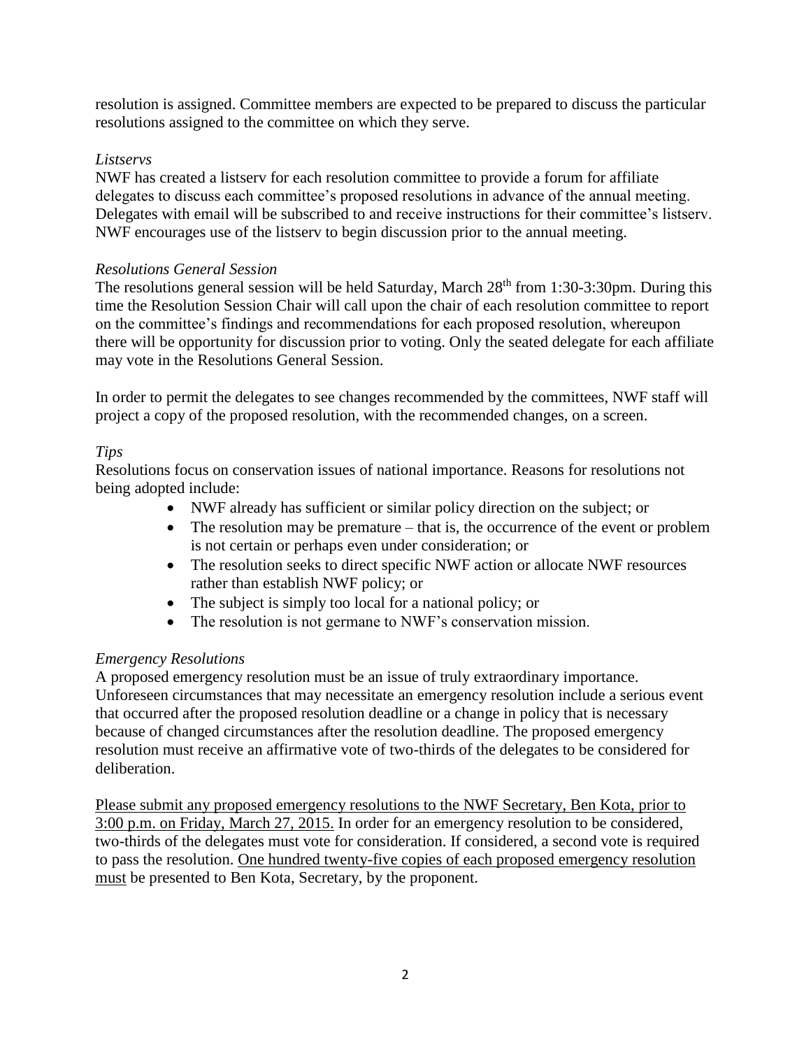resolution is assigned. Committee members are expected to be prepared to discuss the particular resolutions assigned to the committee on which they serve.

*Listservs*

NWF has created a listserv for each resolution committee to provide a forum for affiliate delegates to discuss each committee's proposed resolutions in advance of the annual meeting. Delegates with email will be subscribed to and receive instructions for their committee's listserv. NWF encourages use of the listserv to begin discussion prior to the annual meeting.

*Resolutions General Session*

The resolutions general session will be held Saturday, March 28th from 1:30-3:30pm. During this time the Resolution Session Chair will call upon the chair of each resolution committee to report on the committee's findings and recommendations for each proposed resolution, whereupon there will be opportunity for discussion prior to voting. Only the seated delegate for each affiliate may vote in the Resolutions General Session.

In order to permit the delegates to see changes recommended by the committees, NWF staff will project a copy of the proposed resolution, with the recommended changes, on a screen.

*Tips*

Resolutions focus on conservation issues of national importance. Reasons for resolutions not being adopted include:

- NWF already has sufficient or similar policy direction on the subject; or
- The resolution may be premature – that is, the occurrence of the event or problem is not certain or perhaps even under consideration; or
- The resolution seeks to direct specific NWF action or allocate NWF resources rather than establish NWF policy; or
- The subject is simply too local for a national policy; or
- The resolution is not germane to NWF's conservation mission.

*Emergency Resolutions*

A proposed emergency resolution must be an issue of truly extraordinary importance. Unforeseen circumstances that may necessitate an emergency resolution include a serious event that occurred after the proposed resolution deadline or a change in policy that is necessary because of changed circumstances after the resolution deadline. The proposed emergency resolution must receive an affirmative vote of two-thirds of the delegates to be considered for deliberation.

<u>Please submit any proposed emergency resolutions to the NWF Secretary, Ben Kota, prior to 3:00 p.m. on Friday, March 27, 2015.</u> In order for an emergency resolution to be considered, two-thirds of the delegates must vote for consideration. If considered, a second vote is required to pass the resolution. <u>One hundred twenty-five copies of each proposed emergency resolution must</u> be presented to Ben Kota, Secretary, by the proponent.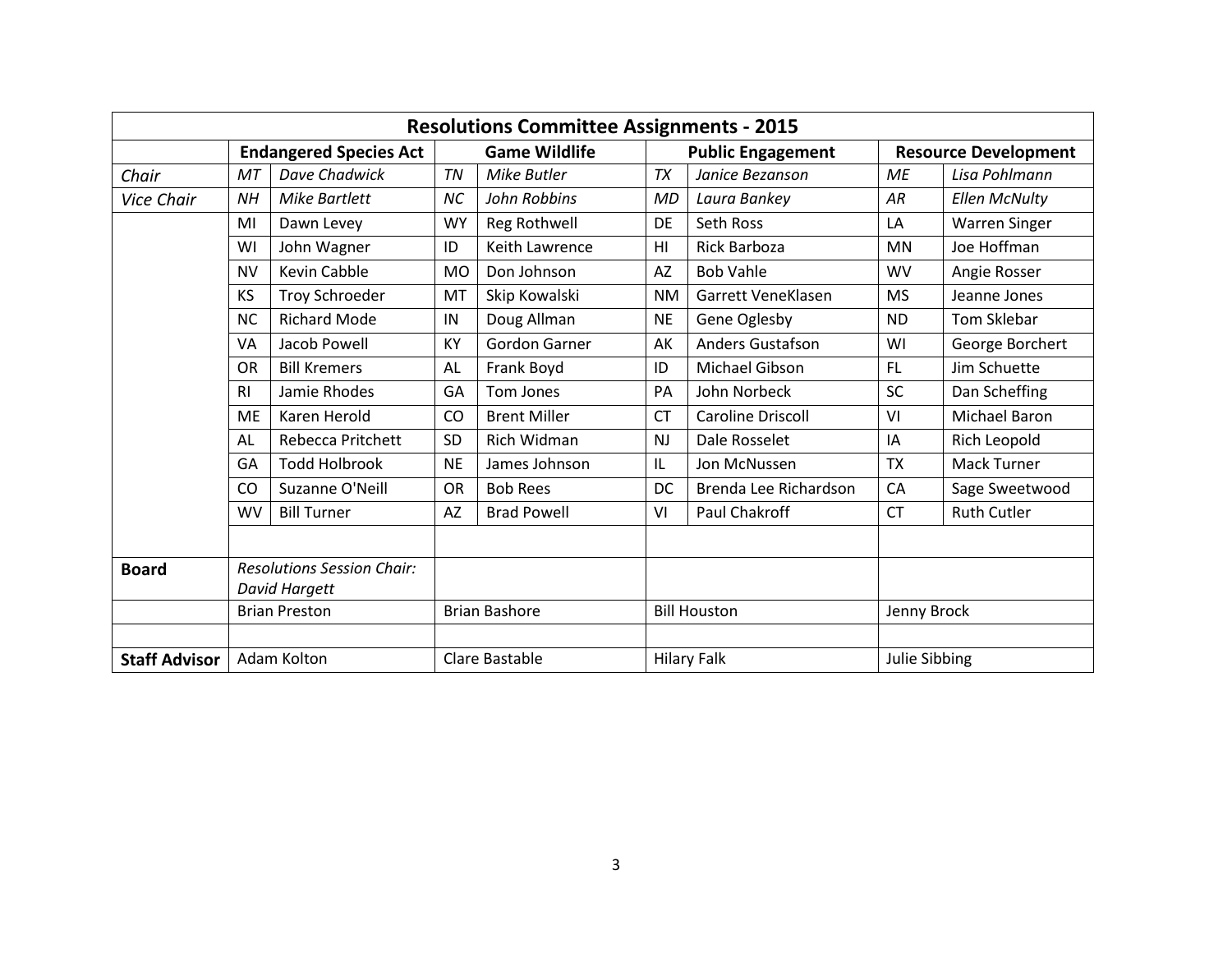| Resolutions Committee Assignments - 2015 | | | | | | | | |
|---|---|---|---|---|---|---|---|---|
| | Endangered Species Act | | Game Wildlife | | Public Engagement | | Resource Development | |
| *Chair* | *MT* | *Dave Chadwick* | *TN* | *Mike Butler* | *TX* | *Janice Bezanson* | *ME* | *Lisa Pohlmann* |
| *Vice Chair* | *NH* | *Mike Bartlett* | *NC* | *John Robbins* | *MD* | *Laura Bankey* | *AR* | *Ellen McNulty* |
| | MI | Dawn Levey | WY | Reg Rothwell | DE | Seth Ross | LA | Warren Singer |
| | WI | John Wagner | ID | Keith Lawrence | HI | Rick Barboza | MN | Joe Hoffman |
| | NV | Kevin Cabble | MO | Don Johnson | AZ | Bob Vahle | WV | Angie Rosser |
| | KS | Troy Schroeder | MT | Skip Kowalski | NM | Garrett VeneKlasen | MS | Jeanne Jones |
| | NC | Richard Mode | IN | Doug Allman | NE | Gene Oglesby | ND | Tom Sklebar |
| | VA | Jacob Powell | KY | Gordon Garner | AK | Anders Gustafson | WI | George Borchert |
| | OR | Bill Kremers | AL | Frank Boyd | ID | Michael Gibson | FL | Jim Schuette |
| | RI | Jamie Rhodes | GA | Tom Jones | PA | John Norbeck | SC | Dan Scheffing |
| | ME | Karen Herold | CO | Brent Miller | CT | Caroline Driscoll | VI | Michael Baron |
| | AL | Rebecca Pritchett | SD | Rich Widman | NJ | Dale Rosselet | IA | Rich Leopold |
| | GA | Todd Holbrook | NE | James Johnson | IL | Jon McNussen | TX | Mack Turner |
| | CO | Suzanne O'Neill | OR | Bob Rees | DC | Brenda Lee Richardson | CA | Sage Sweetwood |
| | WV | Bill Turner | AZ | Brad Powell | VI | Paul Chakroff | CT | Ruth Cutler |
| | | | | | | | | |
| **Board** | *Resolutions Session Chair: David Hargett* | | | | | | | |
| | Brian Preston | | Brian Bashore | | Bill Houston | | Jenny Brock | |
| | | | | | | | | |
| **Staff Advisor** | Adam Kolton | | Clare Bastable | | Hilary Falk | | Julie Sibbing | |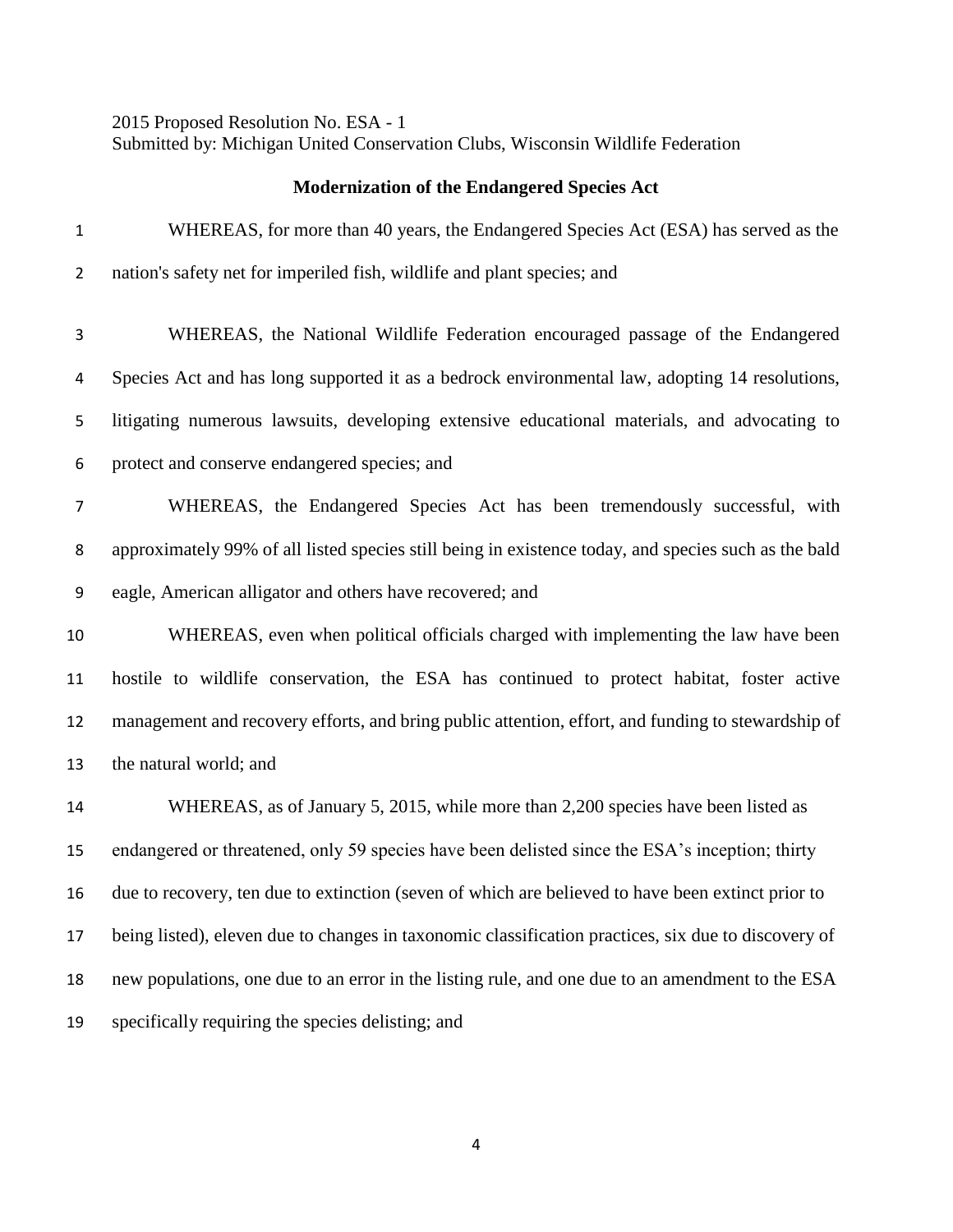2015 Proposed Resolution No. ESA - 1
Submitted by: Michigan United Conservation Clubs, Wisconsin Wildlife Federation

## Modernization of the Endangered Species Act

WHEREAS, for more than 40 years, the Endangered Species Act (ESA) has served as the nation's safety net for imperiled fish, wildlife and plant species; and

WHEREAS, the National Wildlife Federation encouraged passage of the Endangered Species Act and has long supported it as a bedrock environmental law, adopting 14 resolutions, litigating numerous lawsuits, developing extensive educational materials, and advocating to protect and conserve endangered species; and

WHEREAS, the Endangered Species Act has been tremendously successful, with approximately 99% of all listed species still being in existence today, and species such as the bald eagle, American alligator and others have recovered; and

WHEREAS, even when political officials charged with implementing the law have been hostile to wildlife conservation, the ESA has continued to protect habitat, foster active management and recovery efforts, and bring public attention, effort, and funding to stewardship of the natural world; and

WHEREAS, as of January 5, 2015, while more than 2,200 species have been listed as endangered or threatened, only 59 species have been delisted since the ESA's inception; thirty due to recovery, ten due to extinction (seven of which are believed to have been extinct prior to being listed), eleven due to changes in taxonomic classification practices, six due to discovery of new populations, one due to an error in the listing rule, and one due to an amendment to the ESA specifically requiring the species delisting; and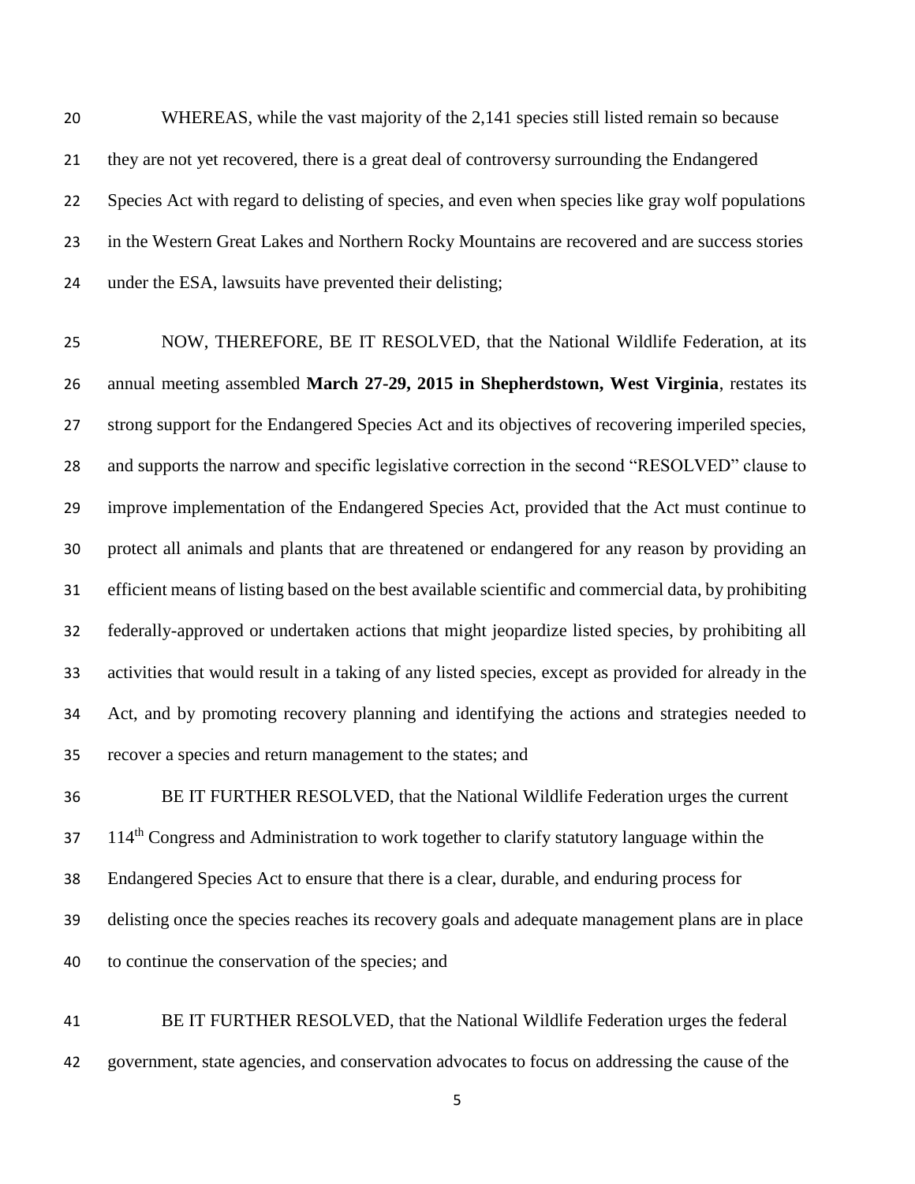WHEREAS, while the vast majority of the 2,141 species still listed remain so because they are not yet recovered, there is a great deal of controversy surrounding the Endangered Species Act with regard to delisting of species, and even when species like gray wolf populations in the Western Great Lakes and Northern Rocky Mountains are recovered and are success stories under the ESA, lawsuits have prevented their delisting;

NOW, THEREFORE, BE IT RESOLVED, that the National Wildlife Federation, at its annual meeting assembled **March 27-29, 2015 in Shepherdstown, West Virginia**, restates its strong support for the Endangered Species Act and its objectives of recovering imperiled species, and supports the narrow and specific legislative correction in the second "RESOLVED" clause to improve implementation of the Endangered Species Act, provided that the Act must continue to protect all animals and plants that are threatened or endangered for any reason by providing an efficient means of listing based on the best available scientific and commercial data, by prohibiting federally-approved or undertaken actions that might jeopardize listed species, by prohibiting all activities that would result in a taking of any listed species, except as provided for already in the Act, and by promoting recovery planning and identifying the actions and strategies needed to recover a species and return management to the states; and

BE IT FURTHER RESOLVED, that the National Wildlife Federation urges the current 114th Congress and Administration to work together to clarify statutory language within the Endangered Species Act to ensure that there is a clear, durable, and enduring process for delisting once the species reaches its recovery goals and adequate management plans are in place to continue the conservation of the species; and

BE IT FURTHER RESOLVED, that the National Wildlife Federation urges the federal government, state agencies, and conservation advocates to focus on addressing the cause of the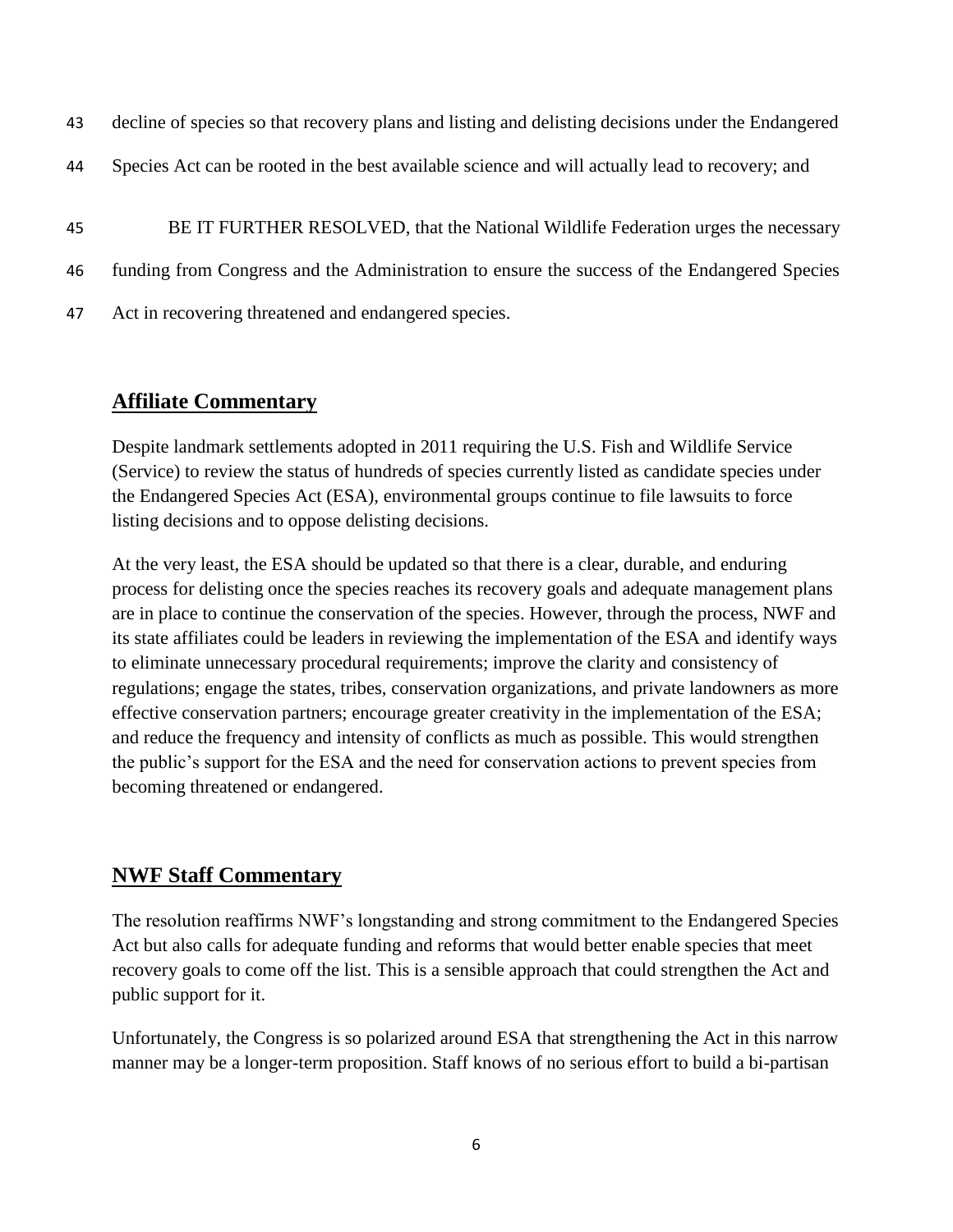43 decline of species so that recovery plans and listing and delisting decisions under the Endangered
44 Species Act can be rooted in the best available science and will actually lead to recovery; and

45 BE IT FURTHER RESOLVED, that the National Wildlife Federation urges the necessary
46 funding from Congress and the Administration to ensure the success of the Endangered Species
47 Act in recovering threatened and endangered species.

## Affiliate Commentary

Despite landmark settlements adopted in 2011 requiring the U.S. Fish and Wildlife Service (Service) to review the status of hundreds of species currently listed as candidate species under the Endangered Species Act (ESA), environmental groups continue to file lawsuits to force listing decisions and to oppose delisting decisions.

At the very least, the ESA should be updated so that there is a clear, durable, and enduring process for delisting once the species reaches its recovery goals and adequate management plans are in place to continue the conservation of the species. However, through the process, NWF and its state affiliates could be leaders in reviewing the implementation of the ESA and identify ways to eliminate unnecessary procedural requirements; improve the clarity and consistency of regulations; engage the states, tribes, conservation organizations, and private landowners as more effective conservation partners; encourage greater creativity in the implementation of the ESA; and reduce the frequency and intensity of conflicts as much as possible. This would strengthen the public's support for the ESA and the need for conservation actions to prevent species from becoming threatened or endangered.

## NWF Staff Commentary

The resolution reaffirms NWF's longstanding and strong commitment to the Endangered Species Act but also calls for adequate funding and reforms that would better enable species that meet recovery goals to come off the list. This is a sensible approach that could strengthen the Act and public support for it.

Unfortunately, the Congress is so polarized around ESA that strengthening the Act in this narrow manner may be a longer-term proposition. Staff knows of no serious effort to build a bi-partisan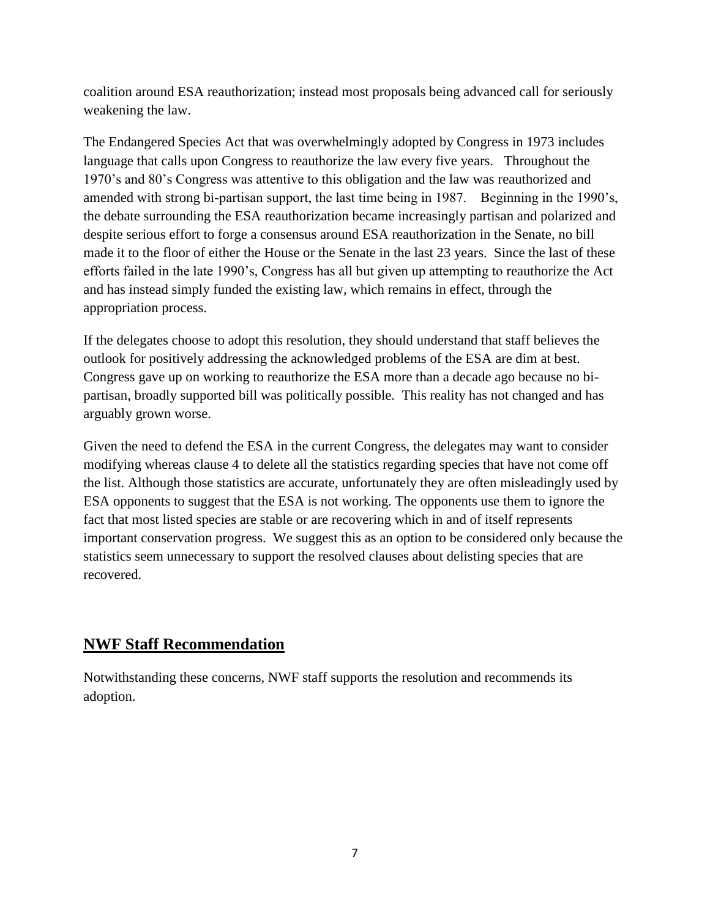coalition around ESA reauthorization; instead most proposals being advanced call for seriously weakening the law.

The Endangered Species Act that was overwhelmingly adopted by Congress in 1973 includes language that calls upon Congress to reauthorize the law every five years. Throughout the 1970's and 80's Congress was attentive to this obligation and the law was reauthorized and amended with strong bi-partisan support, the last time being in 1987. Beginning in the 1990's, the debate surrounding the ESA reauthorization became increasingly partisan and polarized and despite serious effort to forge a consensus around ESA reauthorization in the Senate, no bill made it to the floor of either the House or the Senate in the last 23 years. Since the last of these efforts failed in the late 1990's, Congress has all but given up attempting to reauthorize the Act and has instead simply funded the existing law, which remains in effect, through the appropriation process.

If the delegates choose to adopt this resolution, they should understand that staff believes the outlook for positively addressing the acknowledged problems of the ESA are dim at best. Congress gave up on working to reauthorize the ESA more than a decade ago because no bi-partisan, broadly supported bill was politically possible. This reality has not changed and has arguably grown worse.

Given the need to defend the ESA in the current Congress, the delegates may want to consider modifying whereas clause 4 to delete all the statistics regarding species that have not come off the list. Although those statistics are accurate, unfortunately they are often misleadingly used by ESA opponents to suggest that the ESA is not working. The opponents use them to ignore the fact that most listed species are stable or are recovering which in and of itself represents important conservation progress. We suggest this as an option to be considered only because the statistics seem unnecessary to support the resolved clauses about delisting species that are recovered.

## NWF Staff Recommendation

Notwithstanding these concerns, NWF staff supports the resolution and recommends its adoption.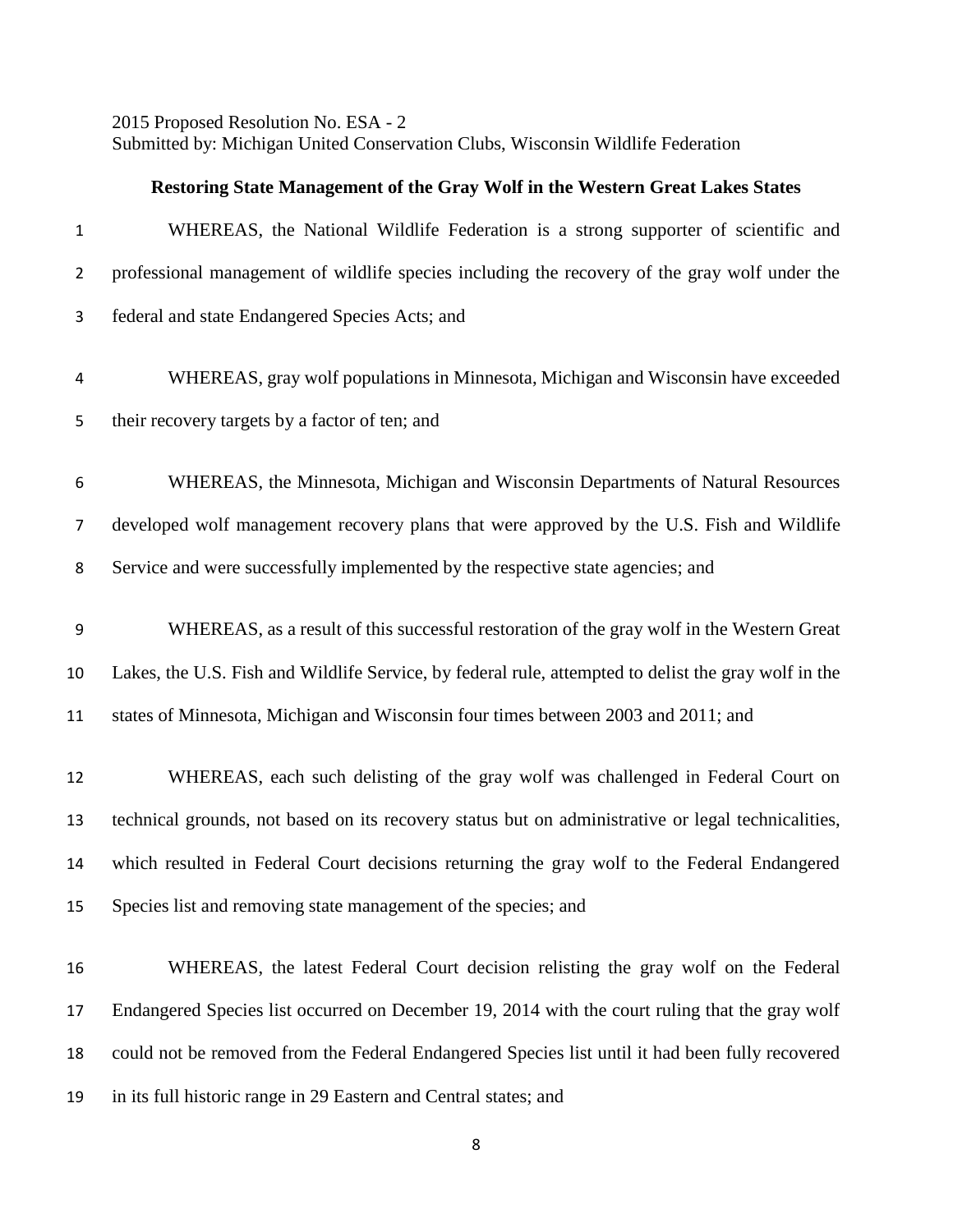2015 Proposed Resolution No. ESA - 2
Submitted by: Michigan United Conservation Clubs, Wisconsin Wildlife Federation

**Restoring State Management of the Gray Wolf in the Western Great Lakes States**

WHEREAS, the National Wildlife Federation is a strong supporter of scientific and professional management of wildlife species including the recovery of the gray wolf under the federal and state Endangered Species Acts; and

WHEREAS, gray wolf populations in Minnesota, Michigan and Wisconsin have exceeded their recovery targets by a factor of ten; and

WHEREAS, the Minnesota, Michigan and Wisconsin Departments of Natural Resources developed wolf management recovery plans that were approved by the U.S. Fish and Wildlife Service and were successfully implemented by the respective state agencies; and

WHEREAS, as a result of this successful restoration of the gray wolf in the Western Great Lakes, the U.S. Fish and Wildlife Service, by federal rule, attempted to delist the gray wolf in the states of Minnesota, Michigan and Wisconsin four times between 2003 and 2011; and

WHEREAS, each such delisting of the gray wolf was challenged in Federal Court on technical grounds, not based on its recovery status but on administrative or legal technicalities, which resulted in Federal Court decisions returning the gray wolf to the Federal Endangered Species list and removing state management of the species; and

WHEREAS, the latest Federal Court decision relisting the gray wolf on the Federal Endangered Species list occurred on December 19, 2014 with the court ruling that the gray wolf could not be removed from the Federal Endangered Species list until it had been fully recovered in its full historic range in 29 Eastern and Central states; and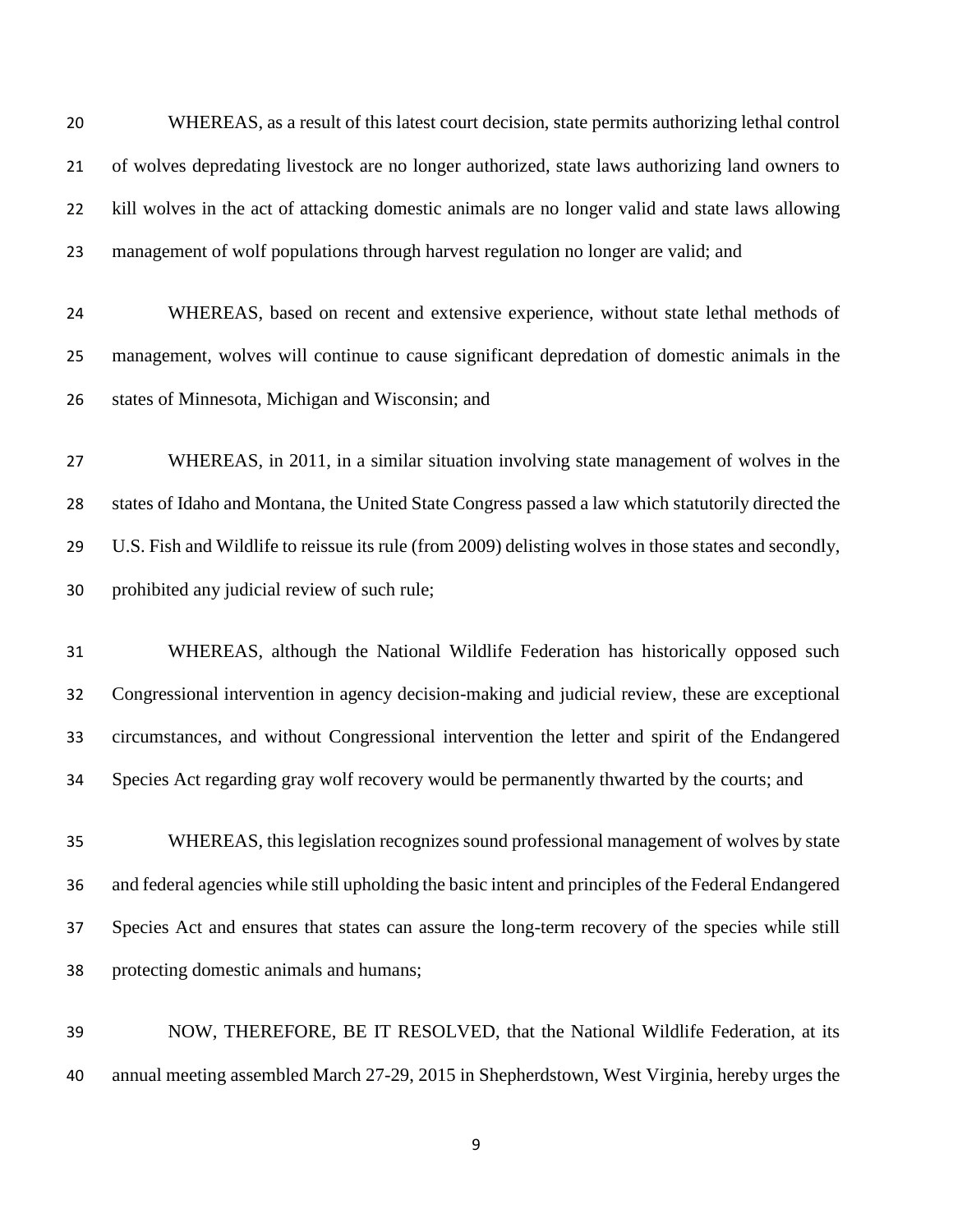WHEREAS, as a result of this latest court decision, state permits authorizing lethal control of wolves depredating livestock are no longer authorized, state laws authorizing land owners to kill wolves in the act of attacking domestic animals are no longer valid and state laws allowing management of wolf populations through harvest regulation no longer are valid; and

WHEREAS, based on recent and extensive experience, without state lethal methods of management, wolves will continue to cause significant depredation of domestic animals in the states of Minnesota, Michigan and Wisconsin; and

WHEREAS, in 2011, in a similar situation involving state management of wolves in the states of Idaho and Montana, the United State Congress passed a law which statutorily directed the U.S. Fish and Wildlife to reissue its rule (from 2009) delisting wolves in those states and secondly, prohibited any judicial review of such rule;

WHEREAS, although the National Wildlife Federation has historically opposed such Congressional intervention in agency decision-making and judicial review, these are exceptional circumstances, and without Congressional intervention the letter and spirit of the Endangered Species Act regarding gray wolf recovery would be permanently thwarted by the courts; and

WHEREAS, this legislation recognizes sound professional management of wolves by state and federal agencies while still upholding the basic intent and principles of the Federal Endangered Species Act and ensures that states can assure the long-term recovery of the species while still protecting domestic animals and humans;

NOW, THEREFORE, BE IT RESOLVED, that the National Wildlife Federation, at its annual meeting assembled March 27-29, 2015 in Shepherdstown, West Virginia, hereby urges the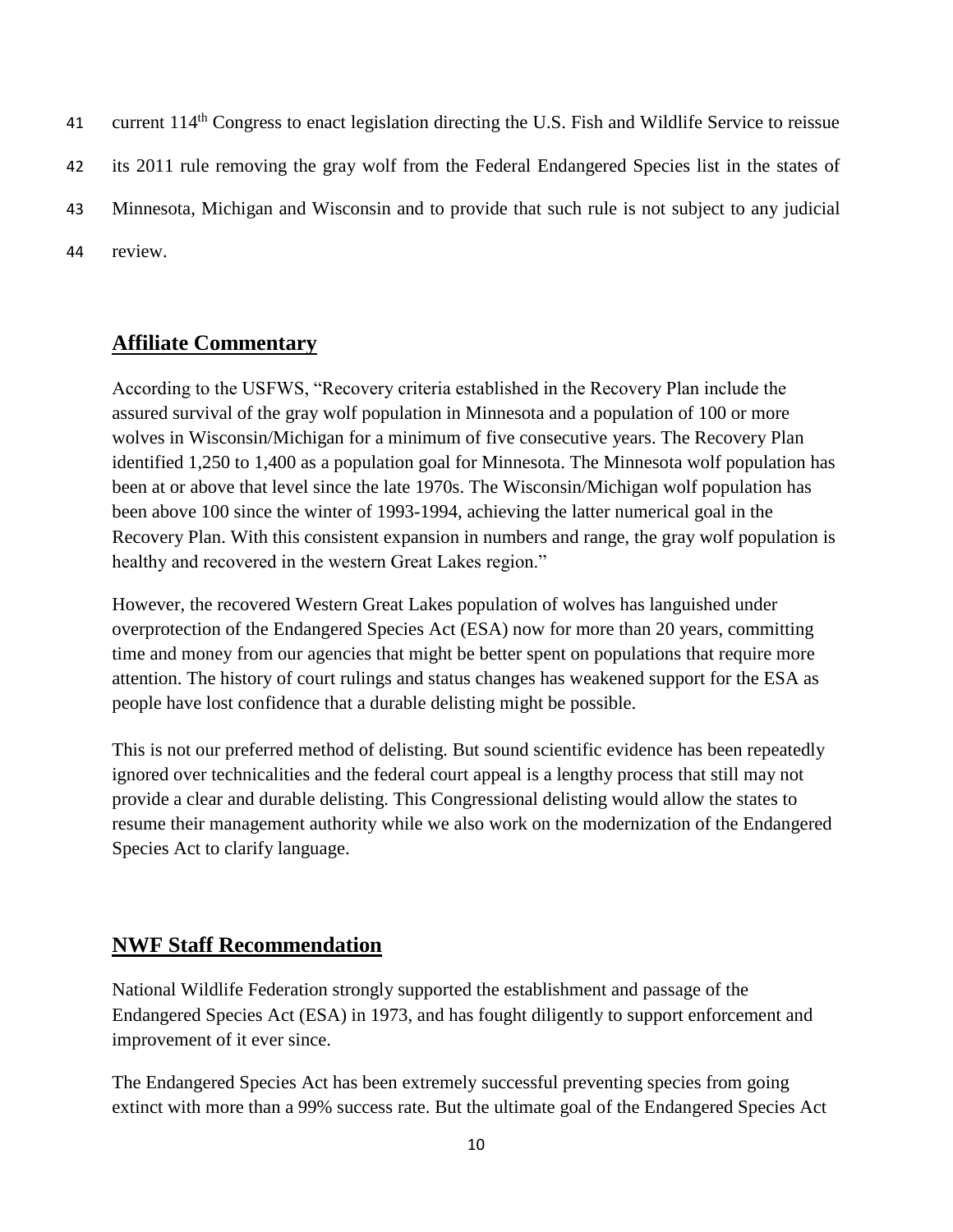41 current 114th Congress to enact legislation directing the U.S. Fish and Wildlife Service to reissue

42 its 2011 rule removing the gray wolf from the Federal Endangered Species list in the states of

43 Minnesota, Michigan and Wisconsin and to provide that such rule is not subject to any judicial

44 review.

## Affiliate Commentary

According to the USFWS, "Recovery criteria established in the Recovery Plan include the assured survival of the gray wolf population in Minnesota and a population of 100 or more wolves in Wisconsin/Michigan for a minimum of five consecutive years. The Recovery Plan identified 1,250 to 1,400 as a population goal for Minnesota. The Minnesota wolf population has been at or above that level since the late 1970s. The Wisconsin/Michigan wolf population has been above 100 since the winter of 1993-1994, achieving the latter numerical goal in the Recovery Plan. With this consistent expansion in numbers and range, the gray wolf population is healthy and recovered in the western Great Lakes region."

However, the recovered Western Great Lakes population of wolves has languished under overprotection of the Endangered Species Act (ESA) now for more than 20 years, committing time and money from our agencies that might be better spent on populations that require more attention. The history of court rulings and status changes has weakened support for the ESA as people have lost confidence that a durable delisting might be possible.

This is not our preferred method of delisting. But sound scientific evidence has been repeatedly ignored over technicalities and the federal court appeal is a lengthy process that still may not provide a clear and durable delisting. This Congressional delisting would allow the states to resume their management authority while we also work on the modernization of the Endangered Species Act to clarify language.

## NWF Staff Recommendation

National Wildlife Federation strongly supported the establishment and passage of the Endangered Species Act (ESA) in 1973, and has fought diligently to support enforcement and improvement of it ever since.

The Endangered Species Act has been extremely successful preventing species from going extinct with more than a 99% success rate. But the ultimate goal of the Endangered Species Act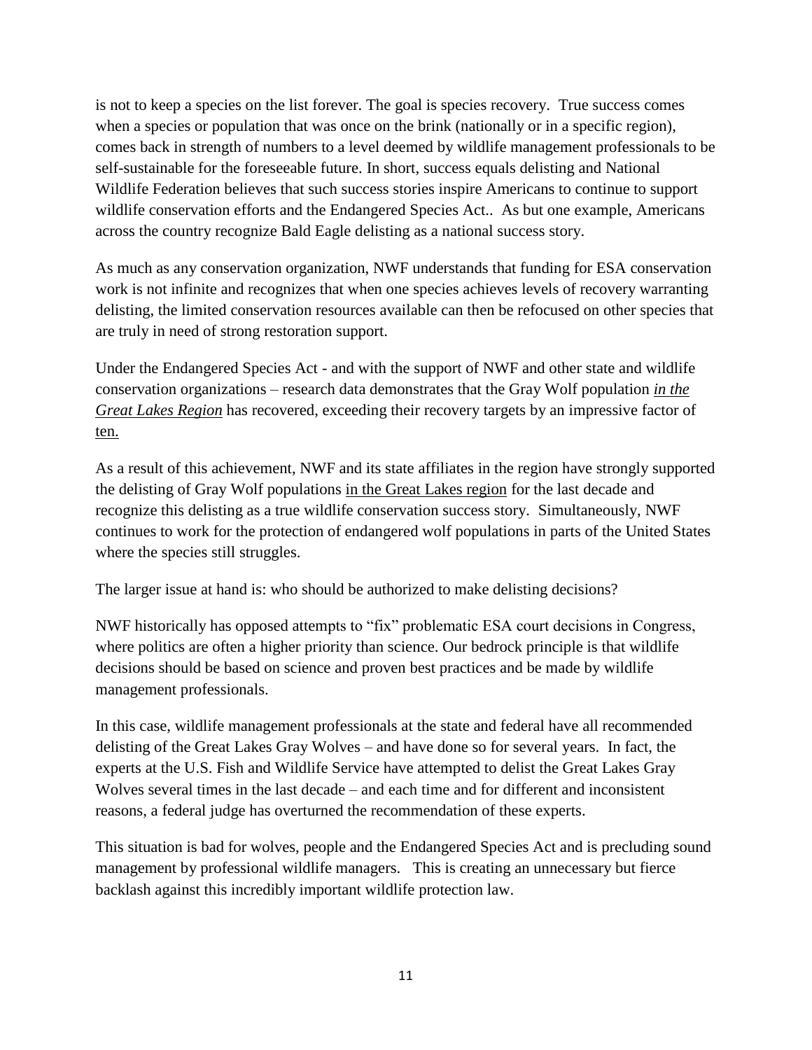is not to keep a species on the list forever. The goal is species recovery. True success comes when a species or population that was once on the brink (nationally or in a specific region), comes back in strength of numbers to a level deemed by wildlife management professionals to be self-sustainable for the foreseeable future. In short, success equals delisting and National Wildlife Federation believes that such success stories inspire Americans to continue to support wildlife conservation efforts and the Endangered Species Act.. As but one example, Americans across the country recognize Bald Eagle delisting as a national success story.

As much as any conservation organization, NWF understands that funding for ESA conservation work is not infinite and recognizes that when one species achieves levels of recovery warranting delisting, the limited conservation resources available can then be refocused on other species that are truly in need of strong restoration support.

Under the Endangered Species Act - and with the support of NWF and other state and wildlife conservation organizations – research data demonstrates that the Gray Wolf population ***in the Great Lakes Region*** has recovered, exceeding their recovery targets by an impressive factor of ten.

As a result of this achievement, NWF and its state affiliates in the region have strongly supported the delisting of Gray Wolf populations in the Great Lakes region for the last decade and recognize this delisting as a true wildlife conservation success story. Simultaneously, NWF continues to work for the protection of endangered wolf populations in parts of the United States where the species still struggles.

The larger issue at hand is: who should be authorized to make delisting decisions?

NWF historically has opposed attempts to "fix" problematic ESA court decisions in Congress, where politics are often a higher priority than science. Our bedrock principle is that wildlife decisions should be based on science and proven best practices and be made by wildlife management professionals.

In this case, wildlife management professionals at the state and federal have all recommended delisting of the Great Lakes Gray Wolves – and have done so for several years. In fact, the experts at the U.S. Fish and Wildlife Service have attempted to delist the Great Lakes Gray Wolves several times in the last decade – and each time and for different and inconsistent reasons, a federal judge has overturned the recommendation of these experts.

This situation is bad for wolves, people and the Endangered Species Act and is precluding sound management by professional wildlife managers. This is creating an unnecessary but fierce backlash against this incredibly important wildlife protection law.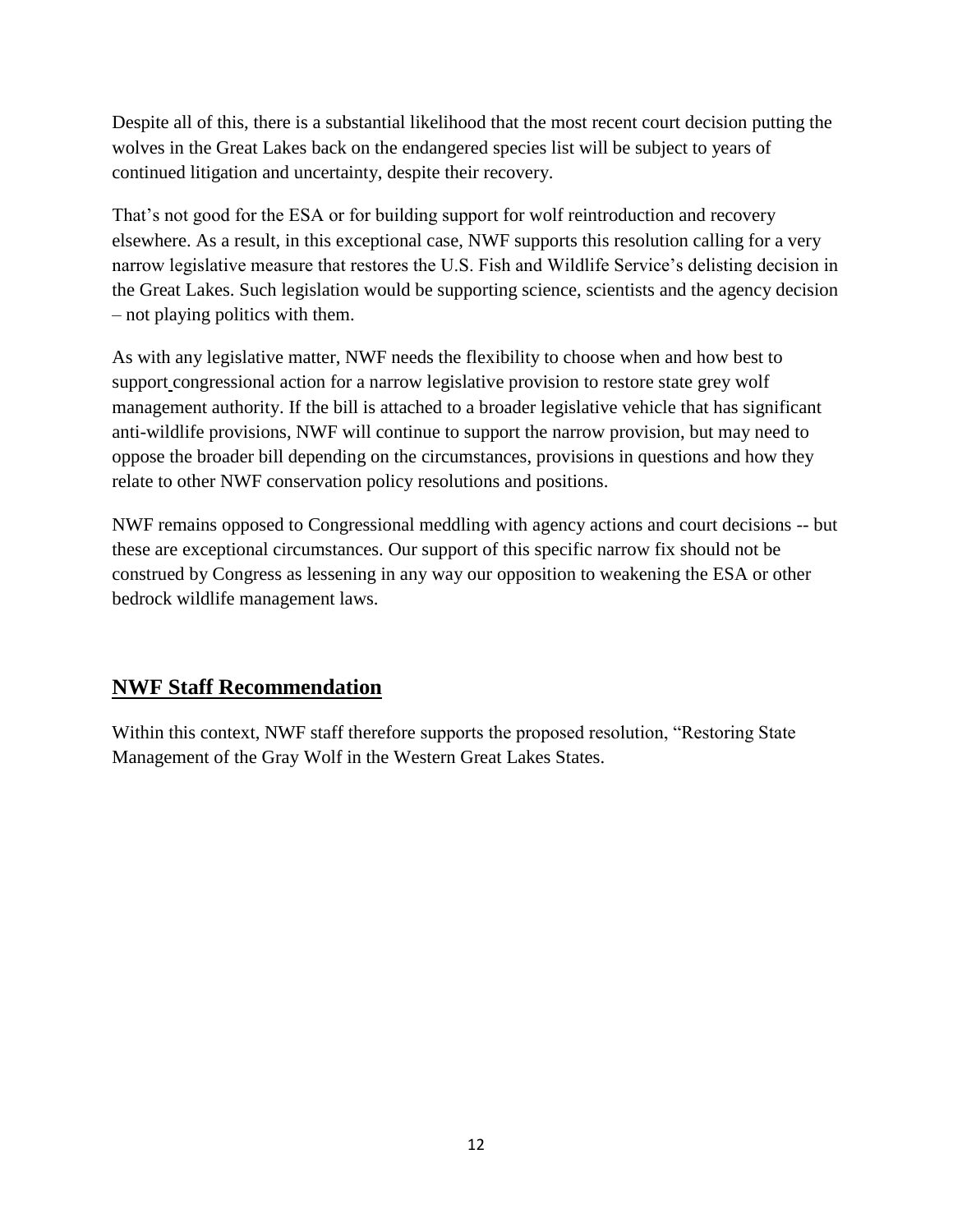Despite all of this, there is a substantial likelihood that the most recent court decision putting the wolves in the Great Lakes back on the endangered species list will be subject to years of continued litigation and uncertainty, despite their recovery.

That's not good for the ESA or for building support for wolf reintroduction and recovery elsewhere. As a result, in this exceptional case, NWF supports this resolution calling for a very narrow legislative measure that restores the U.S. Fish and Wildlife Service's delisting decision in the Great Lakes. Such legislation would be supporting science, scientists and the agency decision – not playing politics with them.

As with any legislative matter, NWF needs the flexibility to choose when and how best to support congressional action for a narrow legislative provision to restore state grey wolf management authority. If the bill is attached to a broader legislative vehicle that has significant anti-wildlife provisions, NWF will continue to support the narrow provision, but may need to oppose the broader bill depending on the circumstances, provisions in questions and how they relate to other NWF conservation policy resolutions and positions.

NWF remains opposed to Congressional meddling with agency actions and court decisions -- but these are exceptional circumstances. Our support of this specific narrow fix should not be construed by Congress as lessening in any way our opposition to weakening the ESA or other bedrock wildlife management laws.

## NWF Staff Recommendation

Within this context, NWF staff therefore supports the proposed resolution, "Restoring State Management of the Gray Wolf in the Western Great Lakes States.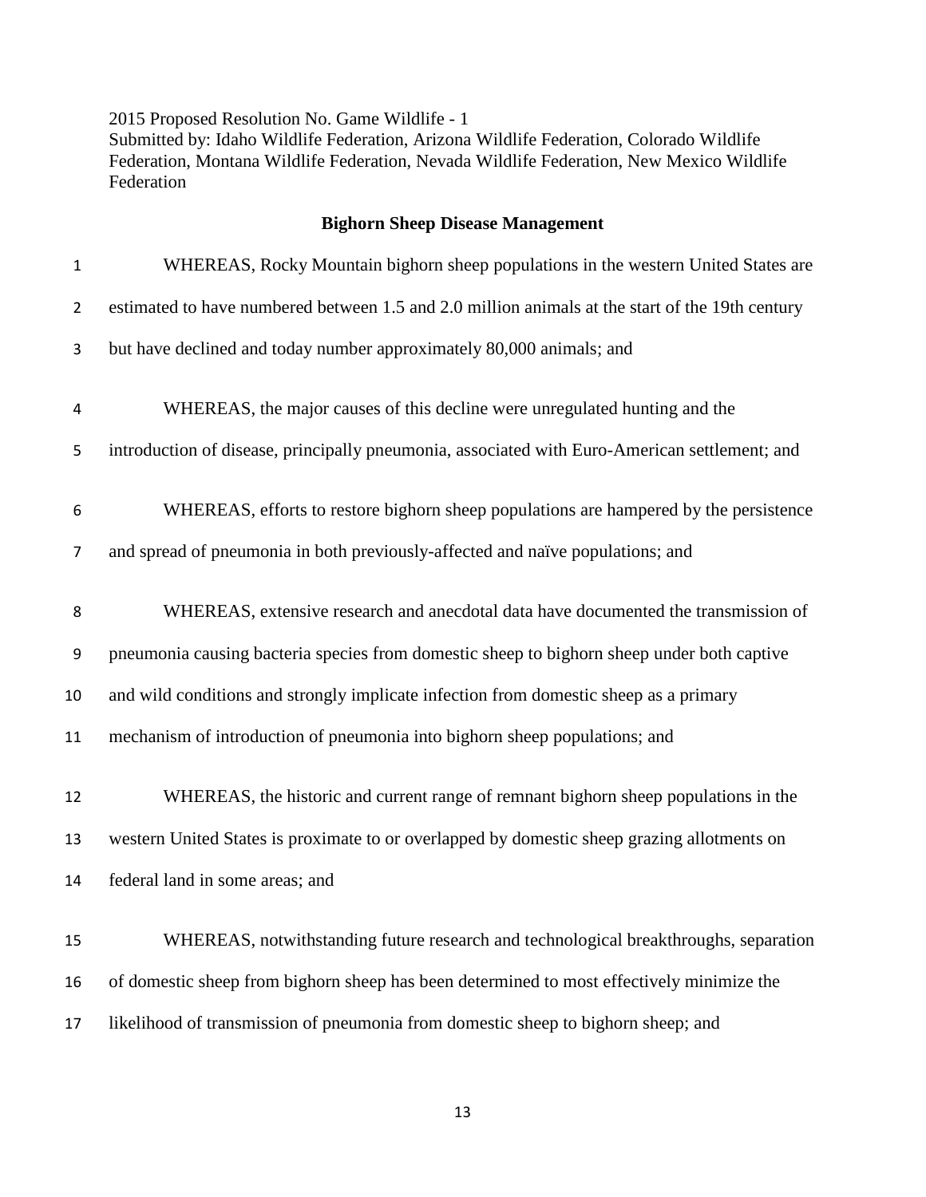2015 Proposed Resolution No. Game Wildlife - 1
Submitted by: Idaho Wildlife Federation, Arizona Wildlife Federation, Colorado Wildlife Federation, Montana Wildlife Federation, Nevada Wildlife Federation, New Mexico Wildlife Federation

**Bighorn Sheep Disease Management**

WHEREAS, Rocky Mountain bighorn sheep populations in the western United States are estimated to have numbered between 1.5 and 2.0 million animals at the start of the 19th century but have declined and today number approximately 80,000 animals; and

WHEREAS, the major causes of this decline were unregulated hunting and the introduction of disease, principally pneumonia, associated with Euro-American settlement; and

WHEREAS, efforts to restore bighorn sheep populations are hampered by the persistence and spread of pneumonia in both previously-affected and naïve populations; and

WHEREAS, extensive research and anecdotal data have documented the transmission of pneumonia causing bacteria species from domestic sheep to bighorn sheep under both captive and wild conditions and strongly implicate infection from domestic sheep as a primary mechanism of introduction of pneumonia into bighorn sheep populations; and

WHEREAS, the historic and current range of remnant bighorn sheep populations in the western United States is proximate to or overlapped by domestic sheep grazing allotments on federal land in some areas; and

WHEREAS, notwithstanding future research and technological breakthroughs, separation of domestic sheep from bighorn sheep has been determined to most effectively minimize the likelihood of transmission of pneumonia from domestic sheep to bighorn sheep; and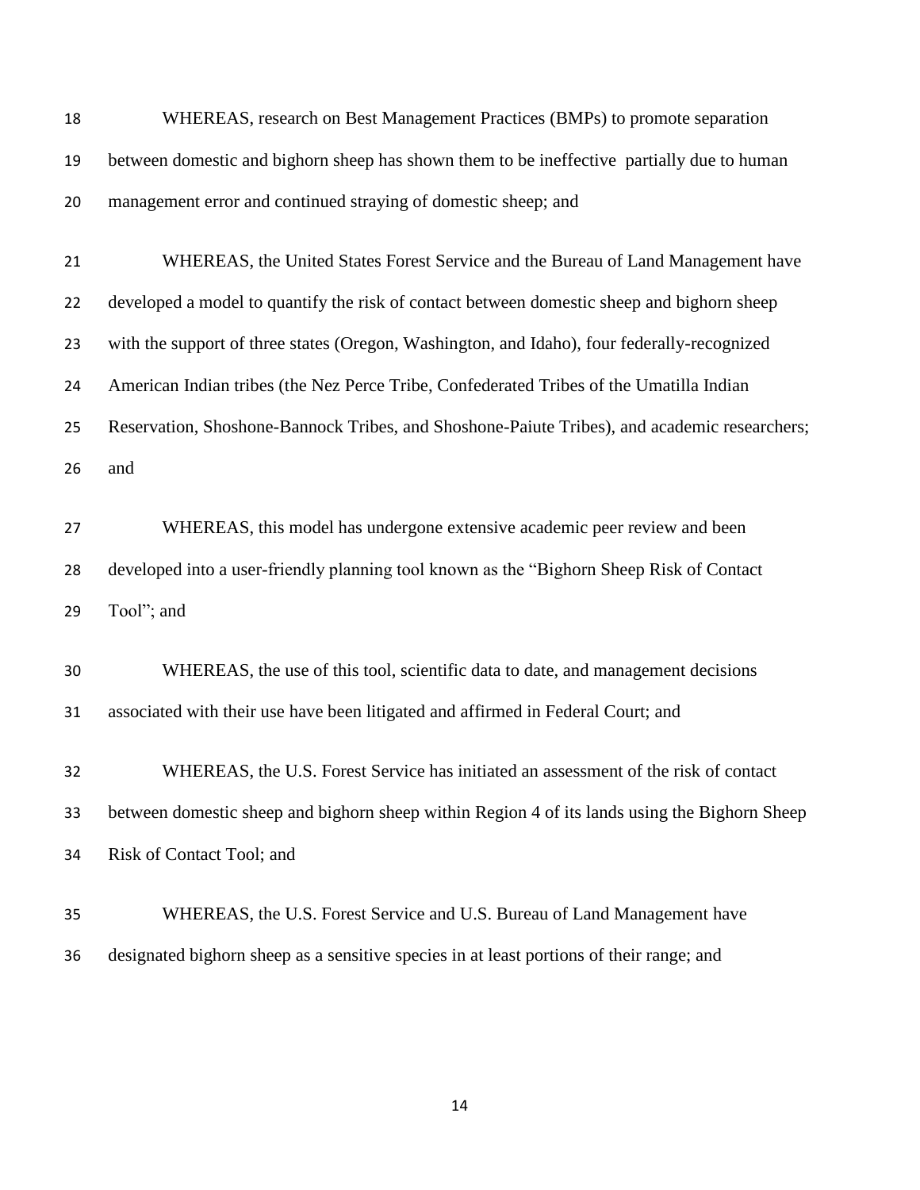WHEREAS, research on Best Management Practices (BMPs) to promote separation between domestic and bighorn sheep has shown them to be ineffective partially due to human management error and continued straying of domestic sheep; and

WHEREAS, the United States Forest Service and the Bureau of Land Management have developed a model to quantify the risk of contact between domestic sheep and bighorn sheep with the support of three states (Oregon, Washington, and Idaho), four federally-recognized American Indian tribes (the Nez Perce Tribe, Confederated Tribes of the Umatilla Indian Reservation, Shoshone-Bannock Tribes, and Shoshone-Paiute Tribes), and academic researchers; and

WHEREAS, this model has undergone extensive academic peer review and been developed into a user-friendly planning tool known as the "Bighorn Sheep Risk of Contact Tool"; and

WHEREAS, the use of this tool, scientific data to date, and management decisions associated with their use have been litigated and affirmed in Federal Court; and

WHEREAS, the U.S. Forest Service has initiated an assessment of the risk of contact between domestic sheep and bighorn sheep within Region 4 of its lands using the Bighorn Sheep Risk of Contact Tool; and

WHEREAS, the U.S. Forest Service and U.S. Bureau of Land Management have designated bighorn sheep as a sensitive species in at least portions of their range; and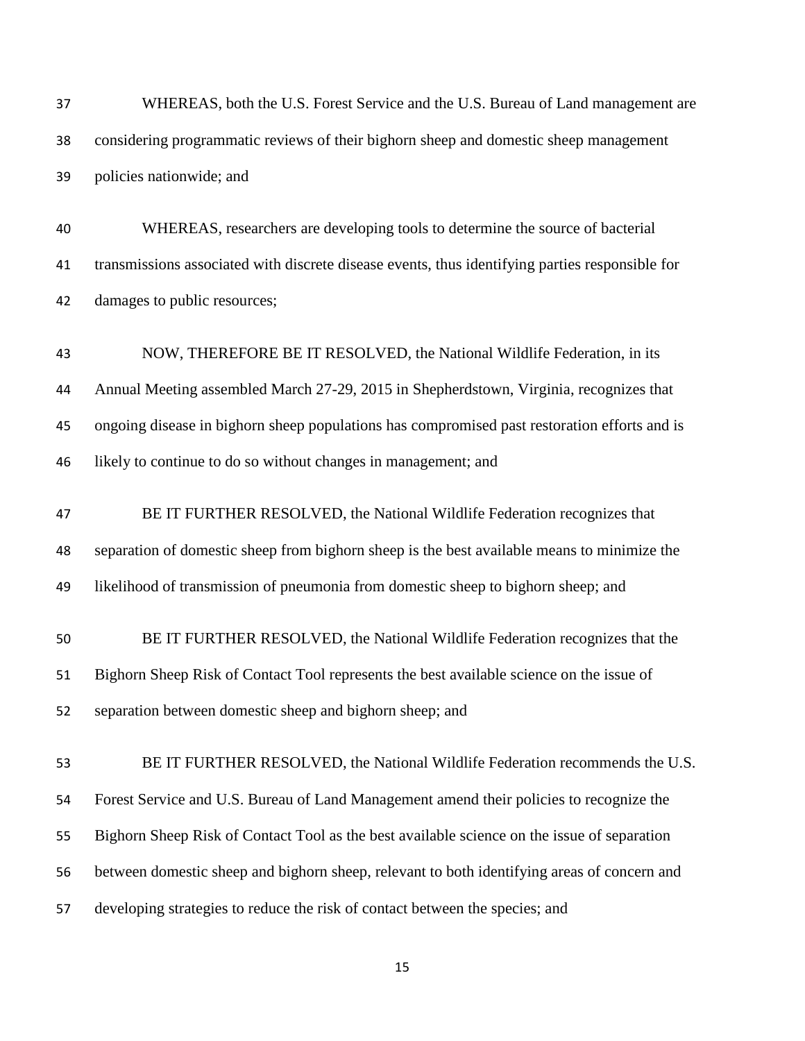WHEREAS, both the U.S. Forest Service and the U.S. Bureau of Land management are considering programmatic reviews of their bighorn sheep and domestic sheep management policies nationwide; and

WHEREAS, researchers are developing tools to determine the source of bacterial transmissions associated with discrete disease events, thus identifying parties responsible for damages to public resources;

NOW, THEREFORE BE IT RESOLVED, the National Wildlife Federation, in its Annual Meeting assembled March 27-29, 2015 in Shepherdstown, Virginia, recognizes that ongoing disease in bighorn sheep populations has compromised past restoration efforts and is likely to continue to do so without changes in management; and

BE IT FURTHER RESOLVED, the National Wildlife Federation recognizes that separation of domestic sheep from bighorn sheep is the best available means to minimize the likelihood of transmission of pneumonia from domestic sheep to bighorn sheep; and

BE IT FURTHER RESOLVED, the National Wildlife Federation recognizes that the Bighorn Sheep Risk of Contact Tool represents the best available science on the issue of separation between domestic sheep and bighorn sheep; and

BE IT FURTHER RESOLVED, the National Wildlife Federation recommends the U.S. Forest Service and U.S. Bureau of Land Management amend their policies to recognize the Bighorn Sheep Risk of Contact Tool as the best available science on the issue of separation between domestic sheep and bighorn sheep, relevant to both identifying areas of concern and developing strategies to reduce the risk of contact between the species; and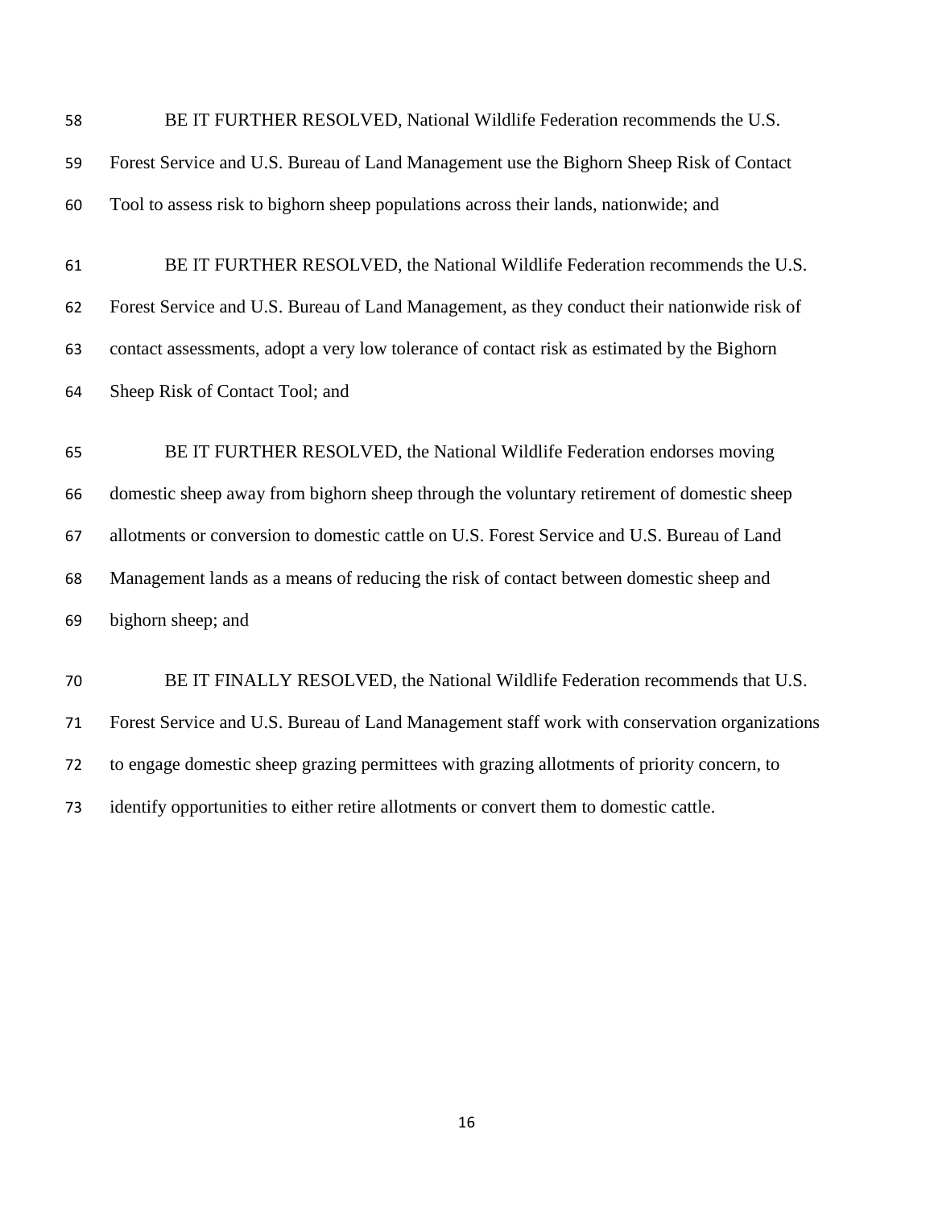BE IT FURTHER RESOLVED, National Wildlife Federation recommends the U.S. Forest Service and U.S. Bureau of Land Management use the Bighorn Sheep Risk of Contact Tool to assess risk to bighorn sheep populations across their lands, nationwide; and

BE IT FURTHER RESOLVED, the National Wildlife Federation recommends the U.S. Forest Service and U.S. Bureau of Land Management, as they conduct their nationwide risk of contact assessments, adopt a very low tolerance of contact risk as estimated by the Bighorn Sheep Risk of Contact Tool; and

BE IT FURTHER RESOLVED, the National Wildlife Federation endorses moving domestic sheep away from bighorn sheep through the voluntary retirement of domestic sheep allotments or conversion to domestic cattle on U.S. Forest Service and U.S. Bureau of Land Management lands as a means of reducing the risk of contact between domestic sheep and bighorn sheep; and

BE IT FINALLY RESOLVED, the National Wildlife Federation recommends that U.S. Forest Service and U.S. Bureau of Land Management staff work with conservation organizations to engage domestic sheep grazing permittees with grazing allotments of priority concern, to identify opportunities to either retire allotments or convert them to domestic cattle.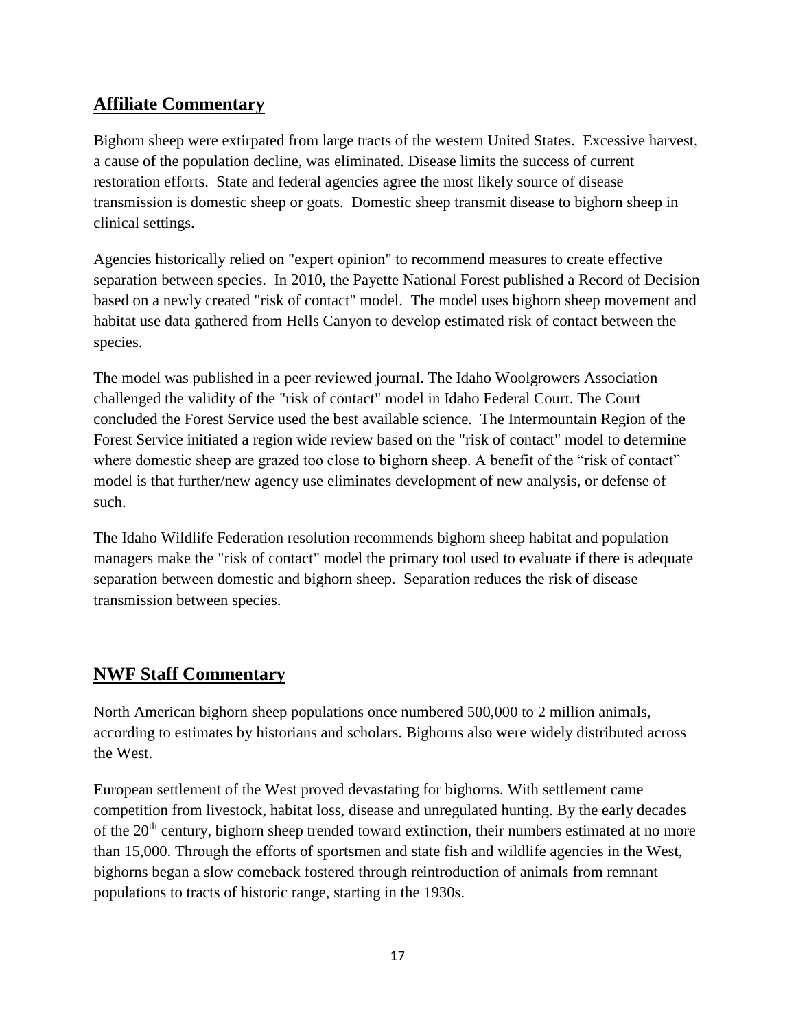## Affiliate Commentary

Bighorn sheep were extirpated from large tracts of the western United States. Excessive harvest, a cause of the population decline, was eliminated. Disease limits the success of current restoration efforts. State and federal agencies agree the most likely source of disease transmission is domestic sheep or goats. Domestic sheep transmit disease to bighorn sheep in clinical settings.

Agencies historically relied on "expert opinion" to recommend measures to create effective separation between species. In 2010, the Payette National Forest published a Record of Decision based on a newly created "risk of contact" model. The model uses bighorn sheep movement and habitat use data gathered from Hells Canyon to develop estimated risk of contact between the species.

The model was published in a peer reviewed journal. The Idaho Woolgrowers Association challenged the validity of the "risk of contact" model in Idaho Federal Court. The Court concluded the Forest Service used the best available science. The Intermountain Region of the Forest Service initiated a region wide review based on the "risk of contact" model to determine where domestic sheep are grazed too close to bighorn sheep. A benefit of the "risk of contact" model is that further/new agency use eliminates development of new analysis, or defense of such.

The Idaho Wildlife Federation resolution recommends bighorn sheep habitat and population managers make the "risk of contact" model the primary tool used to evaluate if there is adequate separation between domestic and bighorn sheep. Separation reduces the risk of disease transmission between species.

## NWF Staff Commentary

North American bighorn sheep populations once numbered 500,000 to 2 million animals, according to estimates by historians and scholars. Bighorns also were widely distributed across the West.

European settlement of the West proved devastating for bighorns. With settlement came competition from livestock, habitat loss, disease and unregulated hunting. By the early decades of the 20th century, bighorn sheep trended toward extinction, their numbers estimated at no more than 15,000. Through the efforts of sportsmen and state fish and wildlife agencies in the West, bighorns began a slow comeback fostered through reintroduction of animals from remnant populations to tracts of historic range, starting in the 1930s.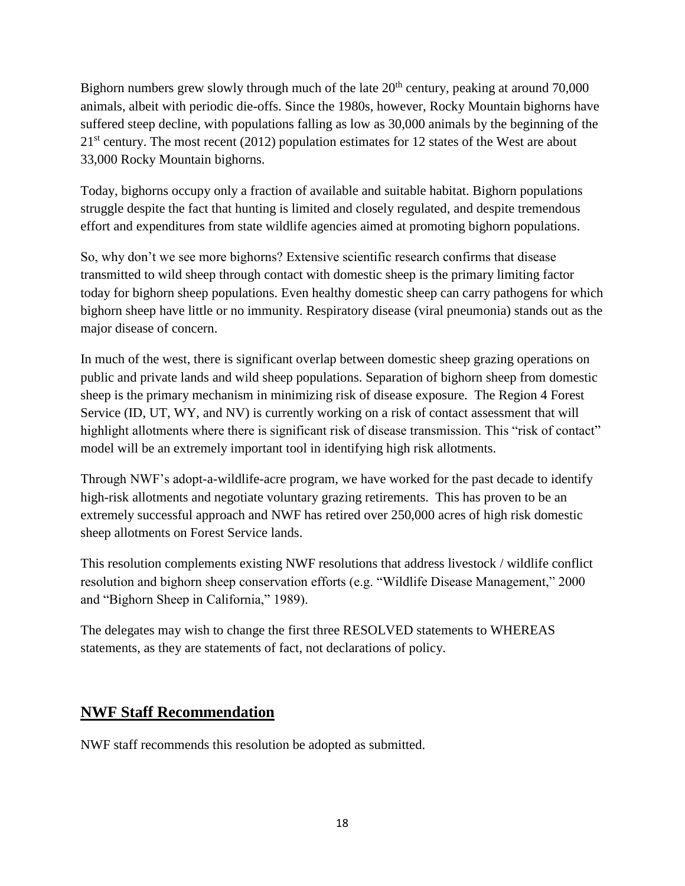Bighorn numbers grew slowly through much of the late 20th century, peaking at around 70,000 animals, albeit with periodic die-offs. Since the 1980s, however, Rocky Mountain bighorns have suffered steep decline, with populations falling as low as 30,000 animals by the beginning of the 21st century. The most recent (2012) population estimates for 12 states of the West are about 33,000 Rocky Mountain bighorns.

Today, bighorns occupy only a fraction of available and suitable habitat. Bighorn populations struggle despite the fact that hunting is limited and closely regulated, and despite tremendous effort and expenditures from state wildlife agencies aimed at promoting bighorn populations.

So, why don't we see more bighorns? Extensive scientific research confirms that disease transmitted to wild sheep through contact with domestic sheep is the primary limiting factor today for bighorn sheep populations. Even healthy domestic sheep can carry pathogens for which bighorn sheep have little or no immunity. Respiratory disease (viral pneumonia) stands out as the major disease of concern.

In much of the west, there is significant overlap between domestic sheep grazing operations on public and private lands and wild sheep populations. Separation of bighorn sheep from domestic sheep is the primary mechanism in minimizing risk of disease exposure. The Region 4 Forest Service (ID, UT, WY, and NV) is currently working on a risk of contact assessment that will highlight allotments where there is significant risk of disease transmission. This "risk of contact" model will be an extremely important tool in identifying high risk allotments.

Through NWF's adopt-a-wildlife-acre program, we have worked for the past decade to identify high-risk allotments and negotiate voluntary grazing retirements. This has proven to be an extremely successful approach and NWF has retired over 250,000 acres of high risk domestic sheep allotments on Forest Service lands.

This resolution complements existing NWF resolutions that address livestock / wildlife conflict resolution and bighorn sheep conservation efforts (e.g. "Wildlife Disease Management," 2000 and "Bighorn Sheep in California," 1989).

The delegates may wish to change the first three RESOLVED statements to WHEREAS statements, as they are statements of fact, not declarations of policy.

## NWF Staff Recommendation

NWF staff recommends this resolution be adopted as submitted.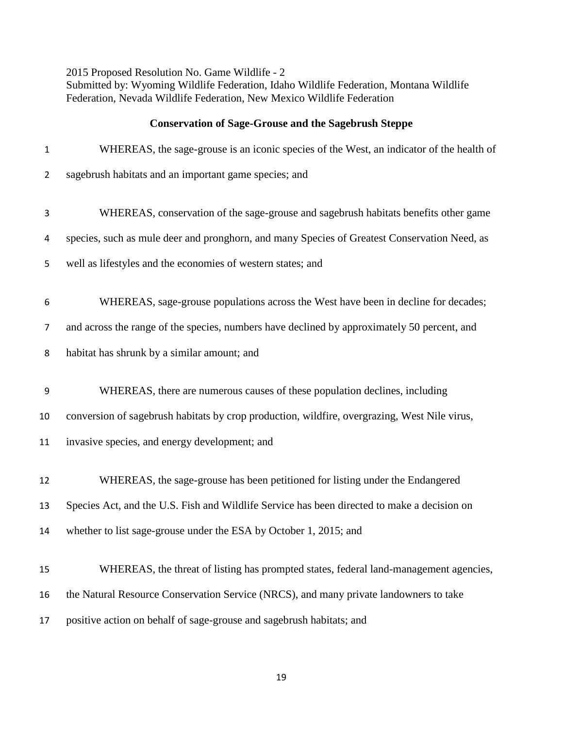2015 Proposed Resolution No. Game Wildlife - 2
Submitted by: Wyoming Wildlife Federation, Idaho Wildlife Federation, Montana Wildlife Federation, Nevada Wildlife Federation, New Mexico Wildlife Federation

**Conservation of Sage-Grouse and the Sagebrush Steppe**

WHEREAS, the sage-grouse is an iconic species of the West, an indicator of the health of sagebrush habitats and an important game species; and

WHEREAS, conservation of the sage-grouse and sagebrush habitats benefits other game species, such as mule deer and pronghorn, and many Species of Greatest Conservation Need, as well as lifestyles and the economies of western states; and

WHEREAS, sage-grouse populations across the West have been in decline for decades; and across the range of the species, numbers have declined by approximately 50 percent, and habitat has shrunk by a similar amount; and

WHEREAS, there are numerous causes of these population declines, including conversion of sagebrush habitats by crop production, wildfire, overgrazing, West Nile virus, invasive species, and energy development; and

WHEREAS, the sage-grouse has been petitioned for listing under the Endangered Species Act, and the U.S. Fish and Wildlife Service has been directed to make a decision on whether to list sage-grouse under the ESA by October 1, 2015; and

WHEREAS, the threat of listing has prompted states, federal land-management agencies, the Natural Resource Conservation Service (NRCS), and many private landowners to take positive action on behalf of sage-grouse and sagebrush habitats; and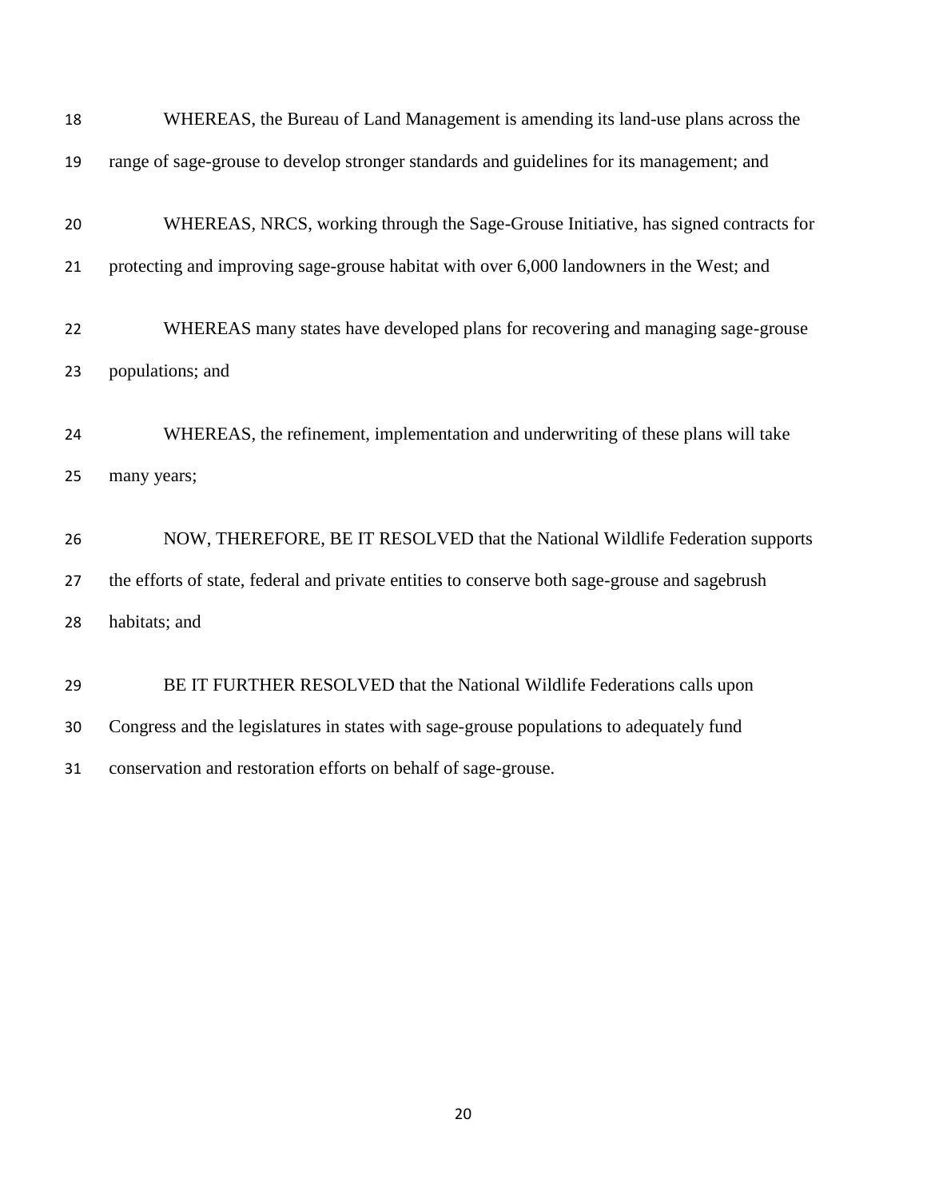WHEREAS, the Bureau of Land Management is amending its land-use plans across the range of sage-grouse to develop stronger standards and guidelines for its management; and

WHEREAS, NRCS, working through the Sage-Grouse Initiative, has signed contracts for protecting and improving sage-grouse habitat with over 6,000 landowners in the West; and

WHEREAS many states have developed plans for recovering and managing sage-grouse populations; and

WHEREAS, the refinement, implementation and underwriting of these plans will take many years;

NOW, THEREFORE, BE IT RESOLVED that the National Wildlife Federation supports the efforts of state, federal and private entities to conserve both sage-grouse and sagebrush habitats; and

BE IT FURTHER RESOLVED that the National Wildlife Federations calls upon Congress and the legislatures in states with sage-grouse populations to adequately fund conservation and restoration efforts on behalf of sage-grouse.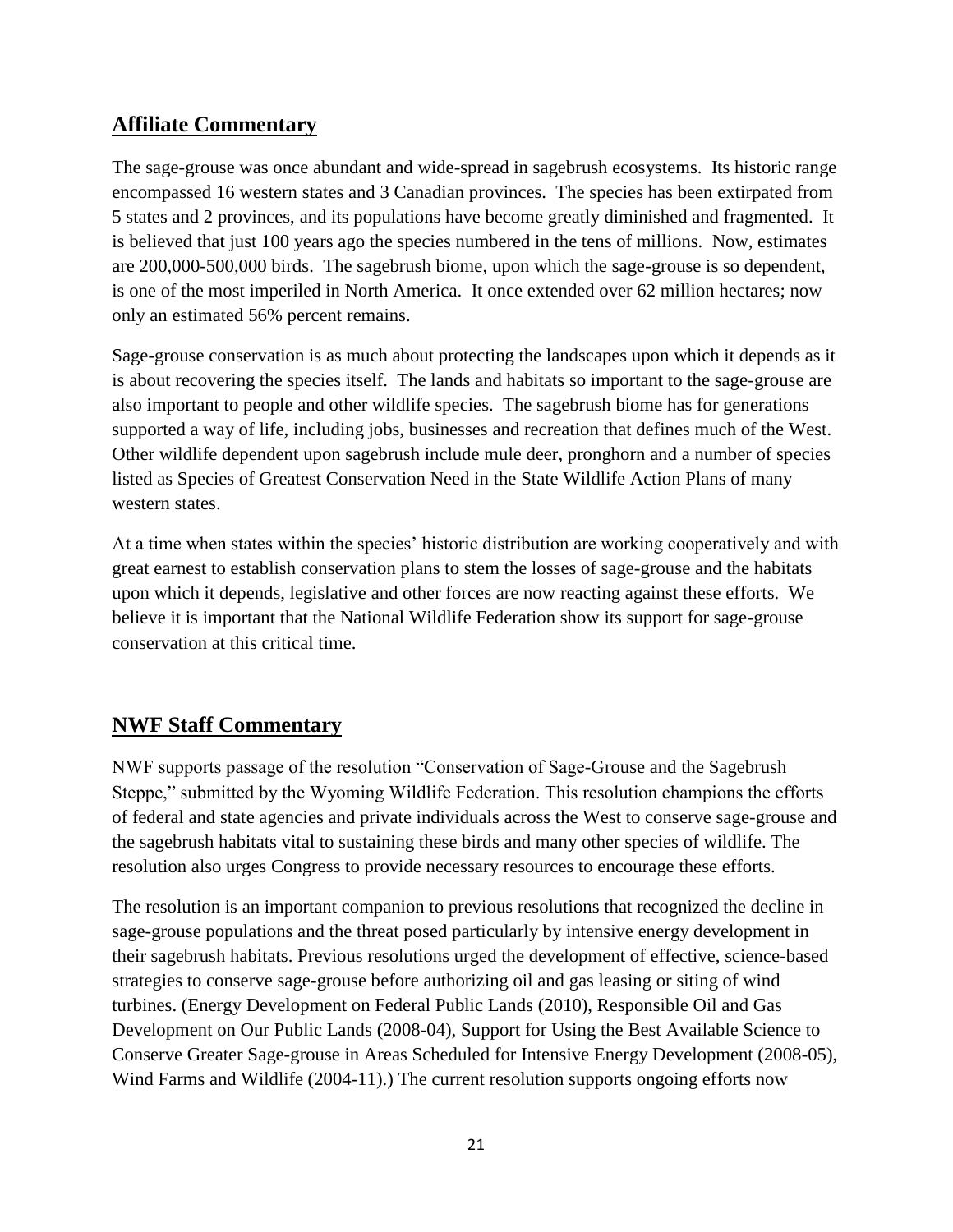## Affiliate Commentary

The sage-grouse was once abundant and wide-spread in sagebrush ecosystems. Its historic range encompassed 16 western states and 3 Canadian provinces. The species has been extirpated from 5 states and 2 provinces, and its populations have become greatly diminished and fragmented. It is believed that just 100 years ago the species numbered in the tens of millions. Now, estimates are 200,000-500,000 birds. The sagebrush biome, upon which the sage-grouse is so dependent, is one of the most imperiled in North America. It once extended over 62 million hectares; now only an estimated 56% percent remains.

Sage-grouse conservation is as much about protecting the landscapes upon which it depends as it is about recovering the species itself. The lands and habitats so important to the sage-grouse are also important to people and other wildlife species. The sagebrush biome has for generations supported a way of life, including jobs, businesses and recreation that defines much of the West. Other wildlife dependent upon sagebrush include mule deer, pronghorn and a number of species listed as Species of Greatest Conservation Need in the State Wildlife Action Plans of many western states.

At a time when states within the species' historic distribution are working cooperatively and with great earnest to establish conservation plans to stem the losses of sage-grouse and the habitats upon which it depends, legislative and other forces are now reacting against these efforts. We believe it is important that the National Wildlife Federation show its support for sage-grouse conservation at this critical time.

## NWF Staff Commentary

NWF supports passage of the resolution "Conservation of Sage-Grouse and the Sagebrush Steppe," submitted by the Wyoming Wildlife Federation. This resolution champions the efforts of federal and state agencies and private individuals across the West to conserve sage-grouse and the sagebrush habitats vital to sustaining these birds and many other species of wildlife. The resolution also urges Congress to provide necessary resources to encourage these efforts.

The resolution is an important companion to previous resolutions that recognized the decline in sage-grouse populations and the threat posed particularly by intensive energy development in their sagebrush habitats. Previous resolutions urged the development of effective, science-based strategies to conserve sage-grouse before authorizing oil and gas leasing or siting of wind turbines. (Energy Development on Federal Public Lands (2010), Responsible Oil and Gas Development on Our Public Lands (2008-04), Support for Using the Best Available Science to Conserve Greater Sage-grouse in Areas Scheduled for Intensive Energy Development (2008-05), Wind Farms and Wildlife (2004-11).) The current resolution supports ongoing efforts now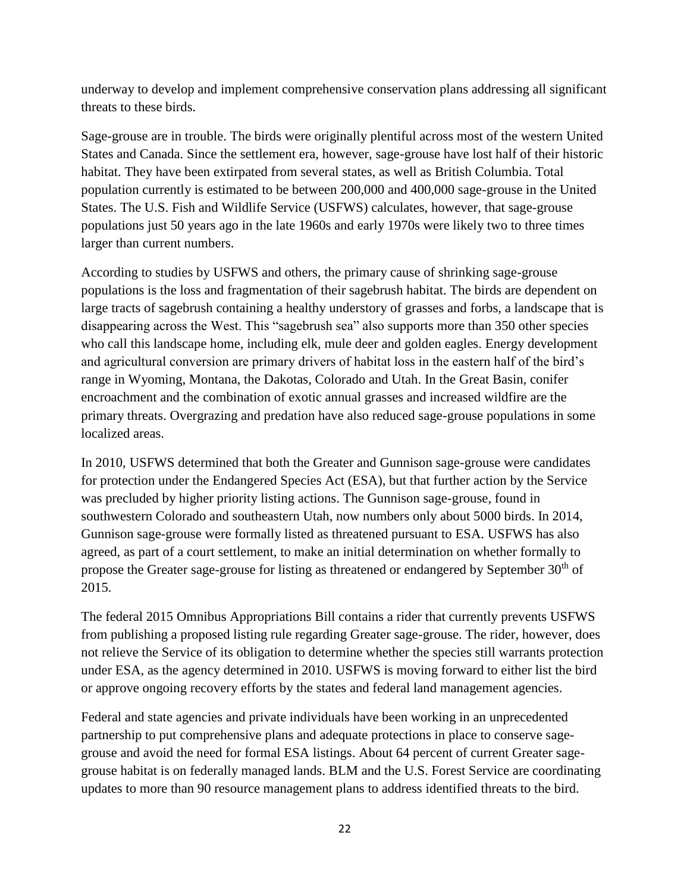underway to develop and implement comprehensive conservation plans addressing all significant threats to these birds.

Sage-grouse are in trouble. The birds were originally plentiful across most of the western United States and Canada. Since the settlement era, however, sage-grouse have lost half of their historic habitat. They have been extirpated from several states, as well as British Columbia. Total population currently is estimated to be between 200,000 and 400,000 sage-grouse in the United States. The U.S. Fish and Wildlife Service (USFWS) calculates, however, that sage-grouse populations just 50 years ago in the late 1960s and early 1970s were likely two to three times larger than current numbers.

According to studies by USFWS and others, the primary cause of shrinking sage-grouse populations is the loss and fragmentation of their sagebrush habitat. The birds are dependent on large tracts of sagebrush containing a healthy understory of grasses and forbs, a landscape that is disappearing across the West. This "sagebrush sea" also supports more than 350 other species who call this landscape home, including elk, mule deer and golden eagles. Energy development and agricultural conversion are primary drivers of habitat loss in the eastern half of the bird's range in Wyoming, Montana, the Dakotas, Colorado and Utah. In the Great Basin, conifer encroachment and the combination of exotic annual grasses and increased wildfire are the primary threats. Overgrazing and predation have also reduced sage-grouse populations in some localized areas.

In 2010, USFWS determined that both the Greater and Gunnison sage-grouse were candidates for protection under the Endangered Species Act (ESA), but that further action by the Service was precluded by higher priority listing actions. The Gunnison sage-grouse, found in southwestern Colorado and southeastern Utah, now numbers only about 5000 birds. In 2014, Gunnison sage-grouse were formally listed as threatened pursuant to ESA. USFWS has also agreed, as part of a court settlement, to make an initial determination on whether formally to propose the Greater sage-grouse for listing as threatened or endangered by September 30th of 2015.

The federal 2015 Omnibus Appropriations Bill contains a rider that currently prevents USFWS from publishing a proposed listing rule regarding Greater sage-grouse. The rider, however, does not relieve the Service of its obligation to determine whether the species still warrants protection under ESA, as the agency determined in 2010. USFWS is moving forward to either list the bird or approve ongoing recovery efforts by the states and federal land management agencies.

Federal and state agencies and private individuals have been working in an unprecedented partnership to put comprehensive plans and adequate protections in place to conserve sage-grouse and avoid the need for formal ESA listings. About 64 percent of current Greater sage-grouse habitat is on federally managed lands. BLM and the U.S. Forest Service are coordinating updates to more than 90 resource management plans to address identified threats to the bird.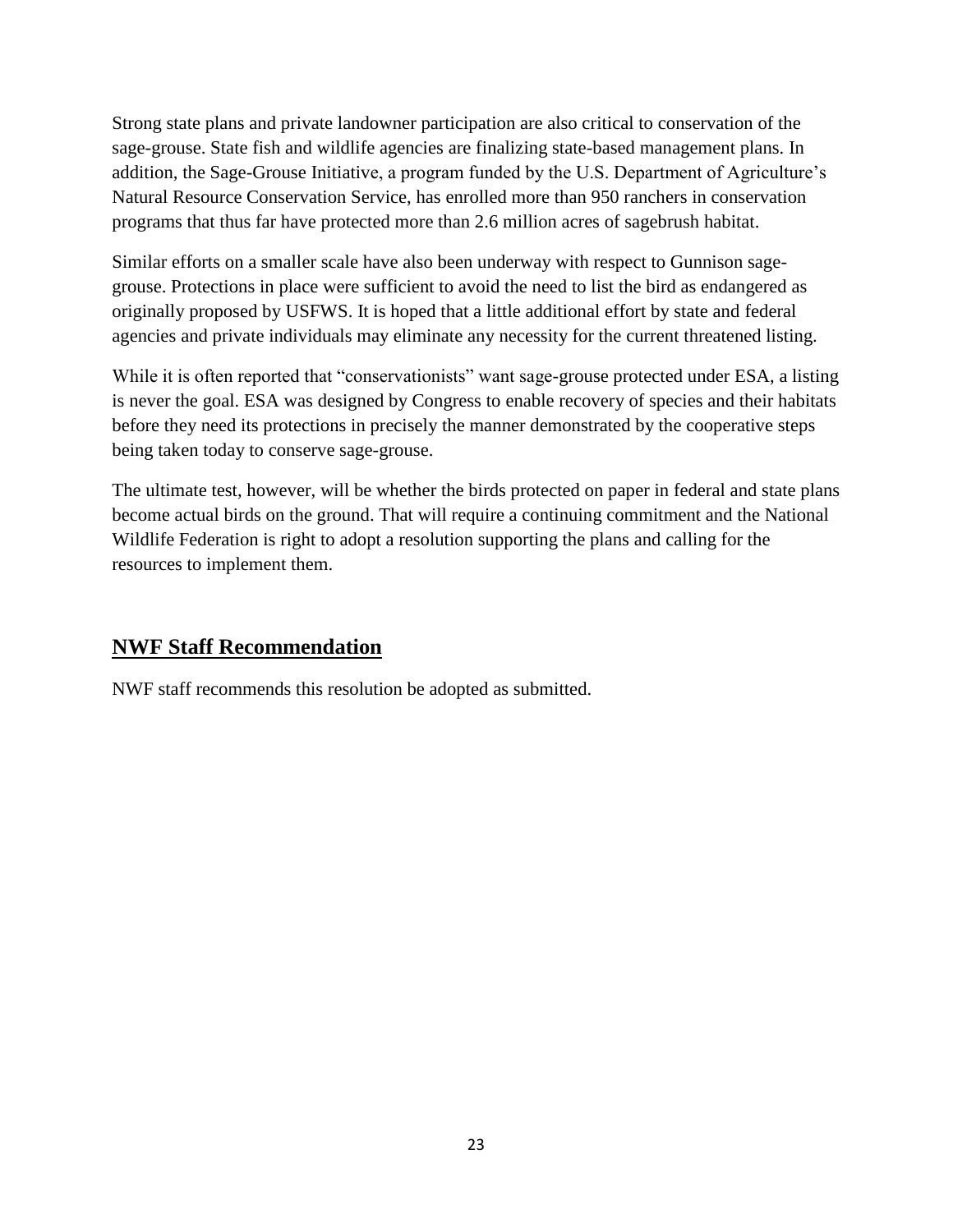Strong state plans and private landowner participation are also critical to conservation of the sage-grouse. State fish and wildlife agencies are finalizing state-based management plans. In addition, the Sage-Grouse Initiative, a program funded by the U.S. Department of Agriculture's Natural Resource Conservation Service, has enrolled more than 950 ranchers in conservation programs that thus far have protected more than 2.6 million acres of sagebrush habitat.

Similar efforts on a smaller scale have also been underway with respect to Gunnison sage-grouse. Protections in place were sufficient to avoid the need to list the bird as endangered as originally proposed by USFWS. It is hoped that a little additional effort by state and federal agencies and private individuals may eliminate any necessity for the current threatened listing.

While it is often reported that "conservationists" want sage-grouse protected under ESA, a listing is never the goal. ESA was designed by Congress to enable recovery of species and their habitats before they need its protections in precisely the manner demonstrated by the cooperative steps being taken today to conserve sage-grouse.

The ultimate test, however, will be whether the birds protected on paper in federal and state plans become actual birds on the ground. That will require a continuing commitment and the National Wildlife Federation is right to adopt a resolution supporting the plans and calling for the resources to implement them.

## NWF Staff Recommendation

NWF staff recommends this resolution be adopted as submitted.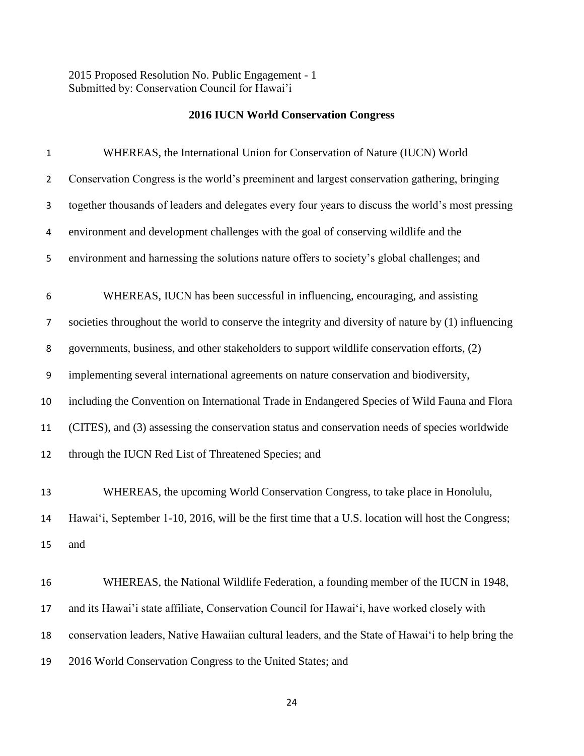2015 Proposed Resolution No. Public Engagement - 1
Submitted by: Conservation Council for Hawai'i

**2016 IUCN World Conservation Congress**

WHEREAS, the International Union for Conservation of Nature (IUCN) World Conservation Congress is the world's preeminent and largest conservation gathering, bringing together thousands of leaders and delegates every four years to discuss the world's most pressing environment and development challenges with the goal of conserving wildlife and the environment and harnessing the solutions nature offers to society's global challenges; and

WHEREAS, IUCN has been successful in influencing, encouraging, and assisting societies throughout the world to conserve the integrity and diversity of nature by (1) influencing governments, business, and other stakeholders to support wildlife conservation efforts, (2) implementing several international agreements on nature conservation and biodiversity, including the Convention on International Trade in Endangered Species of Wild Fauna and Flora (CITES), and (3) assessing the conservation status and conservation needs of species worldwide through the IUCN Red List of Threatened Species; and

WHEREAS, the upcoming World Conservation Congress, to take place in Honolulu, Hawaiʻi, September 1-10, 2016, will be the first time that a U.S. location will host the Congress; and

WHEREAS, the National Wildlife Federation, a founding member of the IUCN in 1948, and its Hawai'i state affiliate, Conservation Council for Hawaiʻi, have worked closely with conservation leaders, Native Hawaiian cultural leaders, and the State of Hawaiʻi to help bring the 2016 World Conservation Congress to the United States; and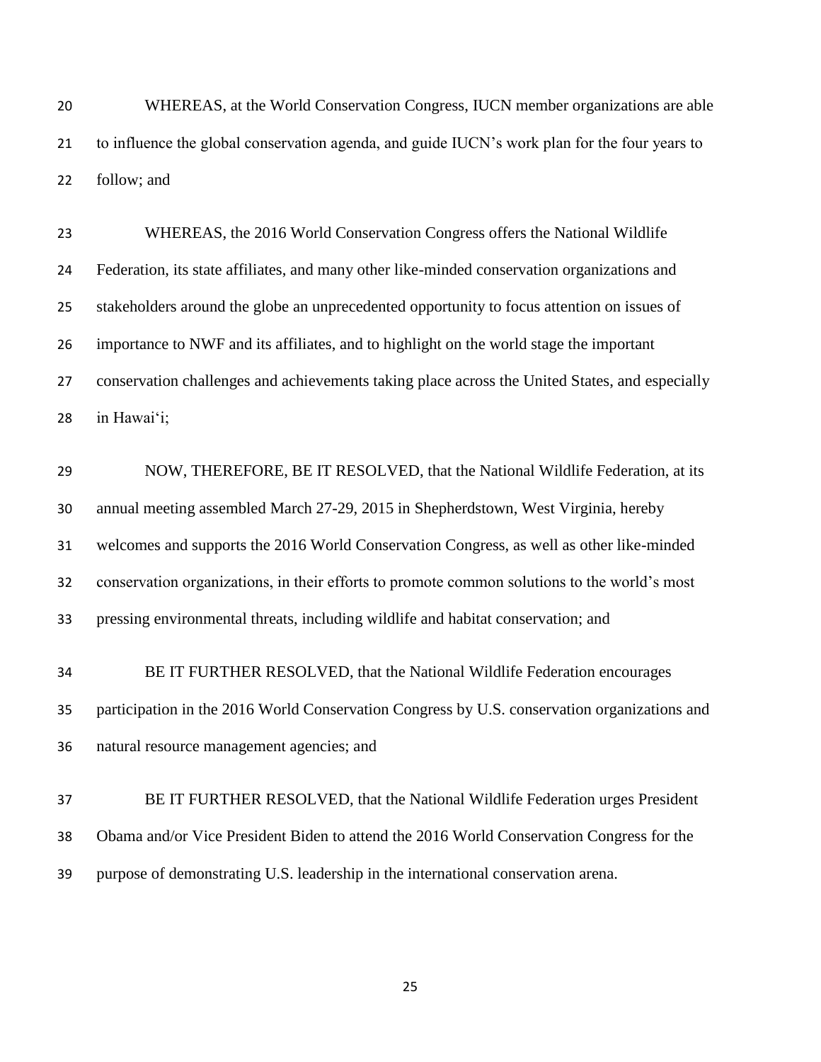WHEREAS, at the World Conservation Congress, IUCN member organizations are able to influence the global conservation agenda, and guide IUCN's work plan for the four years to follow; and

WHEREAS, the 2016 World Conservation Congress offers the National Wildlife Federation, its state affiliates, and many other like-minded conservation organizations and stakeholders around the globe an unprecedented opportunity to focus attention on issues of importance to NWF and its affiliates, and to highlight on the world stage the important conservation challenges and achievements taking place across the United States, and especially in Hawai‘i;

NOW, THEREFORE, BE IT RESOLVED, that the National Wildlife Federation, at its annual meeting assembled March 27-29, 2015 in Shepherdstown, West Virginia, hereby welcomes and supports the 2016 World Conservation Congress, as well as other like-minded conservation organizations, in their efforts to promote common solutions to the world's most pressing environmental threats, including wildlife and habitat conservation; and

BE IT FURTHER RESOLVED, that the National Wildlife Federation encourages participation in the 2016 World Conservation Congress by U.S. conservation organizations and natural resource management agencies; and

BE IT FURTHER RESOLVED, that the National Wildlife Federation urges President Obama and/or Vice President Biden to attend the 2016 World Conservation Congress for the purpose of demonstrating U.S. leadership in the international conservation arena.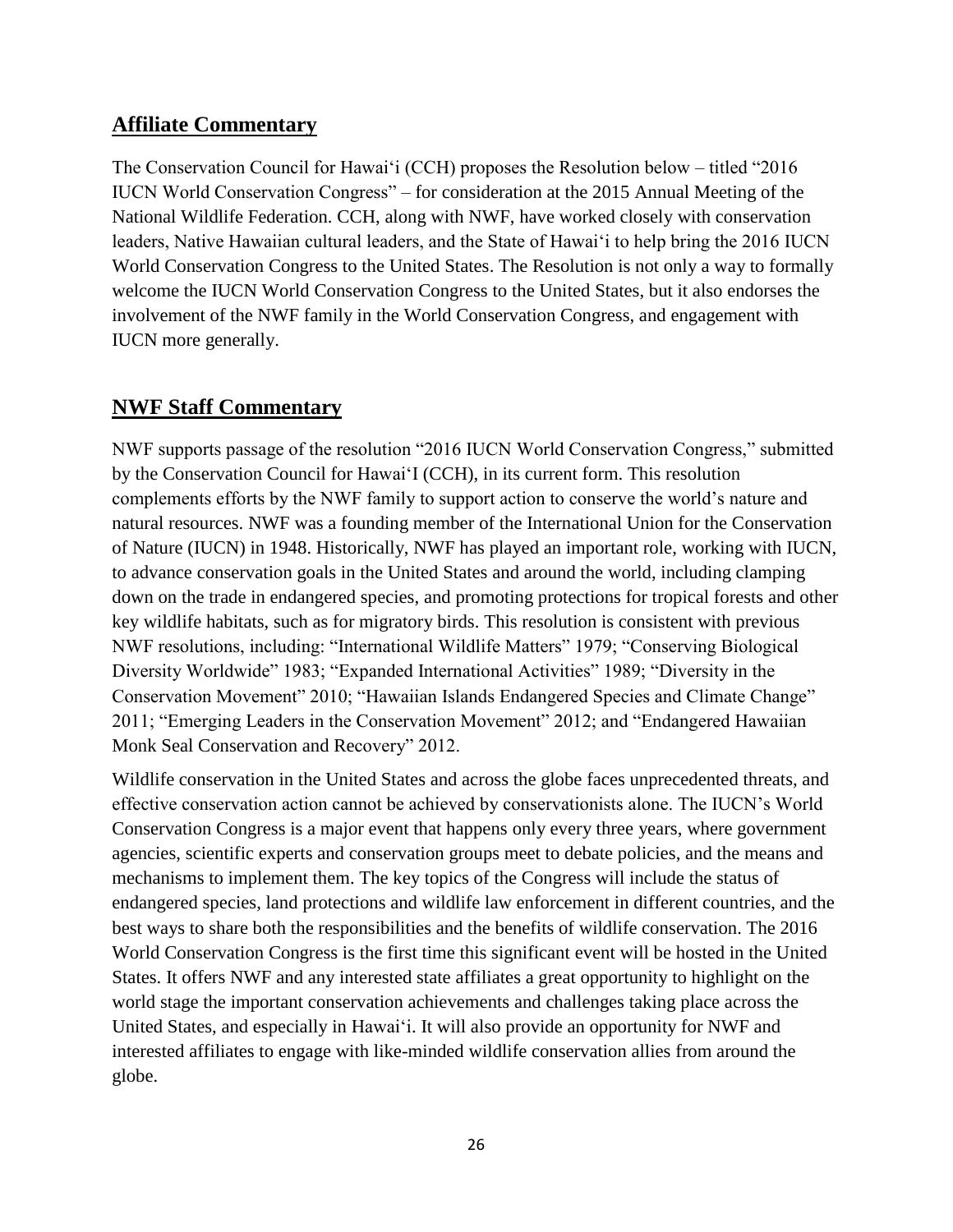## Affiliate Commentary

The Conservation Council for Hawai'i (CCH) proposes the Resolution below – titled "2016 IUCN World Conservation Congress" – for consideration at the 2015 Annual Meeting of the National Wildlife Federation. CCH, along with NWF, have worked closely with conservation leaders, Native Hawaiian cultural leaders, and the State of Hawai'i to help bring the 2016 IUCN World Conservation Congress to the United States. The Resolution is not only a way to formally welcome the IUCN World Conservation Congress to the United States, but it also endorses the involvement of the NWF family in the World Conservation Congress, and engagement with IUCN more generally.

## NWF Staff Commentary

NWF supports passage of the resolution "2016 IUCN World Conservation Congress," submitted by the Conservation Council for Hawai'I (CCH), in its current form. This resolution complements efforts by the NWF family to support action to conserve the world's nature and natural resources. NWF was a founding member of the International Union for the Conservation of Nature (IUCN) in 1948. Historically, NWF has played an important role, working with IUCN, to advance conservation goals in the United States and around the world, including clamping down on the trade in endangered species, and promoting protections for tropical forests and other key wildlife habitats, such as for migratory birds. This resolution is consistent with previous NWF resolutions, including: "International Wildlife Matters" 1979; "Conserving Biological Diversity Worldwide" 1983; "Expanded International Activities" 1989; "Diversity in the Conservation Movement" 2010; "Hawaiian Islands Endangered Species and Climate Change" 2011; "Emerging Leaders in the Conservation Movement" 2012; and "Endangered Hawaiian Monk Seal Conservation and Recovery" 2012.

Wildlife conservation in the United States and across the globe faces unprecedented threats, and effective conservation action cannot be achieved by conservationists alone. The IUCN's World Conservation Congress is a major event that happens only every three years, where government agencies, scientific experts and conservation groups meet to debate policies, and the means and mechanisms to implement them. The key topics of the Congress will include the status of endangered species, land protections and wildlife law enforcement in different countries, and the best ways to share both the responsibilities and the benefits of wildlife conservation. The 2016 World Conservation Congress is the first time this significant event will be hosted in the United States. It offers NWF and any interested state affiliates a great opportunity to highlight on the world stage the important conservation achievements and challenges taking place across the United States, and especially in Hawai'i. It will also provide an opportunity for NWF and interested affiliates to engage with like-minded wildlife conservation allies from around the globe.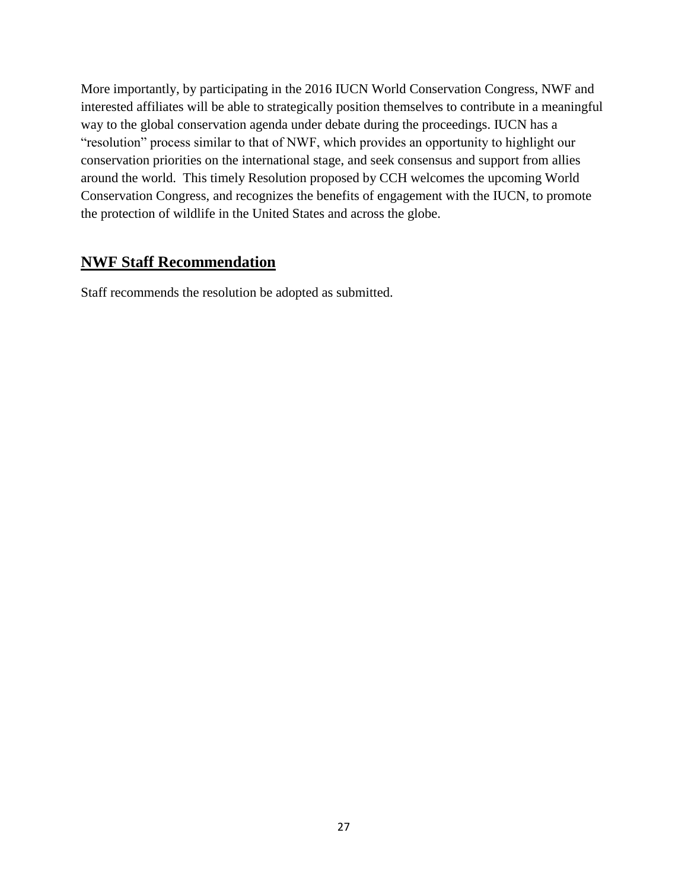More importantly, by participating in the 2016 IUCN World Conservation Congress, NWF and interested affiliates will be able to strategically position themselves to contribute in a meaningful way to the global conservation agenda under debate during the proceedings. IUCN has a “resolution” process similar to that of NWF, which provides an opportunity to highlight our conservation priorities on the international stage, and seek consensus and support from allies around the world. This timely Resolution proposed by CCH welcomes the upcoming World Conservation Congress, and recognizes the benefits of engagement with the IUCN, to promote the protection of wildlife in the United States and across the globe.

## NWF Staff Recommendation

Staff recommends the resolution be adopted as submitted.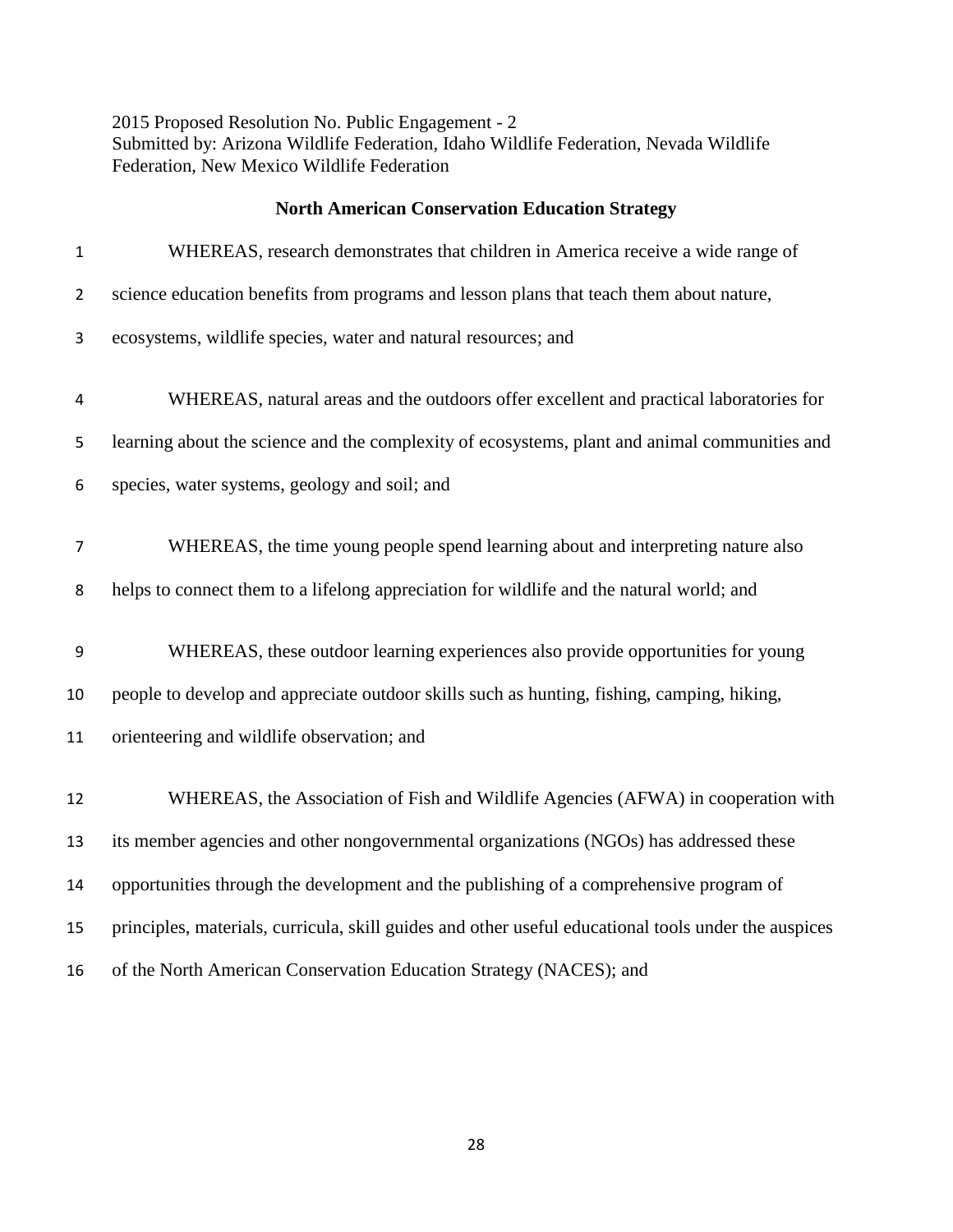2015 Proposed Resolution No. Public Engagement - 2
Submitted by: Arizona Wildlife Federation, Idaho Wildlife Federation, Nevada Wildlife Federation, New Mexico Wildlife Federation

**North American Conservation Education Strategy**

WHEREAS, research demonstrates that children in America receive a wide range of science education benefits from programs and lesson plans that teach them about nature, ecosystems, wildlife species, water and natural resources; and

WHEREAS, natural areas and the outdoors offer excellent and practical laboratories for learning about the science and the complexity of ecosystems, plant and animal communities and species, water systems, geology and soil; and

WHEREAS, the time young people spend learning about and interpreting nature also helps to connect them to a lifelong appreciation for wildlife and the natural world; and

WHEREAS, these outdoor learning experiences also provide opportunities for young people to develop and appreciate outdoor skills such as hunting, fishing, camping, hiking, orienteering and wildlife observation; and

WHEREAS, the Association of Fish and Wildlife Agencies (AFWA) in cooperation with its member agencies and other nongovernmental organizations (NGOs) has addressed these opportunities through the development and the publishing of a comprehensive program of principles, materials, curricula, skill guides and other useful educational tools under the auspices of the North American Conservation Education Strategy (NACES); and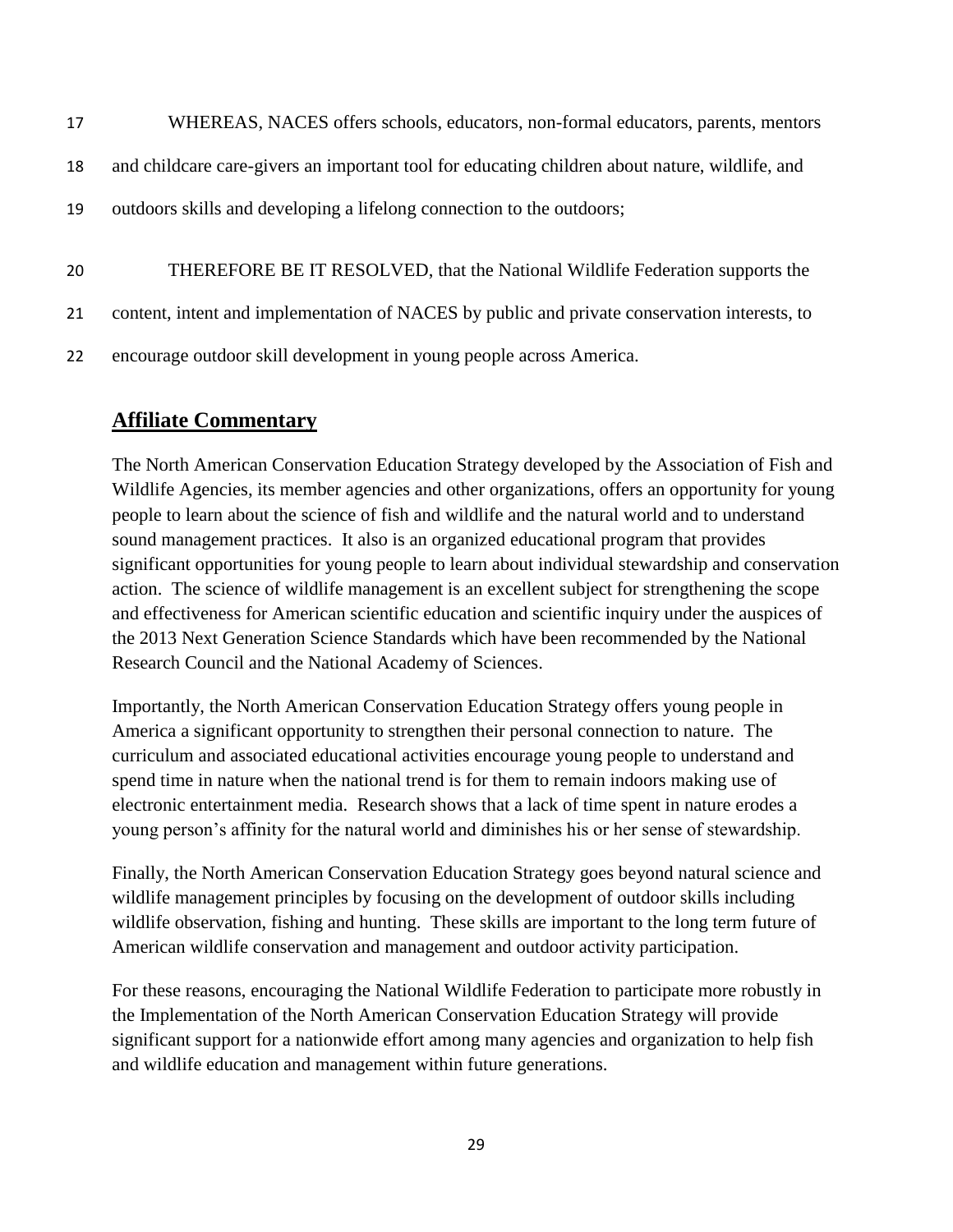17 WHEREAS, NACES offers schools, educators, non-formal educators, parents, mentors
18 and childcare care-givers an important tool for educating children about nature, wildlife, and
19 outdoors skills and developing a lifelong connection to the outdoors;

20 THEREFORE BE IT RESOLVED, that the National Wildlife Federation supports the
21 content, intent and implementation of NACES by public and private conservation interests, to
22 encourage outdoor skill development in young people across America.

## Affiliate Commentary

The North American Conservation Education Strategy developed by the Association of Fish and Wildlife Agencies, its member agencies and other organizations, offers an opportunity for young people to learn about the science of fish and wildlife and the natural world and to understand sound management practices. It also is an organized educational program that provides significant opportunities for young people to learn about individual stewardship and conservation action. The science of wildlife management is an excellent subject for strengthening the scope and effectiveness for American scientific education and scientific inquiry under the auspices of the 2013 Next Generation Science Standards which have been recommended by the National Research Council and the National Academy of Sciences.

Importantly, the North American Conservation Education Strategy offers young people in America a significant opportunity to strengthen their personal connection to nature. The curriculum and associated educational activities encourage young people to understand and spend time in nature when the national trend is for them to remain indoors making use of electronic entertainment media. Research shows that a lack of time spent in nature erodes a young person's affinity for the natural world and diminishes his or her sense of stewardship.

Finally, the North American Conservation Education Strategy goes beyond natural science and wildlife management principles by focusing on the development of outdoor skills including wildlife observation, fishing and hunting. These skills are important to the long term future of American wildlife conservation and management and outdoor activity participation.

For these reasons, encouraging the National Wildlife Federation to participate more robustly in the Implementation of the North American Conservation Education Strategy will provide significant support for a nationwide effort among many agencies and organization to help fish and wildlife education and management within future generations.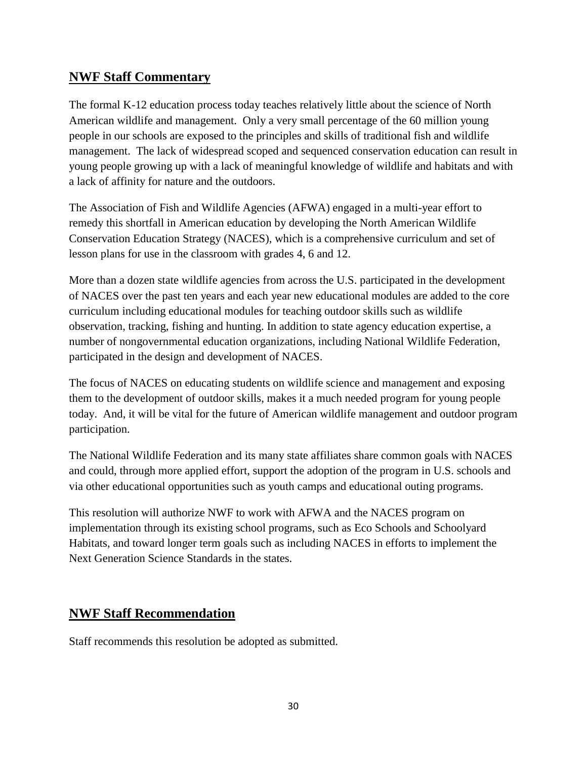## NWF Staff Commentary

The formal K-12 education process today teaches relatively little about the science of North American wildlife and management. Only a very small percentage of the 60 million young people in our schools are exposed to the principles and skills of traditional fish and wildlife management. The lack of widespread scoped and sequenced conservation education can result in young people growing up with a lack of meaningful knowledge of wildlife and habitats and with a lack of affinity for nature and the outdoors.

The Association of Fish and Wildlife Agencies (AFWA) engaged in a multi-year effort to remedy this shortfall in American education by developing the North American Wildlife Conservation Education Strategy (NACES), which is a comprehensive curriculum and set of lesson plans for use in the classroom with grades 4, 6 and 12.

More than a dozen state wildlife agencies from across the U.S. participated in the development of NACES over the past ten years and each year new educational modules are added to the core curriculum including educational modules for teaching outdoor skills such as wildlife observation, tracking, fishing and hunting. In addition to state agency education expertise, a number of nongovernmental education organizations, including National Wildlife Federation, participated in the design and development of NACES.

The focus of NACES on educating students on wildlife science and management and exposing them to the development of outdoor skills, makes it a much needed program for young people today. And, it will be vital for the future of American wildlife management and outdoor program participation.

The National Wildlife Federation and its many state affiliates share common goals with NACES and could, through more applied effort, support the adoption of the program in U.S. schools and via other educational opportunities such as youth camps and educational outing programs.

This resolution will authorize NWF to work with AFWA and the NACES program on implementation through its existing school programs, such as Eco Schools and Schoolyard Habitats, and toward longer term goals such as including NACES in efforts to implement the Next Generation Science Standards in the states.

## NWF Staff Recommendation

Staff recommends this resolution be adopted as submitted.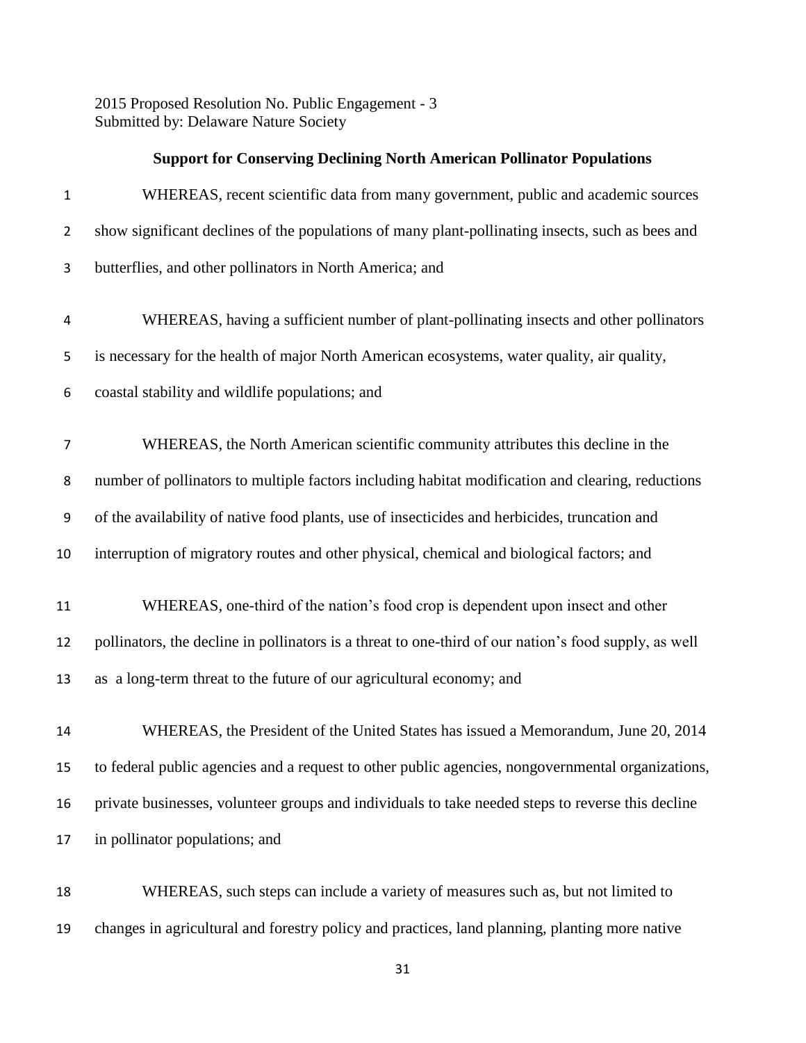2015 Proposed Resolution No. Public Engagement - 3
Submitted by: Delaware Nature Society

**Support for Conserving Declining North American Pollinator Populations**

WHEREAS, recent scientific data from many government, public and academic sources show significant declines of the populations of many plant-pollinating insects, such as bees and butterflies, and other pollinators in North America; and

WHEREAS, having a sufficient number of plant-pollinating insects and other pollinators is necessary for the health of major North American ecosystems, water quality, air quality, coastal stability and wildlife populations; and

WHEREAS, the North American scientific community attributes this decline in the number of pollinators to multiple factors including habitat modification and clearing, reductions of the availability of native food plants, use of insecticides and herbicides, truncation and interruption of migratory routes and other physical, chemical and biological factors; and

WHEREAS, one-third of the nation's food crop is dependent upon insect and other pollinators, the decline in pollinators is a threat to one-third of our nation's food supply, as well as a long-term threat to the future of our agricultural economy; and

WHEREAS, the President of the United States has issued a Memorandum, June 20, 2014 to federal public agencies and a request to other public agencies, nongovernmental organizations, private businesses, volunteer groups and individuals to take needed steps to reverse this decline in pollinator populations; and

WHEREAS, such steps can include a variety of measures such as, but not limited to changes in agricultural and forestry policy and practices, land planning, planting more native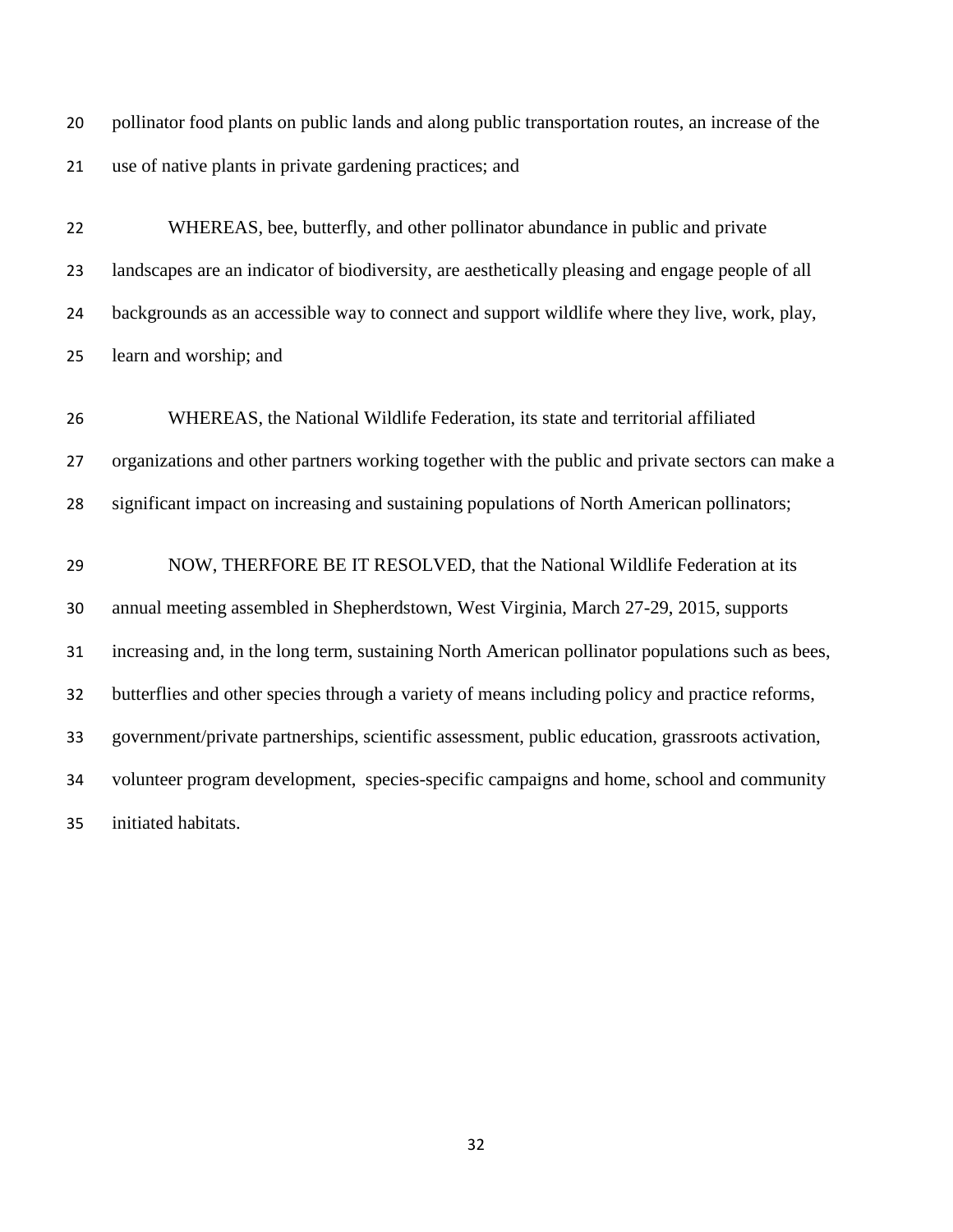pollinator food plants on public lands and along public transportation routes, an increase of the use of native plants in private gardening practices; and

WHEREAS, bee, butterfly, and other pollinator abundance in public and private landscapes are an indicator of biodiversity, are aesthetically pleasing and engage people of all backgrounds as an accessible way to connect and support wildlife where they live, work, play, learn and worship; and

WHEREAS, the National Wildlife Federation, its state and territorial affiliated organizations and other partners working together with the public and private sectors can make a significant impact on increasing and sustaining populations of North American pollinators;

NOW, THERFORE BE IT RESOLVED, that the National Wildlife Federation at its annual meeting assembled in Shepherdstown, West Virginia, March 27-29, 2015, supports increasing and, in the long term, sustaining North American pollinator populations such as bees, butterflies and other species through a variety of means including policy and practice reforms, government/private partnerships, scientific assessment, public education, grassroots activation, volunteer program development, species-specific campaigns and home, school and community initiated habitats.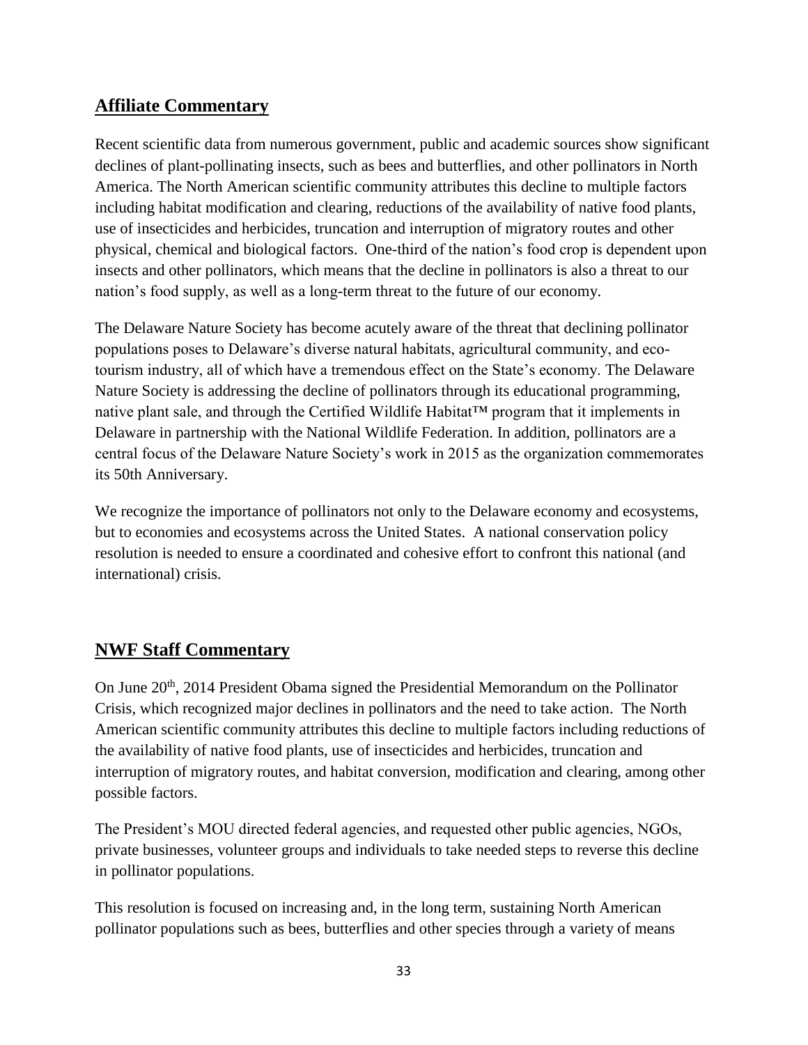## Affiliate Commentary

Recent scientific data from numerous government, public and academic sources show significant declines of plant-pollinating insects, such as bees and butterflies, and other pollinators in North America. The North American scientific community attributes this decline to multiple factors including habitat modification and clearing, reductions of the availability of native food plants, use of insecticides and herbicides, truncation and interruption of migratory routes and other physical, chemical and biological factors. One-third of the nation's food crop is dependent upon insects and other pollinators, which means that the decline in pollinators is also a threat to our nation's food supply, as well as a long-term threat to the future of our economy.

The Delaware Nature Society has become acutely aware of the threat that declining pollinator populations poses to Delaware's diverse natural habitats, agricultural community, and eco-tourism industry, all of which have a tremendous effect on the State's economy. The Delaware Nature Society is addressing the decline of pollinators through its educational programming, native plant sale, and through the Certified Wildlife Habitat™ program that it implements in Delaware in partnership with the National Wildlife Federation. In addition, pollinators are a central focus of the Delaware Nature Society's work in 2015 as the organization commemorates its 50th Anniversary.

We recognize the importance of pollinators not only to the Delaware economy and ecosystems, but to economies and ecosystems across the United States. A national conservation policy resolution is needed to ensure a coordinated and cohesive effort to confront this national (and international) crisis.

## NWF Staff Commentary

On June 20th, 2014 President Obama signed the Presidential Memorandum on the Pollinator Crisis, which recognized major declines in pollinators and the need to take action. The North American scientific community attributes this decline to multiple factors including reductions of the availability of native food plants, use of insecticides and herbicides, truncation and interruption of migratory routes, and habitat conversion, modification and clearing, among other possible factors.

The President's MOU directed federal agencies, and requested other public agencies, NGOs, private businesses, volunteer groups and individuals to take needed steps to reverse this decline in pollinator populations.

This resolution is focused on increasing and, in the long term, sustaining North American pollinator populations such as bees, butterflies and other species through a variety of means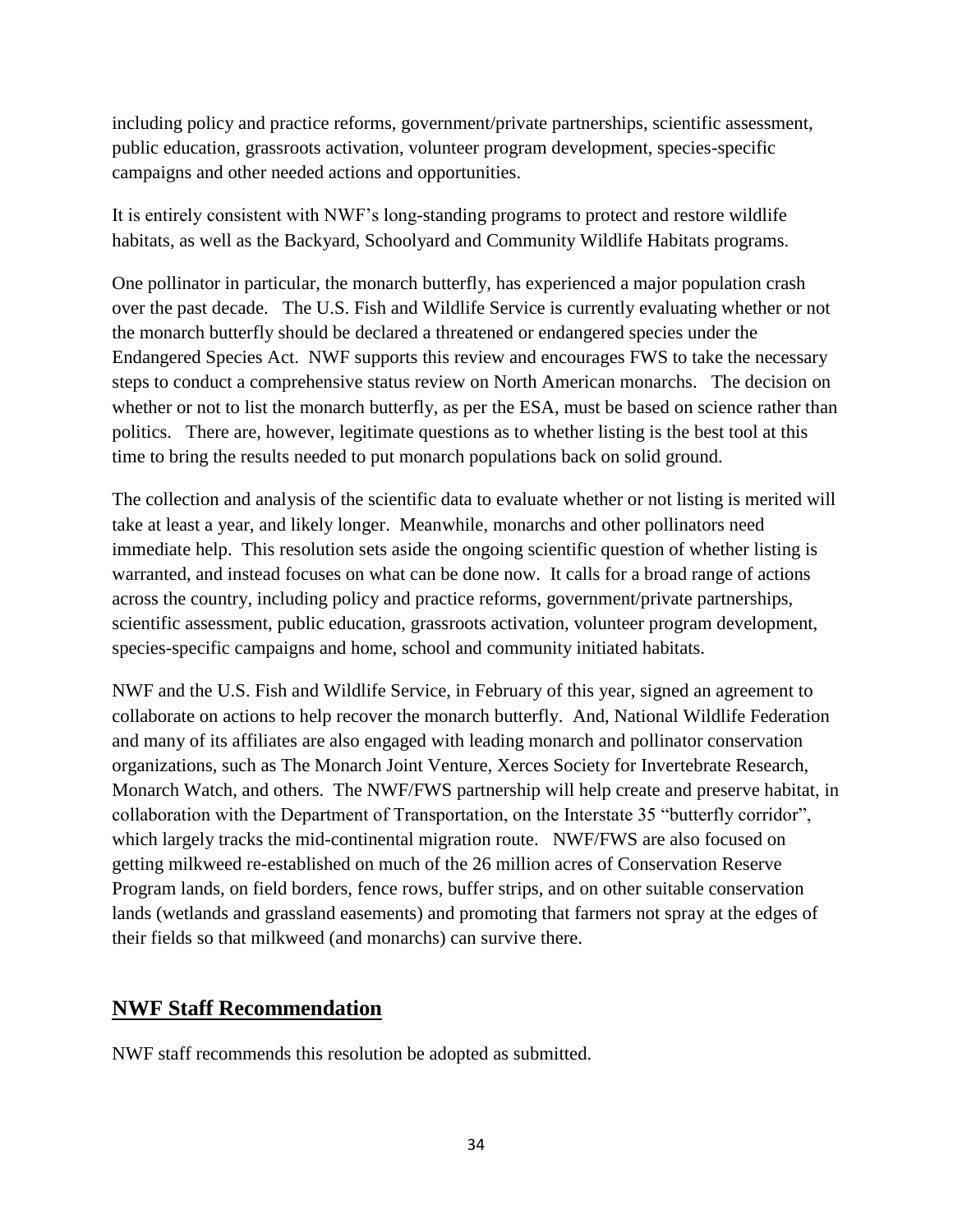including policy and practice reforms, government/private partnerships, scientific assessment, public education, grassroots activation, volunteer program development, species-specific campaigns and other needed actions and opportunities.

It is entirely consistent with NWF's long-standing programs to protect and restore wildlife habitats, as well as the Backyard, Schoolyard and Community Wildlife Habitats programs.

One pollinator in particular, the monarch butterfly, has experienced a major population crash over the past decade. The U.S. Fish and Wildlife Service is currently evaluating whether or not the monarch butterfly should be declared a threatened or endangered species under the Endangered Species Act. NWF supports this review and encourages FWS to take the necessary steps to conduct a comprehensive status review on North American monarchs. The decision on whether or not to list the monarch butterfly, as per the ESA, must be based on science rather than politics. There are, however, legitimate questions as to whether listing is the best tool at this time to bring the results needed to put monarch populations back on solid ground.

The collection and analysis of the scientific data to evaluate whether or not listing is merited will take at least a year, and likely longer. Meanwhile, monarchs and other pollinators need immediate help. This resolution sets aside the ongoing scientific question of whether listing is warranted, and instead focuses on what can be done now. It calls for a broad range of actions across the country, including policy and practice reforms, government/private partnerships, scientific assessment, public education, grassroots activation, volunteer program development, species-specific campaigns and home, school and community initiated habitats.

NWF and the U.S. Fish and Wildlife Service, in February of this year, signed an agreement to collaborate on actions to help recover the monarch butterfly. And, National Wildlife Federation and many of its affiliates are also engaged with leading monarch and pollinator conservation organizations, such as The Monarch Joint Venture, Xerces Society for Invertebrate Research, Monarch Watch, and others. The NWF/FWS partnership will help create and preserve habitat, in collaboration with the Department of Transportation, on the Interstate 35 "butterfly corridor", which largely tracks the mid-continental migration route. NWF/FWS are also focused on getting milkweed re-established on much of the 26 million acres of Conservation Reserve Program lands, on field borders, fence rows, buffer strips, and on other suitable conservation lands (wetlands and grassland easements) and promoting that farmers not spray at the edges of their fields so that milkweed (and monarchs) can survive there.

## NWF Staff Recommendation

NWF staff recommends this resolution be adopted as submitted.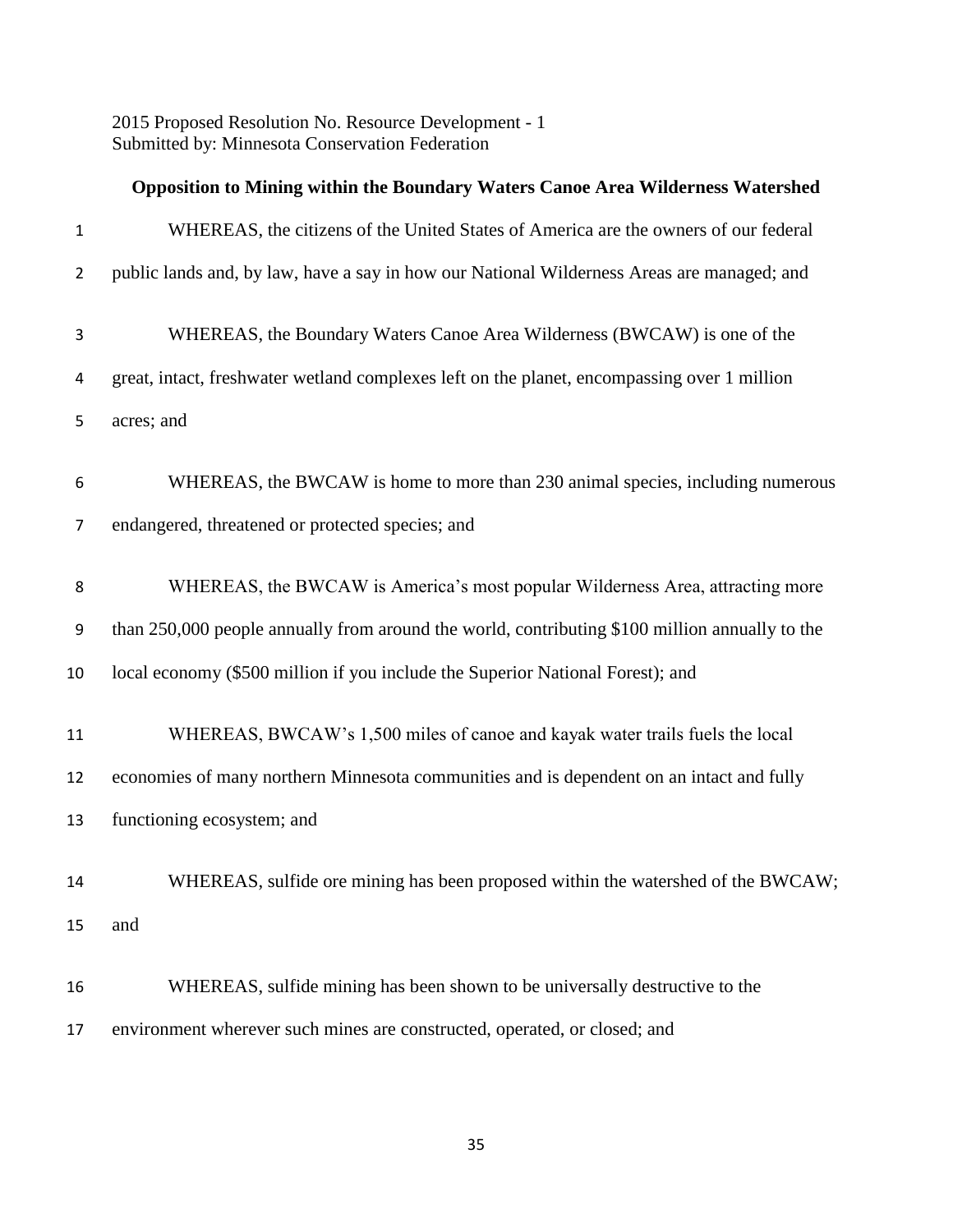2015 Proposed Resolution No. Resource Development - 1
Submitted by: Minnesota Conservation Federation

**Opposition to Mining within the Boundary Waters Canoe Area Wilderness Watershed**

WHEREAS, the citizens of the United States of America are the owners of our federal public lands and, by law, have a say in how our National Wilderness Areas are managed; and

WHEREAS, the Boundary Waters Canoe Area Wilderness (BWCAW) is one of the great, intact, freshwater wetland complexes left on the planet, encompassing over 1 million acres; and

WHEREAS, the BWCAW is home to more than 230 animal species, including numerous endangered, threatened or protected species; and

WHEREAS, the BWCAW is America's most popular Wilderness Area, attracting more than 250,000 people annually from around the world, contributing $100 million annually to the local economy ($500 million if you include the Superior National Forest); and

WHEREAS, BWCAW's 1,500 miles of canoe and kayak water trails fuels the local economies of many northern Minnesota communities and is dependent on an intact and fully functioning ecosystem; and

WHEREAS, sulfide ore mining has been proposed within the watershed of the BWCAW; and

WHEREAS, sulfide mining has been shown to be universally destructive to the environment wherever such mines are constructed, operated, or closed; and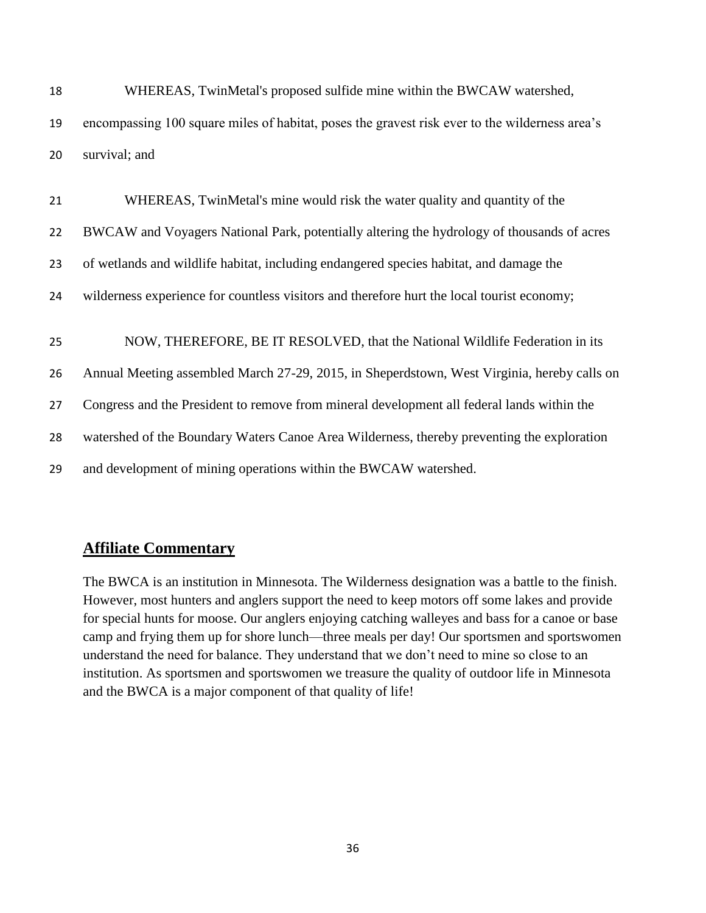WHEREAS, TwinMetal's proposed sulfide mine within the BWCAW watershed, encompassing 100 square miles of habitat, poses the gravest risk ever to the wilderness area's survival; and

WHEREAS, TwinMetal's mine would risk the water quality and quantity of the BWCAW and Voyagers National Park, potentially altering the hydrology of thousands of acres of wetlands and wildlife habitat, including endangered species habitat, and damage the wilderness experience for countless visitors and therefore hurt the local tourist economy;

NOW, THEREFORE, BE IT RESOLVED, that the National Wildlife Federation in its Annual Meeting assembled March 27-29, 2015, in Sheperdstown, West Virginia, hereby calls on Congress and the President to remove from mineral development all federal lands within the watershed of the Boundary Waters Canoe Area Wilderness, thereby preventing the exploration and development of mining operations within the BWCAW watershed.

## Affiliate Commentary

The BWCA is an institution in Minnesota. The Wilderness designation was a battle to the finish. However, most hunters and anglers support the need to keep motors off some lakes and provide for special hunts for moose. Our anglers enjoying catching walleyes and bass for a canoe or base camp and frying them up for shore lunch—three meals per day! Our sportsmen and sportswomen understand the need for balance. They understand that we don't need to mine so close to an institution. As sportsmen and sportswomen we treasure the quality of outdoor life in Minnesota and the BWCA is a major component of that quality of life!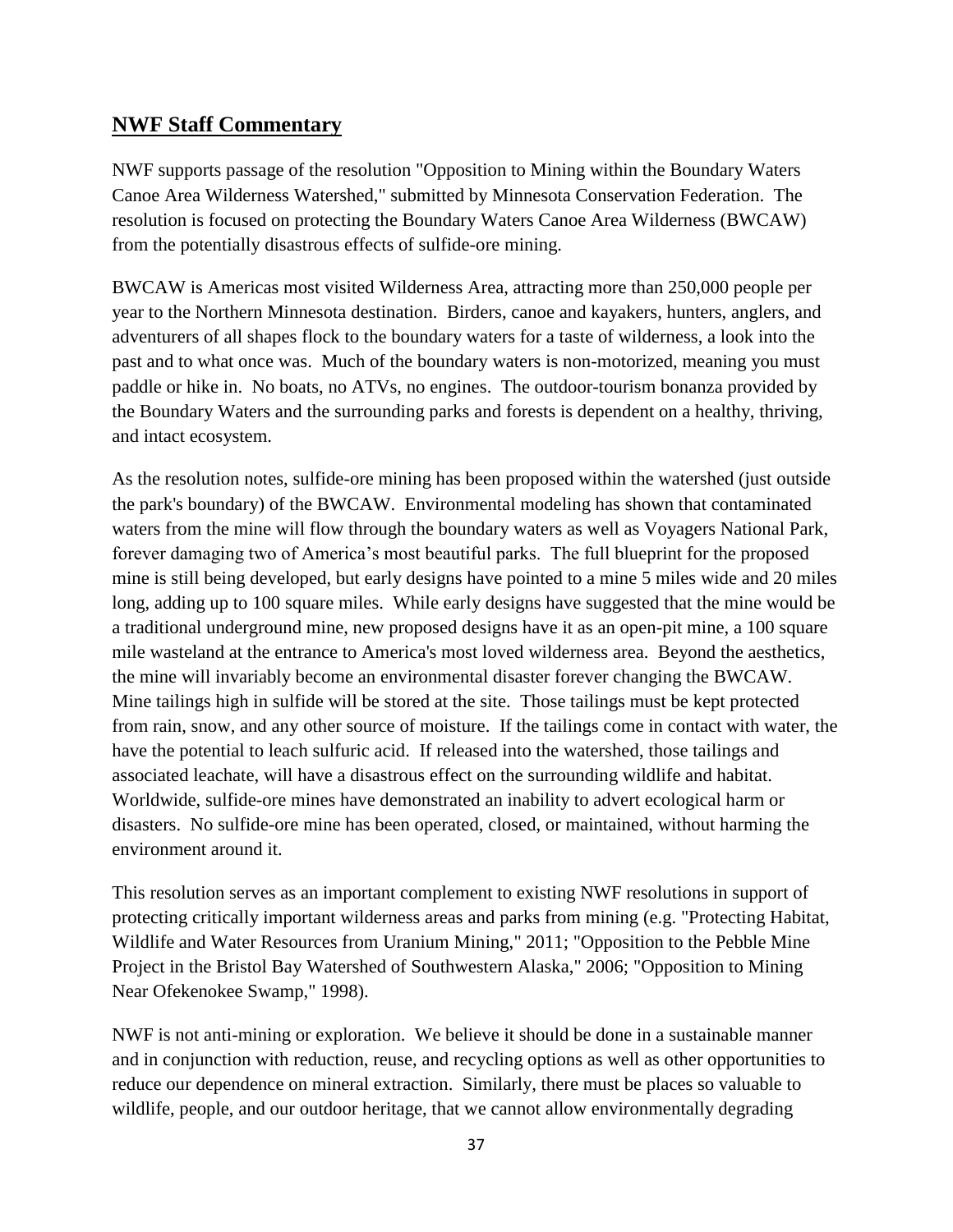## NWF Staff Commentary

NWF supports passage of the resolution "Opposition to Mining within the Boundary Waters Canoe Area Wilderness Watershed," submitted by Minnesota Conservation Federation. The resolution is focused on protecting the Boundary Waters Canoe Area Wilderness (BWCAW) from the potentially disastrous effects of sulfide-ore mining.

BWCAW is Americas most visited Wilderness Area, attracting more than 250,000 people per year to the Northern Minnesota destination. Birders, canoe and kayakers, hunters, anglers, and adventurers of all shapes flock to the boundary waters for a taste of wilderness, a look into the past and to what once was. Much of the boundary waters is non-motorized, meaning you must paddle or hike in. No boats, no ATVs, no engines. The outdoor-tourism bonanza provided by the Boundary Waters and the surrounding parks and forests is dependent on a healthy, thriving, and intact ecosystem.

As the resolution notes, sulfide-ore mining has been proposed within the watershed (just outside the park's boundary) of the BWCAW. Environmental modeling has shown that contaminated waters from the mine will flow through the boundary waters as well as Voyagers National Park, forever damaging two of America's most beautiful parks. The full blueprint for the proposed mine is still being developed, but early designs have pointed to a mine 5 miles wide and 20 miles long, adding up to 100 square miles. While early designs have suggested that the mine would be a traditional underground mine, new proposed designs have it as an open-pit mine, a 100 square mile wasteland at the entrance to America's most loved wilderness area. Beyond the aesthetics, the mine will invariably become an environmental disaster forever changing the BWCAW. Mine tailings high in sulfide will be stored at the site. Those tailings must be kept protected from rain, snow, and any other source of moisture. If the tailings come in contact with water, the have the potential to leach sulfuric acid. If released into the watershed, those tailings and associated leachate, will have a disastrous effect on the surrounding wildlife and habitat. Worldwide, sulfide-ore mines have demonstrated an inability to advert ecological harm or disasters. No sulfide-ore mine has been operated, closed, or maintained, without harming the environment around it.

This resolution serves as an important complement to existing NWF resolutions in support of protecting critically important wilderness areas and parks from mining (e.g. "Protecting Habitat, Wildlife and Water Resources from Uranium Mining," 2011; "Opposition to the Pebble Mine Project in the Bristol Bay Watershed of Southwestern Alaska," 2006; "Opposition to Mining Near Ofekenokee Swamp," 1998).

NWF is not anti-mining or exploration. We believe it should be done in a sustainable manner and in conjunction with reduction, reuse, and recycling options as well as other opportunities to reduce our dependence on mineral extraction. Similarly, there must be places so valuable to wildlife, people, and our outdoor heritage, that we cannot allow environmentally degrading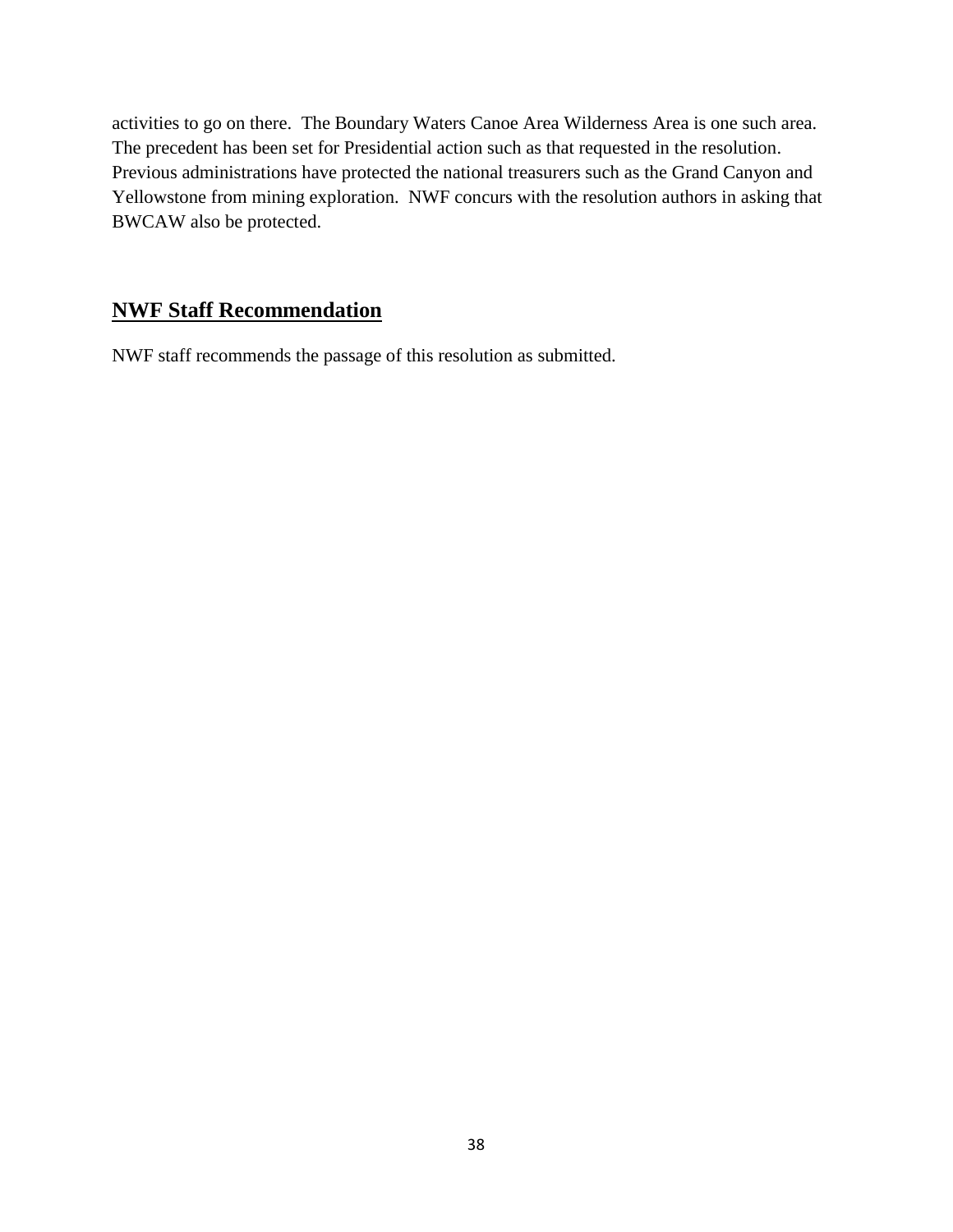activities to go on there. The Boundary Waters Canoe Area Wilderness Area is one such area. The precedent has been set for Presidential action such as that requested in the resolution. Previous administrations have protected the national treasurers such as the Grand Canyon and Yellowstone from mining exploration. NWF concurs with the resolution authors in asking that BWCAW also be protected.

## NWF Staff Recommendation

NWF staff recommends the passage of this resolution as submitted.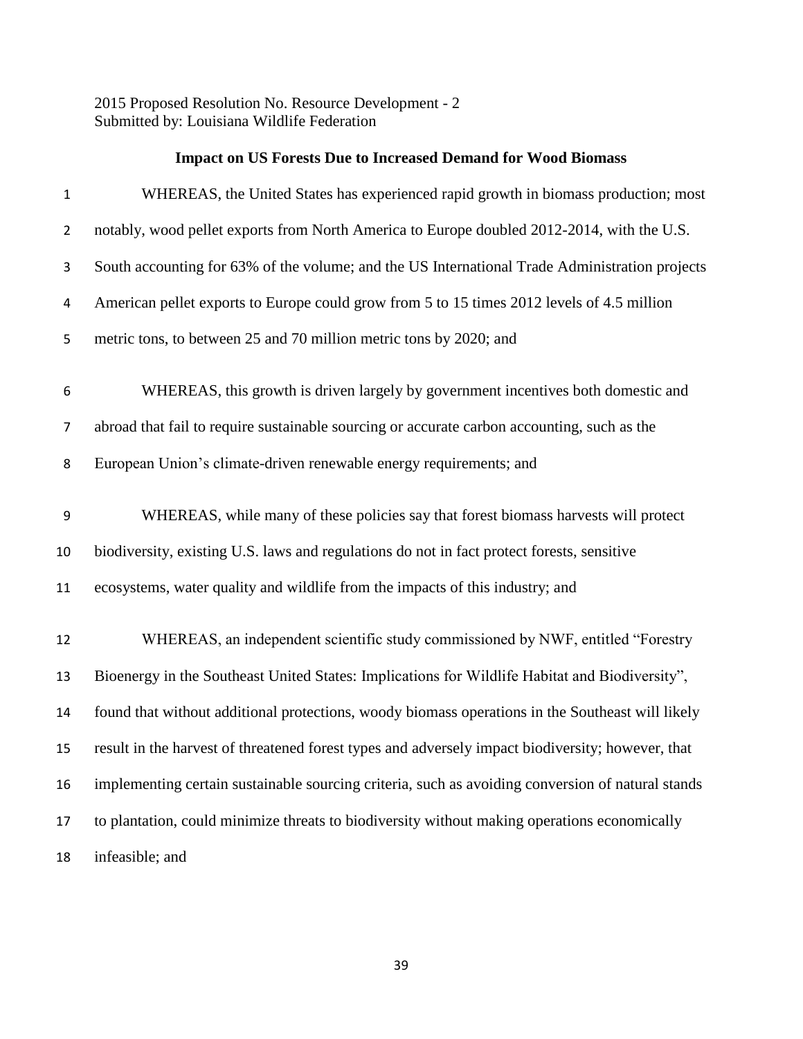2015 Proposed Resolution No. Resource Development - 2
Submitted by: Louisiana Wildlife Federation

## Impact on US Forests Due to Increased Demand for Wood Biomass

WHEREAS, the United States has experienced rapid growth in biomass production; most notably, wood pellet exports from North America to Europe doubled 2012-2014, with the U.S. South accounting for 63% of the volume; and the US International Trade Administration projects American pellet exports to Europe could grow from 5 to 15 times 2012 levels of 4.5 million metric tons, to between 25 and 70 million metric tons by 2020; and

WHEREAS, this growth is driven largely by government incentives both domestic and abroad that fail to require sustainable sourcing or accurate carbon accounting, such as the European Union's climate-driven renewable energy requirements; and

WHEREAS, while many of these policies say that forest biomass harvests will protect biodiversity, existing U.S. laws and regulations do not in fact protect forests, sensitive ecosystems, water quality and wildlife from the impacts of this industry; and

WHEREAS, an independent scientific study commissioned by NWF, entitled "Forestry Bioenergy in the Southeast United States: Implications for Wildlife Habitat and Biodiversity", found that without additional protections, woody biomass operations in the Southeast will likely result in the harvest of threatened forest types and adversely impact biodiversity; however, that implementing certain sustainable sourcing criteria, such as avoiding conversion of natural stands to plantation, could minimize threats to biodiversity without making operations economically infeasible; and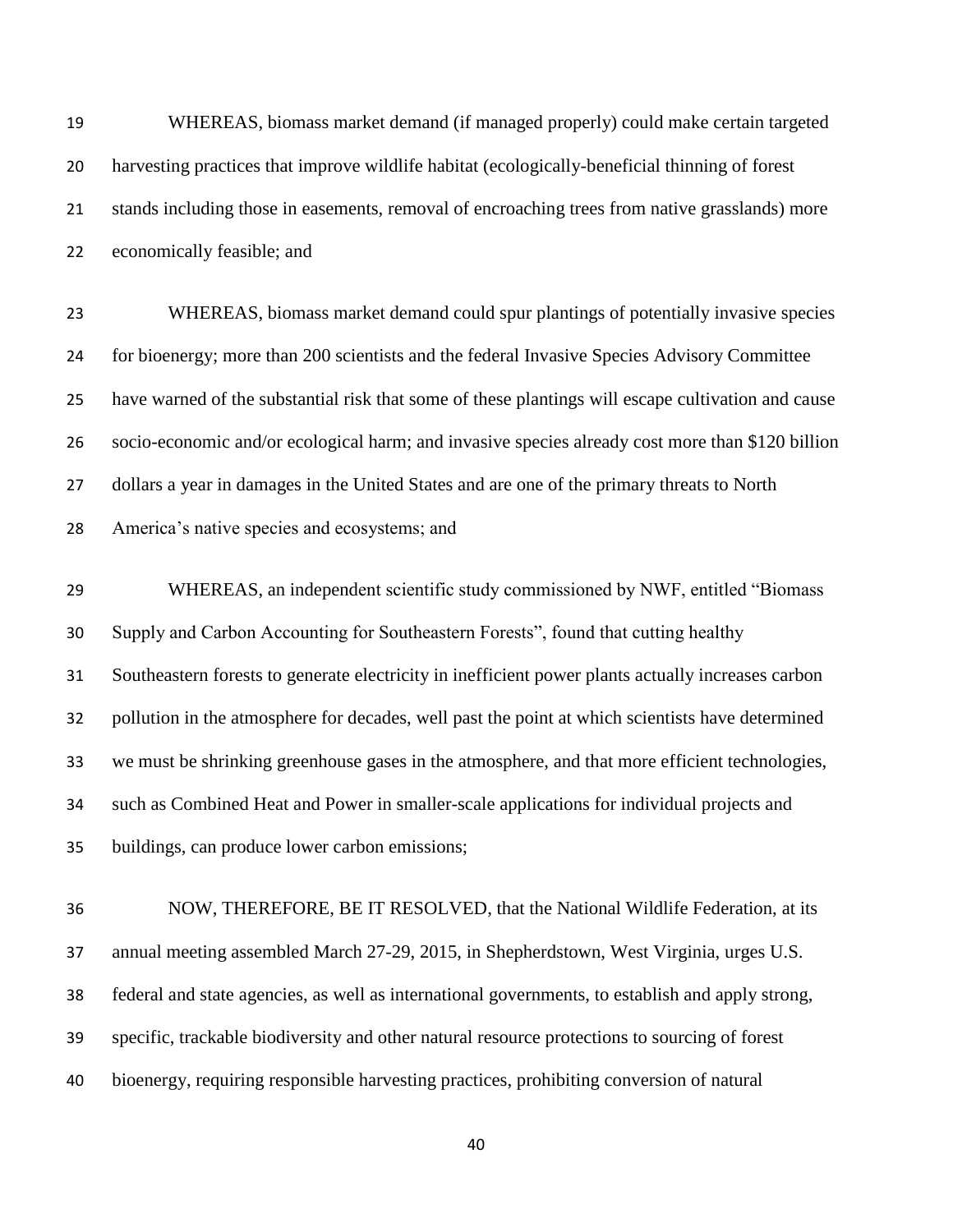WHEREAS, biomass market demand (if managed properly) could make certain targeted harvesting practices that improve wildlife habitat (ecologically-beneficial thinning of forest stands including those in easements, removal of encroaching trees from native grasslands) more economically feasible; and

WHEREAS, biomass market demand could spur plantings of potentially invasive species for bioenergy; more than 200 scientists and the federal Invasive Species Advisory Committee have warned of the substantial risk that some of these plantings will escape cultivation and cause socio-economic and/or ecological harm; and invasive species already cost more than $120 billion dollars a year in damages in the United States and are one of the primary threats to North America's native species and ecosystems; and

WHEREAS, an independent scientific study commissioned by NWF, entitled "Biomass Supply and Carbon Accounting for Southeastern Forests", found that cutting healthy Southeastern forests to generate electricity in inefficient power plants actually increases carbon pollution in the atmosphere for decades, well past the point at which scientists have determined we must be shrinking greenhouse gases in the atmosphere, and that more efficient technologies, such as Combined Heat and Power in smaller-scale applications for individual projects and buildings, can produce lower carbon emissions;

NOW, THEREFORE, BE IT RESOLVED, that the National Wildlife Federation, at its annual meeting assembled March 27-29, 2015, in Shepherdstown, West Virginia, urges U.S. federal and state agencies, as well as international governments, to establish and apply strong, specific, trackable biodiversity and other natural resource protections to sourcing of forest bioenergy, requiring responsible harvesting practices, prohibiting conversion of natural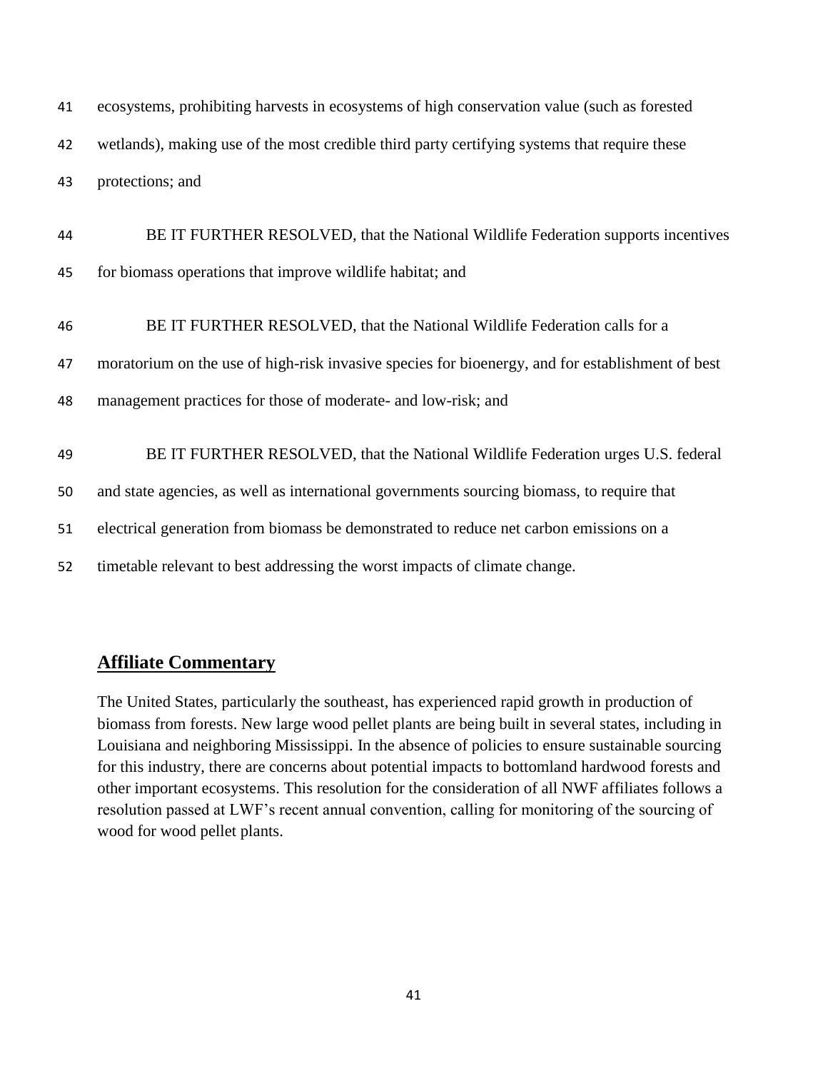ecosystems, prohibiting harvests in ecosystems of high conservation value (such as forested wetlands), making use of the most credible third party certifying systems that require these protections; and

BE IT FURTHER RESOLVED, that the National Wildlife Federation supports incentives for biomass operations that improve wildlife habitat; and

BE IT FURTHER RESOLVED, that the National Wildlife Federation calls for a moratorium on the use of high-risk invasive species for bioenergy, and for establishment of best management practices for those of moderate- and low-risk; and

BE IT FURTHER RESOLVED, that the National Wildlife Federation urges U.S. federal and state agencies, as well as international governments sourcing biomass, to require that electrical generation from biomass be demonstrated to reduce net carbon emissions on a timetable relevant to best addressing the worst impacts of climate change.

## Affiliate Commentary

The United States, particularly the southeast, has experienced rapid growth in production of biomass from forests. New large wood pellet plants are being built in several states, including in Louisiana and neighboring Mississippi. In the absence of policies to ensure sustainable sourcing for this industry, there are concerns about potential impacts to bottomland hardwood forests and other important ecosystems. This resolution for the consideration of all NWF affiliates follows a resolution passed at LWF's recent annual convention, calling for monitoring of the sourcing of wood for wood pellet plants.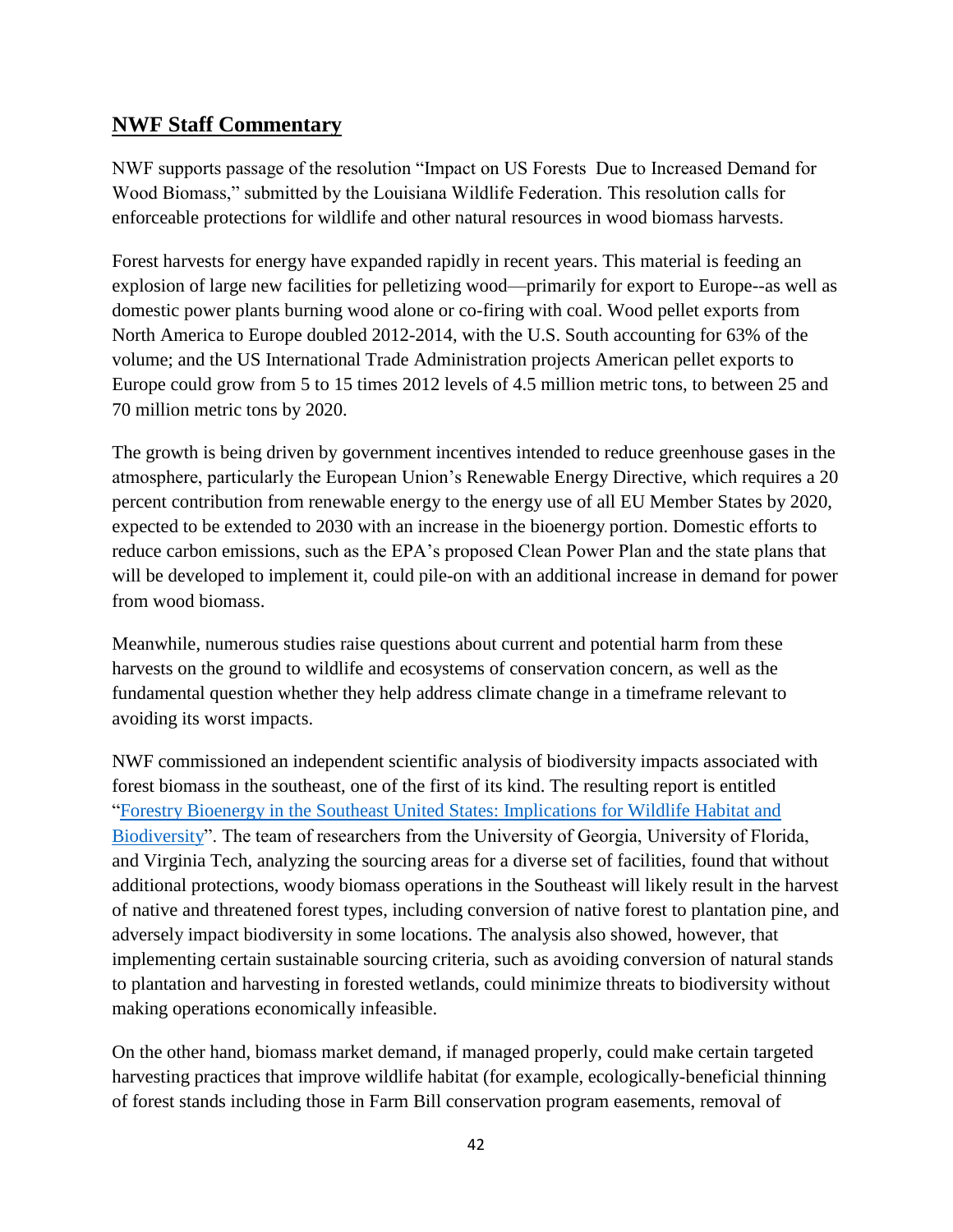## NWF Staff Commentary

NWF supports passage of the resolution "Impact on US Forests Due to Increased Demand for Wood Biomass," submitted by the Louisiana Wildlife Federation. This resolution calls for enforceable protections for wildlife and other natural resources in wood biomass harvests.

Forest harvests for energy have expanded rapidly in recent years. This material is feeding an explosion of large new facilities for pelletizing wood—primarily for export to Europe--as well as domestic power plants burning wood alone or co-firing with coal. Wood pellet exports from North America to Europe doubled 2012-2014, with the U.S. South accounting for 63% of the volume; and the US International Trade Administration projects American pellet exports to Europe could grow from 5 to 15 times 2012 levels of 4.5 million metric tons, to between 25 and 70 million metric tons by 2020.

The growth is being driven by government incentives intended to reduce greenhouse gases in the atmosphere, particularly the European Union's Renewable Energy Directive, which requires a 20 percent contribution from renewable energy to the energy use of all EU Member States by 2020, expected to be extended to 2030 with an increase in the bioenergy portion. Domestic efforts to reduce carbon emissions, such as the EPA's proposed Clean Power Plan and the state plans that will be developed to implement it, could pile-on with an additional increase in demand for power from wood biomass.

Meanwhile, numerous studies raise questions about current and potential harm from these harvests on the ground to wildlife and ecosystems of conservation concern, as well as the fundamental question whether they help address climate change in a timeframe relevant to avoiding its worst impacts.

NWF commissioned an independent scientific analysis of biodiversity impacts associated with forest biomass in the southeast, one of the first of its kind. The resulting report is entitled "[Forestry Bioenergy in the Southeast United States: Implications for Wildlife Habitat and Biodiversity]". The team of researchers from the University of Georgia, University of Florida, and Virginia Tech, analyzing the sourcing areas for a diverse set of facilities, found that without additional protections, woody biomass operations in the Southeast will likely result in the harvest of native and threatened forest types, including conversion of native forest to plantation pine, and adversely impact biodiversity in some locations. The analysis also showed, however, that implementing certain sustainable sourcing criteria, such as avoiding conversion of natural stands to plantation and harvesting in forested wetlands, could minimize threats to biodiversity without making operations economically infeasible.

On the other hand, biomass market demand, if managed properly, could make certain targeted harvesting practices that improve wildlife habitat (for example, ecologically-beneficial thinning of forest stands including those in Farm Bill conservation program easements, removal of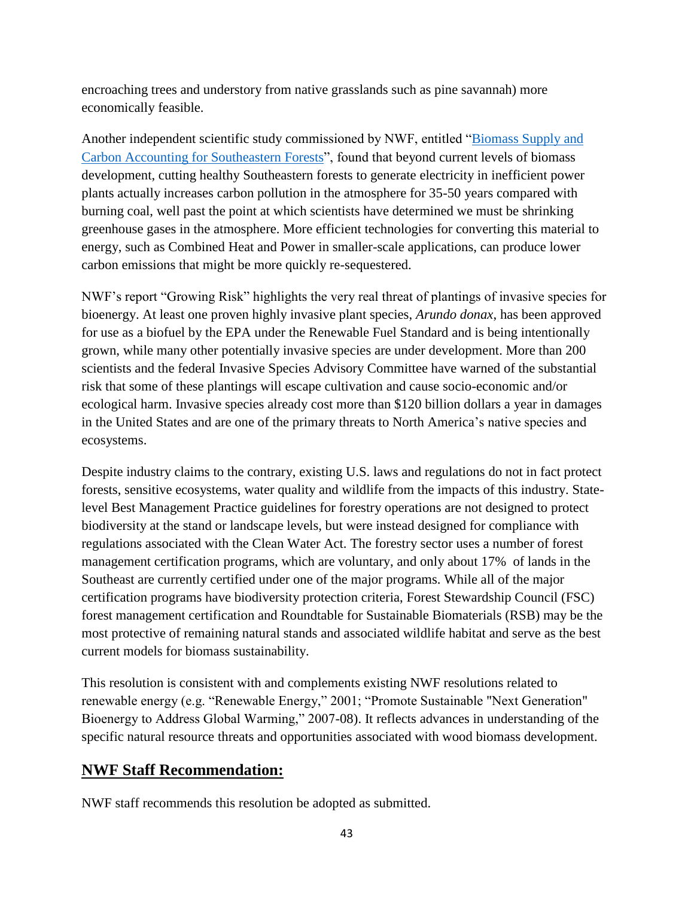encroaching trees and understory from native grasslands such as pine savannah) more economically feasible.

Another independent scientific study commissioned by NWF, entitled "[Biomass Supply and Carbon Accounting for Southeastern Forests](#)", found that beyond current levels of biomass development, cutting healthy Southeastern forests to generate electricity in inefficient power plants actually increases carbon pollution in the atmosphere for 35-50 years compared with burning coal, well past the point at which scientists have determined we must be shrinking greenhouse gases in the atmosphere. More efficient technologies for converting this material to energy, such as Combined Heat and Power in smaller-scale applications, can produce lower carbon emissions that might be more quickly re-sequestered.

NWF's report "Growing Risk" highlights the very real threat of plantings of invasive species for bioenergy. At least one proven highly invasive plant species, *Arundo donax*, has been approved for use as a biofuel by the EPA under the Renewable Fuel Standard and is being intentionally grown, while many other potentially invasive species are under development. More than 200 scientists and the federal Invasive Species Advisory Committee have warned of the substantial risk that some of these plantings will escape cultivation and cause socio-economic and/or ecological harm. Invasive species already cost more than $120 billion dollars a year in damages in the United States and are one of the primary threats to North America's native species and ecosystems.

Despite industry claims to the contrary, existing U.S. laws and regulations do not in fact protect forests, sensitive ecosystems, water quality and wildlife from the impacts of this industry. State-level Best Management Practice guidelines for forestry operations are not designed to protect biodiversity at the stand or landscape levels, but were instead designed for compliance with regulations associated with the Clean Water Act. The forestry sector uses a number of forest management certification programs, which are voluntary, and only about 17% of lands in the Southeast are currently certified under one of the major programs. While all of the major certification programs have biodiversity protection criteria, Forest Stewardship Council (FSC) forest management certification and Roundtable for Sustainable Biomaterials (RSB) may be the most protective of remaining natural stands and associated wildlife habitat and serve as the best current models for biomass sustainability.

This resolution is consistent with and complements existing NWF resolutions related to renewable energy (e.g. "Renewable Energy," 2001; "Promote Sustainable "Next Generation" Bioenergy to Address Global Warming," 2007-08). It reflects advances in understanding of the specific natural resource threats and opportunities associated with wood biomass development.

## NWF Staff Recommendation:

NWF staff recommends this resolution be adopted as submitted.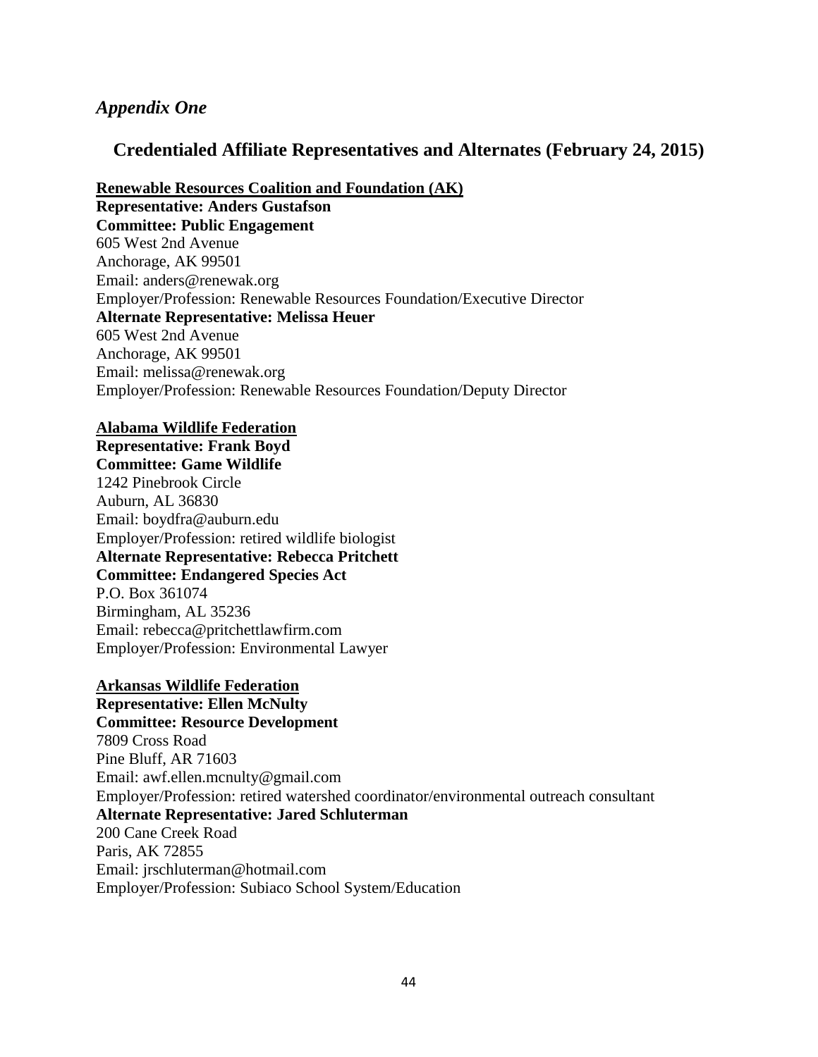## *Appendix One*

## Credentialed Affiliate Representatives and Alternates (February 24, 2015)

**Renewable Resources Coalition and Foundation (AK)**
**Representative: Anders Gustafson**
**Committee: Public Engagement**
605 West 2nd Avenue
Anchorage, AK 99501
Email: anders@renewak.org
Employer/Profession: Renewable Resources Foundation/Executive Director
**Alternate Representative: Melissa Heuer**
605 West 2nd Avenue
Anchorage, AK 99501
Email: melissa@renewak.org
Employer/Profession: Renewable Resources Foundation/Deputy Director

**Alabama Wildlife Federation**
**Representative: Frank Boyd**
**Committee: Game Wildlife**
1242 Pinebrook Circle
Auburn, AL 36830
Email: boydfra@auburn.edu
Employer/Profession: retired wildlife biologist
**Alternate Representative: Rebecca Pritchett**
**Committee: Endangered Species Act**
P.O. Box 361074
Birmingham, AL 35236
Email: rebecca@pritchettlawfirm.com
Employer/Profession: Environmental Lawyer

**Arkansas Wildlife Federation**
**Representative: Ellen McNulty**
**Committee: Resource Development**
7809 Cross Road
Pine Bluff, AR 71603
Email: awf.ellen.mcnulty@gmail.com
Employer/Profession: retired watershed coordinator/environmental outreach consultant
**Alternate Representative: Jared Schluterman**
200 Cane Creek Road
Paris, AK 72855
Email: jrschluterman@hotmail.com
Employer/Profession: Subiaco School System/Education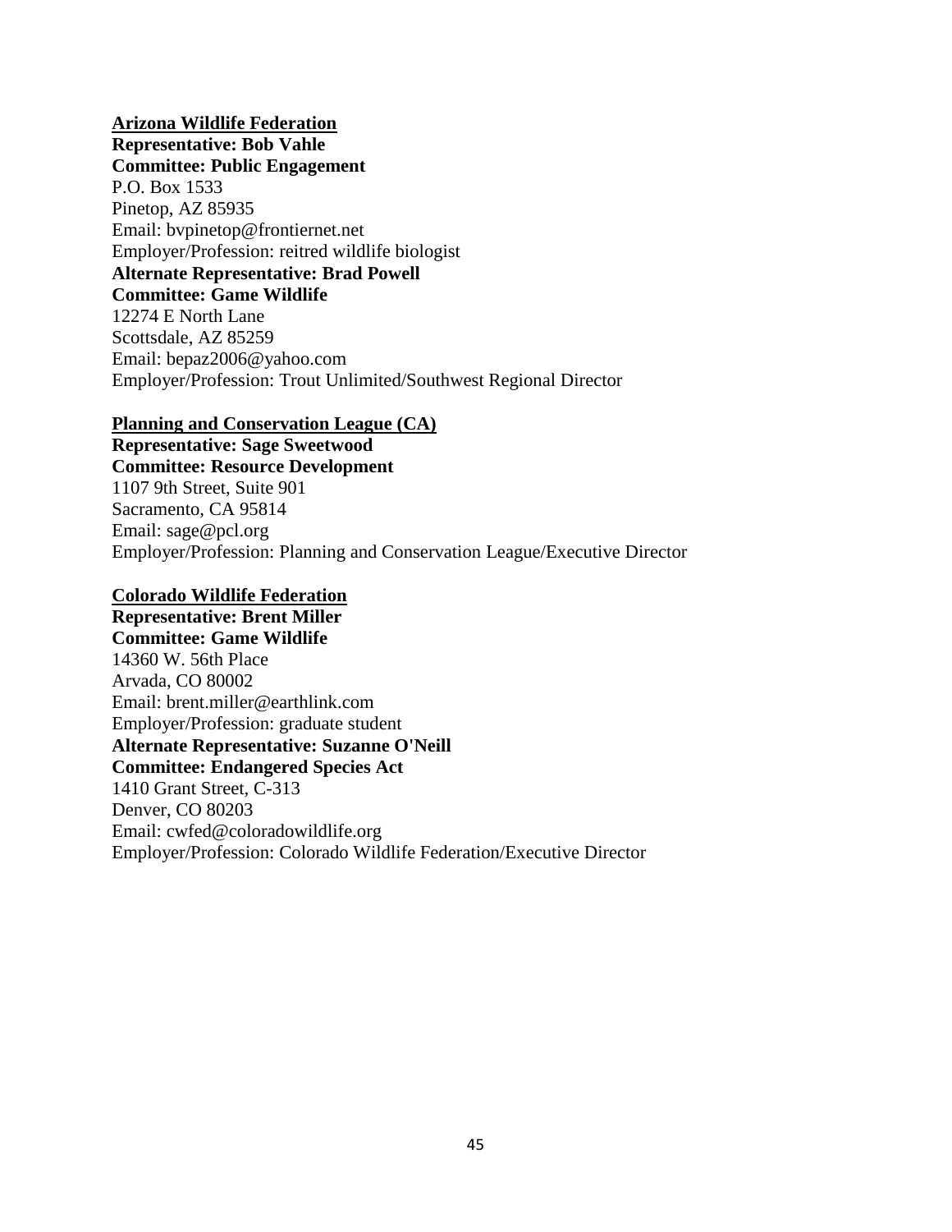**<u>Arizona Wildlife Federation</u>**
**Representative: Bob Vahle**
**Committee: Public Engagement**
P.O. Box 1533
Pinetop, AZ 85935
Email: bvpinetop@frontiernet.net
Employer/Profession: reitred wildlife biologist
**Alternate Representative: Brad Powell**
**Committee: Game Wildlife**
12274 E North Lane
Scottsdale, AZ 85259
Email: bepaz2006@yahoo.com
Employer/Profession: Trout Unlimited/Southwest Regional Director

**<u>Planning and Conservation League (CA)</u>**
**Representative: Sage Sweetwood**
**Committee: Resource Development**
1107 9th Street, Suite 901
Sacramento, CA 95814
Email: sage@pcl.org
Employer/Profession: Planning and Conservation League/Executive Director

**<u>Colorado Wildlife Federation</u>**
**Representative: Brent Miller**
**Committee: Game Wildlife**
14360 W. 56th Place
Arvada, CO 80002
Email: brent.miller@earthlink.com
Employer/Profession: graduate student
**Alternate Representative: Suzanne O'Neill**
**Committee: Endangered Species Act**
1410 Grant Street, C-313
Denver, CO 80203
Email: cwfed@coloradowildlife.org
Employer/Profession: Colorado Wildlife Federation/Executive Director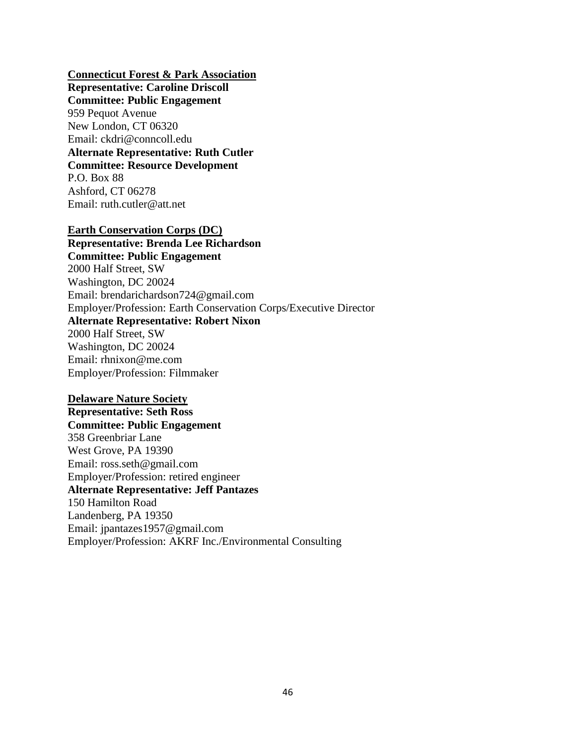**<u>Connecticut Forest & Park Association</u>**
**Representative: Caroline Driscoll**
**Committee: Public Engagement**
959 Pequot Avenue
New London, CT 06320
Email: ckdri@conncoll.edu
**Alternate Representative: Ruth Cutler**
**Committee: Resource Development**
P.O. Box 88
Ashford, CT 06278
Email: ruth.cutler@att.net

**<u>Earth Conservation Corps (DC)</u>**
**Representative: Brenda Lee Richardson**
**Committee: Public Engagement**
2000 Half Street, SW
Washington, DC 20024
Email: brendarichardson724@gmail.com
Employer/Profession: Earth Conservation Corps/Executive Director
**Alternate Representative: Robert Nixon**
2000 Half Street, SW
Washington, DC 20024
Email: rhnixon@me.com
Employer/Profession: Filmmaker

**<u>Delaware Nature Society</u>**
**Representative: Seth Ross**
**Committee: Public Engagement**
358 Greenbriar Lane
West Grove, PA 19390
Email: ross.seth@gmail.com
Employer/Profession: retired engineer
**Alternate Representative: Jeff Pantazes**
150 Hamilton Road
Landenberg, PA 19350
Email: jpantazes1957@gmail.com
Employer/Profession: AKRF Inc./Environmental Consulting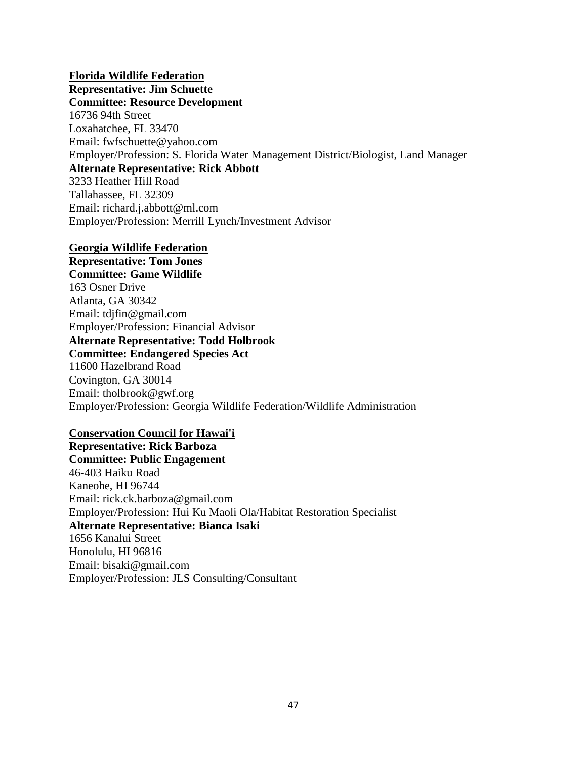**<u>Florida Wildlife Federation</u>**
**Representative: Jim Schuette**
**Committee: Resource Development**
16736 94th Street
Loxahatchee, FL 33470
Email: fwfschuette@yahoo.com
Employer/Profession: S. Florida Water Management District/Biologist, Land Manager
**Alternate Representative: Rick Abbott**
3233 Heather Hill Road
Tallahassee, FL 32309
Email: richard.j.abbott@ml.com
Employer/Profession: Merrill Lynch/Investment Advisor

**<u>Georgia Wildlife Federation</u>**
**Representative: Tom Jones**
**Committee: Game Wildlife**
163 Osner Drive
Atlanta, GA 30342
Email: tdjfin@gmail.com
Employer/Profession: Financial Advisor
**Alternate Representative: Todd Holbrook**
**Committee: Endangered Species Act**
11600 Hazelbrand Road
Covington, GA 30014
Email: tholbrook@gwf.org
Employer/Profession: Georgia Wildlife Federation/Wildlife Administration

**<u>Conservation Council for Hawai'i</u>**
**Representative: Rick Barboza**
**Committee: Public Engagement**
46-403 Haiku Road
Kaneohe, HI 96744
Email: rick.ck.barboza@gmail.com
Employer/Profession: Hui Ku Maoli Ola/Habitat Restoration Specialist
**Alternate Representative: Bianca Isaki**
1656 Kanalui Street
Honolulu, HI 96816
Email: bisaki@gmail.com
Employer/Profession: JLS Consulting/Consultant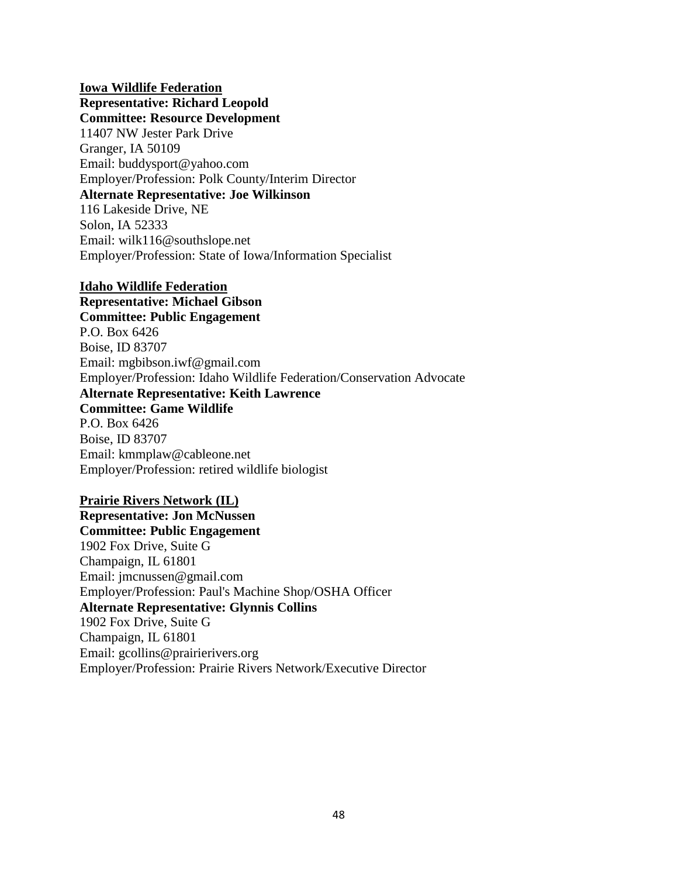**<u>Iowa Wildlife Federation</u>**
**Representative: Richard Leopold**
**Committee: Resource Development**
11407 NW Jester Park Drive
Granger, IA 50109
Email: buddysport@yahoo.com
Employer/Profession: Polk County/Interim Director
**Alternate Representative: Joe Wilkinson**
116 Lakeside Drive, NE
Solon, IA 52333
Email: wilk116@southslope.net
Employer/Profession: State of Iowa/Information Specialist

**<u>Idaho Wildlife Federation</u>**
**Representative: Michael Gibson**
**Committee: Public Engagement**
P.O. Box 6426
Boise, ID 83707
Email: mgbibson.iwf@gmail.com
Employer/Profession: Idaho Wildlife Federation/Conservation Advocate
**Alternate Representative: Keith Lawrence**
**Committee: Game Wildlife**
P.O. Box 6426
Boise, ID 83707
Email: kmmplaw@cableone.net
Employer/Profession: retired wildlife biologist

**<u>Prairie Rivers Network (IL)</u>**
**Representative: Jon McNussen**
**Committee: Public Engagement**
1902 Fox Drive, Suite G
Champaign, IL 61801
Email: jmcnussen@gmail.com
Employer/Profession: Paul's Machine Shop/OSHA Officer
**Alternate Representative: Glynnis Collins**
1902 Fox Drive, Suite G
Champaign, IL 61801
Email: gcollins@prairierivers.org
Employer/Profession: Prairie Rivers Network/Executive Director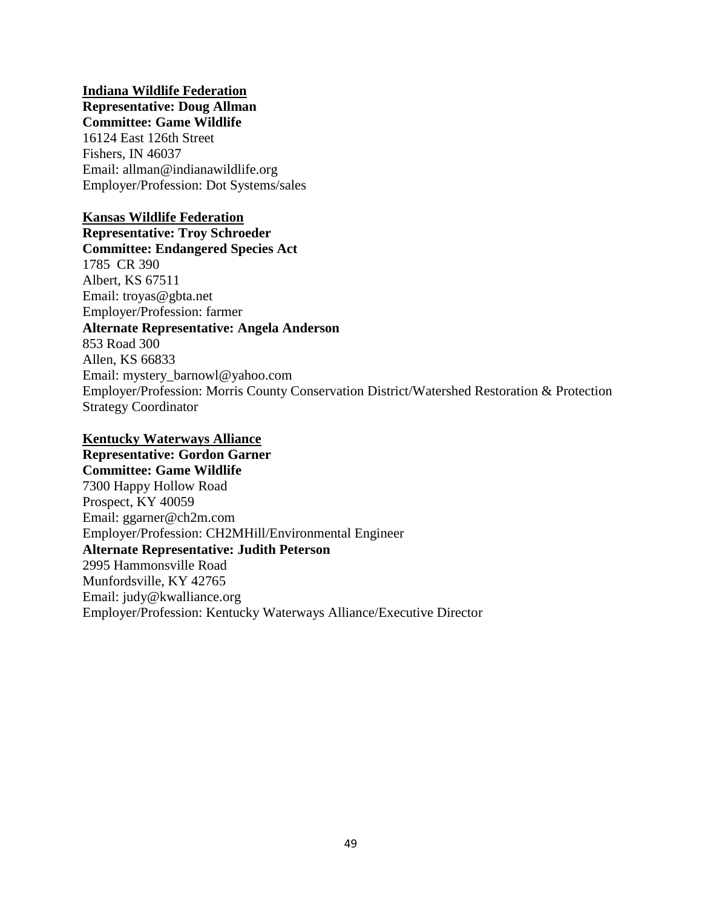**<u>Indiana Wildlife Federation</u>**
**Representative: Doug Allman**
**Committee: Game Wildlife**
16124 East 126th Street
Fishers, IN 46037
Email: allman@indianawildlife.org
Employer/Profession: Dot Systems/sales

**<u>Kansas Wildlife Federation</u>**
**Representative: Troy Schroeder**
**Committee: Endangered Species Act**
1785 CR 390
Albert, KS 67511
Email: troyas@gbta.net
Employer/Profession: farmer
**Alternate Representative: Angela Anderson**
853 Road 300
Allen, KS 66833
Email: mystery_barnowl@yahoo.com
Employer/Profession: Morris County Conservation District/Watershed Restoration & Protection Strategy Coordinator

**<u>Kentucky Waterways Alliance</u>**
**Representative: Gordon Garner**
**Committee: Game Wildlife**
7300 Happy Hollow Road
Prospect, KY 40059
Email: ggarner@ch2m.com
Employer/Profession: CH2MHill/Environmental Engineer
**Alternate Representative: Judith Peterson**
2995 Hammonsville Road
Munfordsville, KY 42765
Email: judy@kwalliance.org
Employer/Profession: Kentucky Waterways Alliance/Executive Director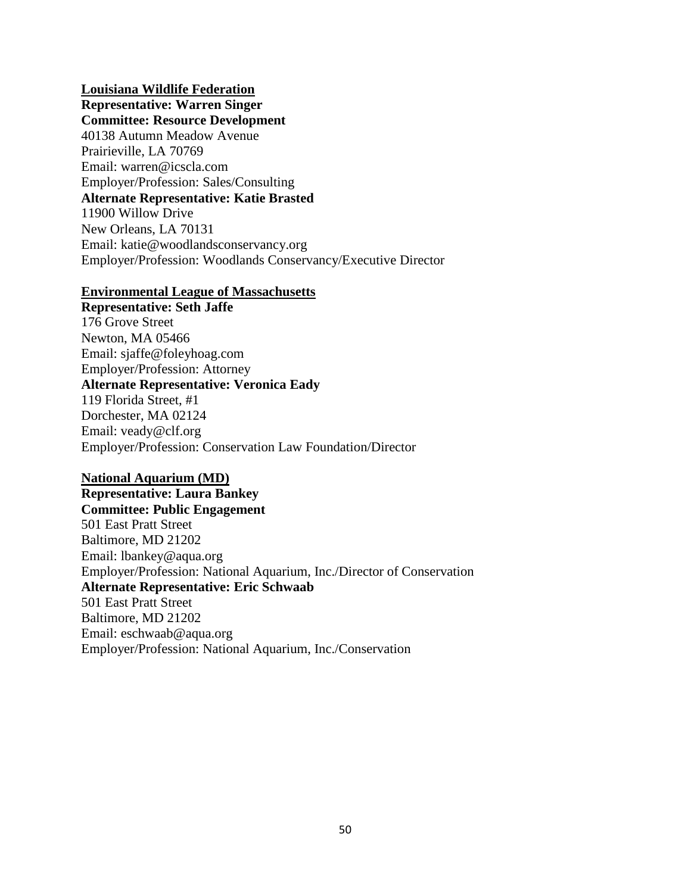**<u>Louisiana Wildlife Federation</u>**
**Representative: Warren Singer**
**Committee: Resource Development**
40138 Autumn Meadow Avenue
Prairieville, LA 70769
Email: warren@icscla.com
Employer/Profession: Sales/Consulting
**Alternate Representative: Katie Brasted**
11900 Willow Drive
New Orleans, LA 70131
Email: katie@woodlandsconservancy.org
Employer/Profession: Woodlands Conservancy/Executive Director

**<u>Environmental League of Massachusetts</u>**
**Representative: Seth Jaffe**
176 Grove Street
Newton, MA 05466
Email: sjaffe@foleyhoag.com
Employer/Profession: Attorney
**Alternate Representative: Veronica Eady**
119 Florida Street, #1
Dorchester, MA 02124
Email: veady@clf.org
Employer/Profession: Conservation Law Foundation/Director

**<u>National Aquarium (MD)</u>**
**Representative: Laura Bankey**
**Committee: Public Engagement**
501 East Pratt Street
Baltimore, MD 21202
Email: lbankey@aqua.org
Employer/Profession: National Aquarium, Inc./Director of Conservation
**Alternate Representative: Eric Schwaab**
501 East Pratt Street
Baltimore, MD 21202
Email: eschwaab@aqua.org
Employer/Profession: National Aquarium, Inc./Conservation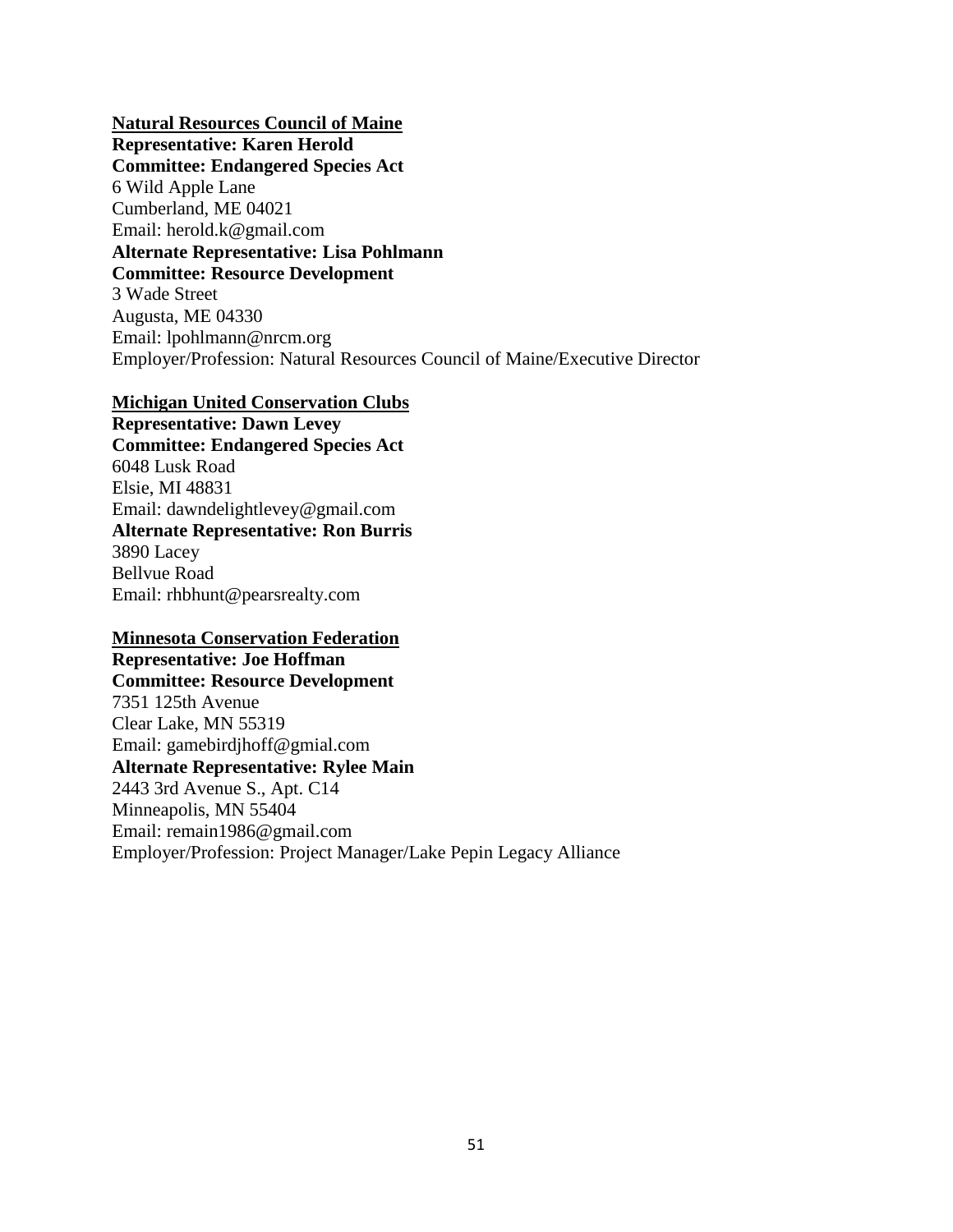<u>**Natural Resources Council of Maine**</u>
**Representative: Karen Herold**
**Committee: Endangered Species Act**
6 Wild Apple Lane
Cumberland, ME 04021
Email: herold.k@gmail.com
**Alternate Representative: Lisa Pohlmann**
**Committee: Resource Development**
3 Wade Street
Augusta, ME 04330
Email: lpohlmann@nrcm.org
Employer/Profession: Natural Resources Council of Maine/Executive Director

<u>**Michigan United Conservation Clubs**</u>
**Representative: Dawn Levey**
**Committee: Endangered Species Act**
6048 Lusk Road
Elsie, MI 48831
Email: dawndelightlevey@gmail.com
**Alternate Representative: Ron Burris**
3890 Lacey
Bellvue Road
Email: rhbhunt@pearsrealty.com

<u>**Minnesota Conservation Federation**</u>
**Representative: Joe Hoffman**
**Committee: Resource Development**
7351 125th Avenue
Clear Lake, MN 55319
Email: gamebirdjhoff@gmial.com
**Alternate Representative: Rylee Main**
2443 3rd Avenue S., Apt. C14
Minneapolis, MN 55404
Email: remain1986@gmail.com
Employer/Profession: Project Manager/Lake Pepin Legacy Alliance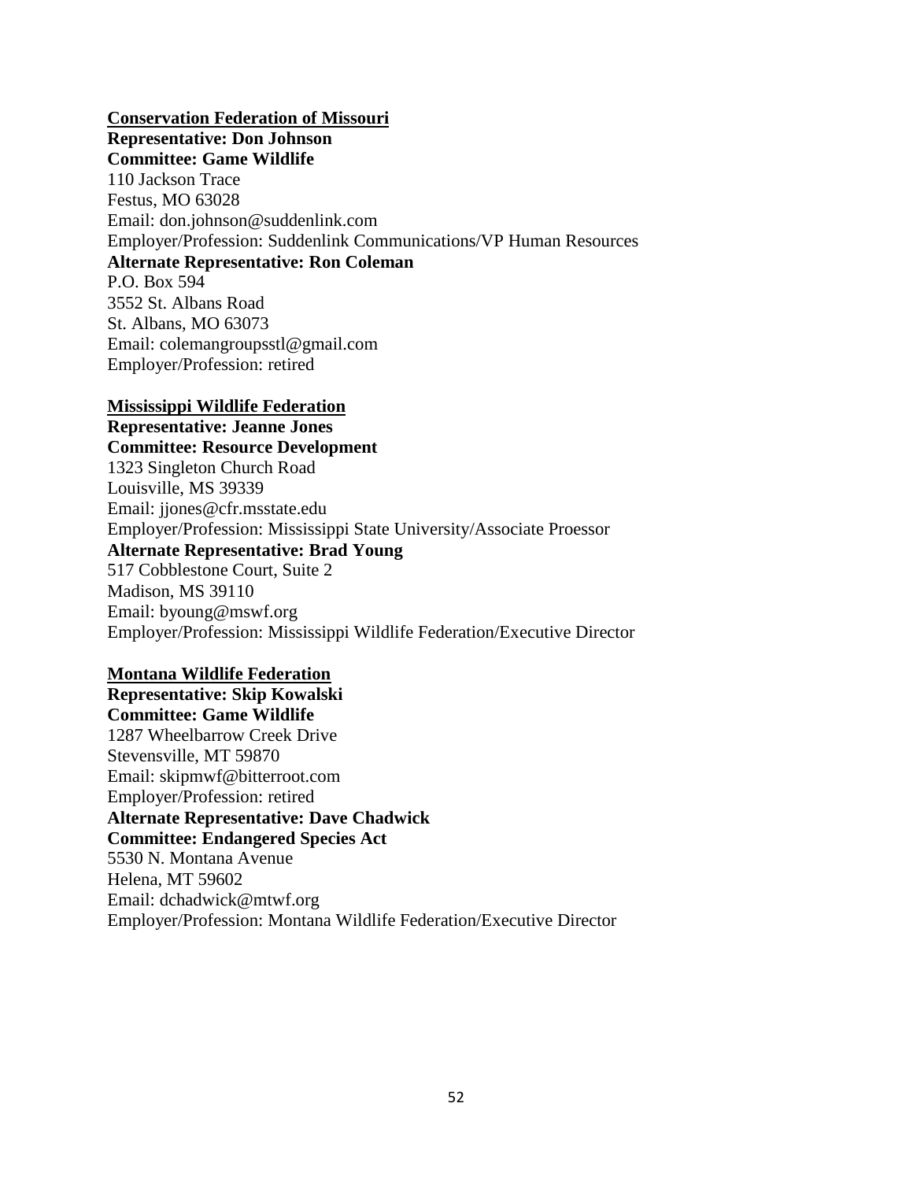**Conservation Federation of Missouri**

**Representative: Don Johnson**
**Committee: Game Wildlife**
110 Jackson Trace
Festus, MO 63028
Email: don.johnson@suddenlink.com
Employer/Profession: Suddenlink Communications/VP Human Resources
**Alternate Representative: Ron Coleman**
P.O. Box 594
3552 St. Albans Road
St. Albans, MO 63073
Email: colemangroupsstl@gmail.com
Employer/Profession: retired

**Mississippi Wildlife Federation**

**Representative: Jeanne Jones**
**Committee: Resource Development**
1323 Singleton Church Road
Louisville, MS 39339
Email: jjones@cfr.msstate.edu
Employer/Profession: Mississippi State University/Associate Proessor
**Alternate Representative: Brad Young**
517 Cobblestone Court, Suite 2
Madison, MS 39110
Email: byoung@mswf.org
Employer/Profession: Mississippi Wildlife Federation/Executive Director

**Montana Wildlife Federation**

**Representative: Skip Kowalski**
**Committee: Game Wildlife**
1287 Wheelbarrow Creek Drive
Stevensville, MT 59870
Email: skipmwf@bitterroot.com
Employer/Profession: retired
**Alternate Representative: Dave Chadwick**
**Committee: Endangered Species Act**
5530 N. Montana Avenue
Helena, MT 59602
Email: dchadwick@mtwf.org
Employer/Profession: Montana Wildlife Federation/Executive Director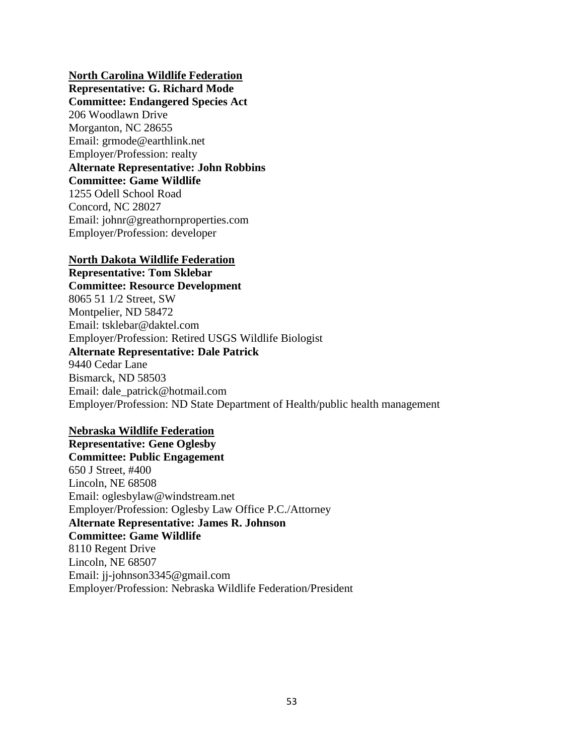<u>**North Carolina Wildlife Federation**</u>
**Representative: G. Richard Mode**
**Committee: Endangered Species Act**
206 Woodlawn Drive
Morganton, NC 28655
Email: grmode@earthlink.net
Employer/Profession: realty
**Alternate Representative: John Robbins**
**Committee: Game Wildlife**
1255 Odell School Road
Concord, NC 28027
Email: johnr@greathornproperties.com
Employer/Profession: developer

<u>**North Dakota Wildlife Federation**</u>
**Representative: Tom Sklebar**
**Committee: Resource Development**
8065 51 1/2 Street, SW
Montpelier, ND 58472
Email: tsklebar@daktel.com
Employer/Profession: Retired USGS Wildlife Biologist
**Alternate Representative: Dale Patrick**
9440 Cedar Lane
Bismarck, ND 58503
Email: dale_patrick@hotmail.com
Employer/Profession: ND State Department of Health/public health management

<u>**Nebraska Wildlife Federation**</u>
**Representative: Gene Oglesby**
**Committee: Public Engagement**
650 J Street, #400
Lincoln, NE 68508
Email: oglesbylaw@windstream.net
Employer/Profession: Oglesby Law Office P.C./Attorney
**Alternate Representative: James R. Johnson**
**Committee: Game Wildlife**
8110 Regent Drive
Lincoln, NE 68507
Email: jj-johnson3345@gmail.com
Employer/Profession: Nebraska Wildlife Federation/President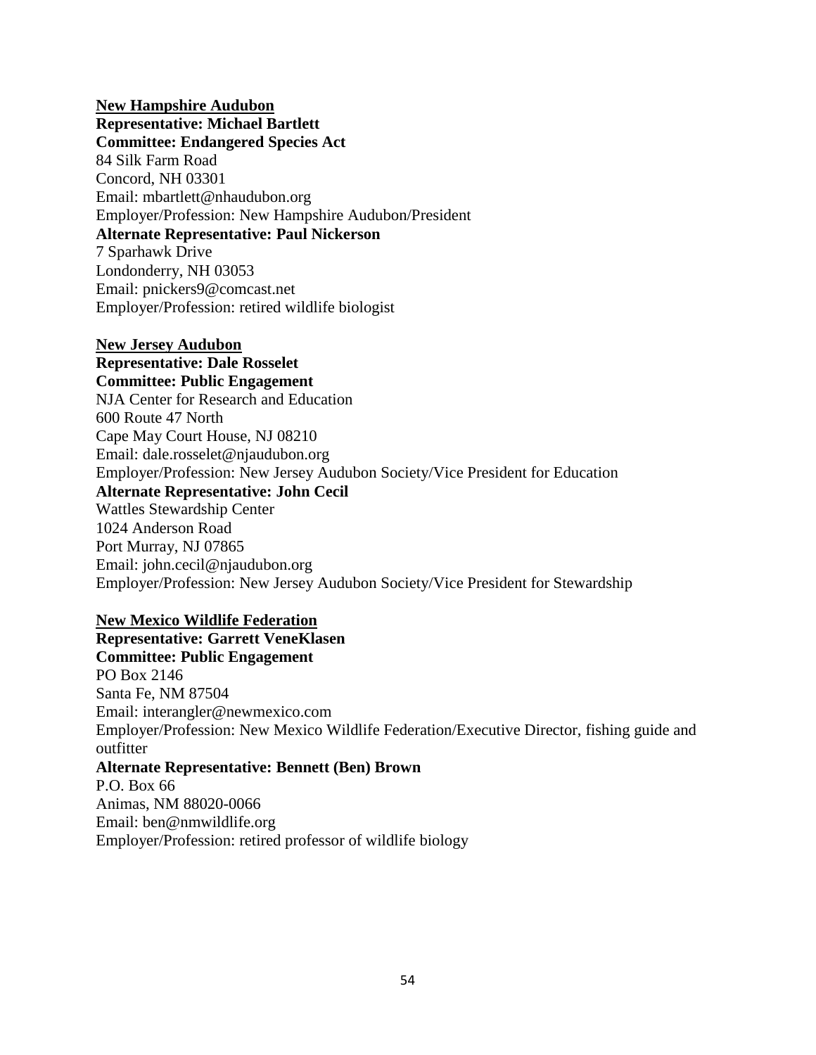**<u>New Hampshire Audubon</u>**
**Representative: Michael Bartlett**
**Committee: Endangered Species Act**
84 Silk Farm Road
Concord, NH 03301
Email: mbartlett@nhaudubon.org
Employer/Profession: New Hampshire Audubon/President
**Alternate Representative: Paul Nickerson**
7 Sparhawk Drive
Londonderry, NH 03053
Email: pnickers9@comcast.net
Employer/Profession: retired wildlife biologist

**<u>New Jersey Audubon</u>**
**Representative: Dale Rosselet**
**Committee: Public Engagement**
NJA Center for Research and Education
600 Route 47 North
Cape May Court House, NJ 08210
Email: dale.rosselet@njaudubon.org
Employer/Profession: New Jersey Audubon Society/Vice President for Education
**Alternate Representative: John Cecil**
Wattles Stewardship Center
1024 Anderson Road
Port Murray, NJ 07865
Email: john.cecil@njaudubon.org
Employer/Profession: New Jersey Audubon Society/Vice President for Stewardship

**<u>New Mexico Wildlife Federation</u>**
**Representative: Garrett VeneKlasen**
**Committee: Public Engagement**
PO Box 2146
Santa Fe, NM 87504
Email: interangler@newmexico.com
Employer/Profession: New Mexico Wildlife Federation/Executive Director, fishing guide and outfitter
**Alternate Representative: Bennett (Ben) Brown**
P.O. Box 66
Animas, NM 88020-0066
Email: ben@nmwildlife.org
Employer/Profession: retired professor of wildlife biology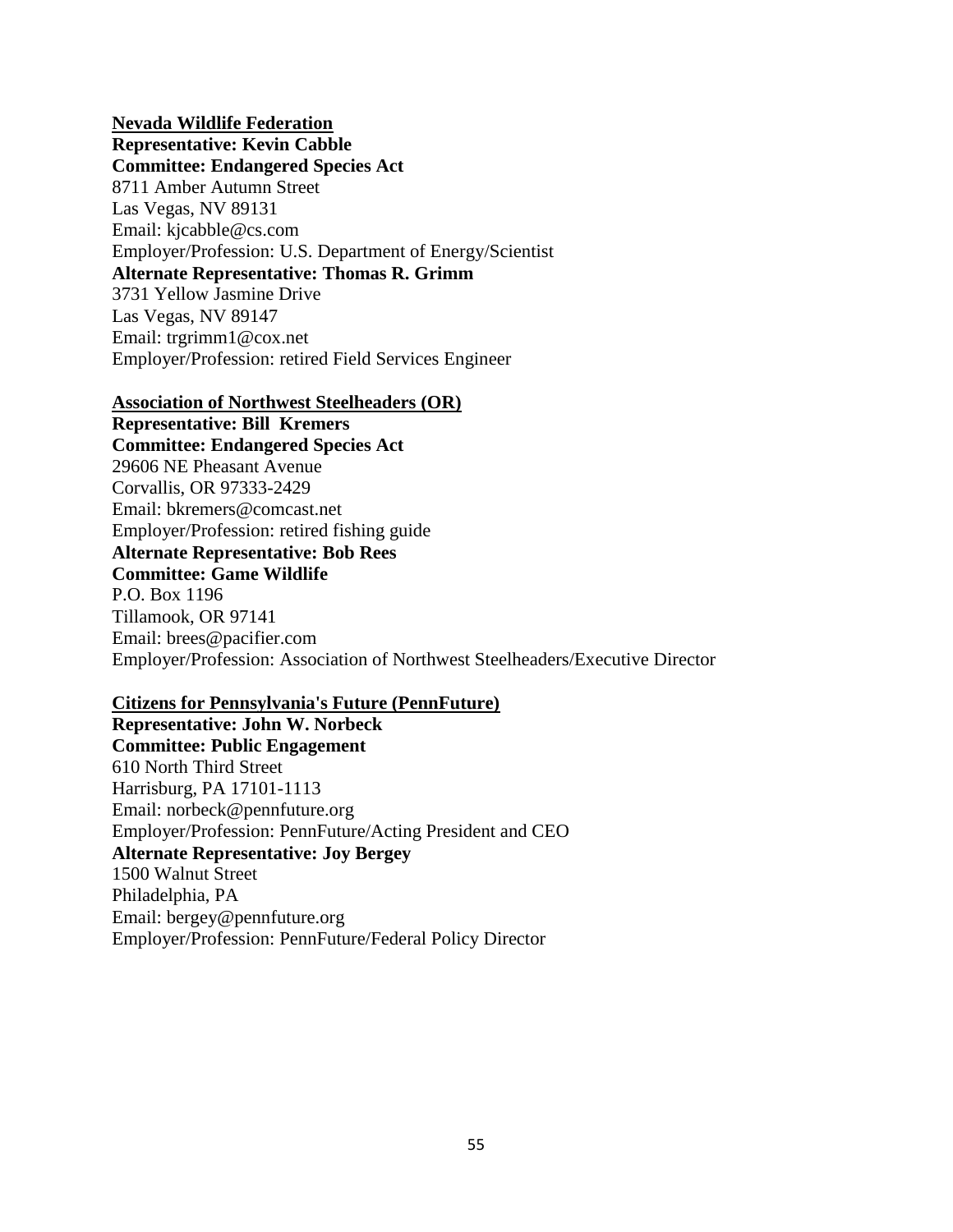**Nevada Wildlife Federation**
**Representative: Kevin Cabble**
**Committee: Endangered Species Act**
8711 Amber Autumn Street
Las Vegas, NV 89131
Email: kjcabble@cs.com
Employer/Profession: U.S. Department of Energy/Scientist
**Alternate Representative: Thomas R. Grimm**
3731 Yellow Jasmine Drive
Las Vegas, NV 89147
Email: trgrimm1@cox.net
Employer/Profession: retired Field Services Engineer

**Association of Northwest Steelheaders (OR)**
**Representative: Bill Kremers**
**Committee: Endangered Species Act**
29606 NE Pheasant Avenue
Corvallis, OR 97333-2429
Email: bkremers@comcast.net
Employer/Profession: retired fishing guide
**Alternate Representative: Bob Rees**
**Committee: Game Wildlife**
P.O. Box 1196
Tillamook, OR 97141
Email: brees@pacifier.com
Employer/Profession: Association of Northwest Steelheaders/Executive Director

**Citizens for Pennsylvania's Future (PennFuture)**
**Representative: John W. Norbeck**
**Committee: Public Engagement**
610 North Third Street
Harrisburg, PA 17101-1113
Email: norbeck@pennfuture.org
Employer/Profession: PennFuture/Acting President and CEO
**Alternate Representative: Joy Bergey**
1500 Walnut Street
Philadelphia, PA
Email: bergey@pennfuture.org
Employer/Profession: PennFuture/Federal Policy Director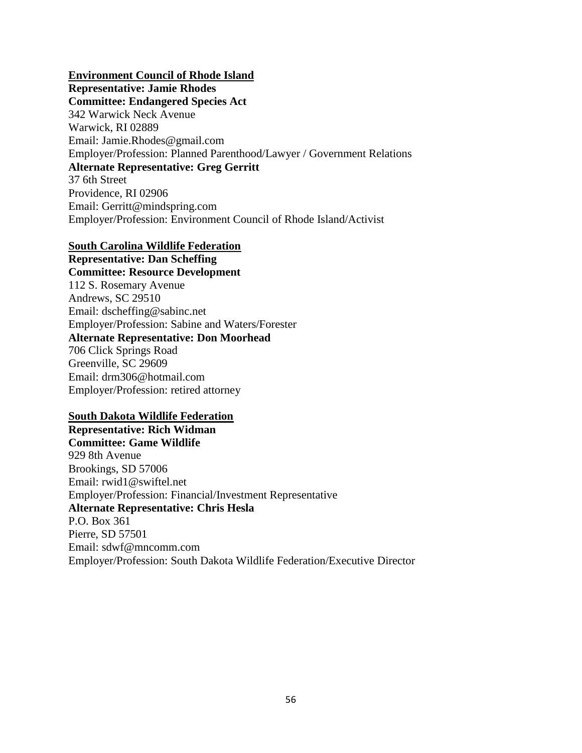**Environment Council of Rhode Island**

**Representative: Jamie Rhodes**
**Committee: Endangered Species Act**
342 Warwick Neck Avenue
Warwick, RI 02889
Email: Jamie.Rhodes@gmail.com
Employer/Profession: Planned Parenthood/Lawyer / Government Relations
**Alternate Representative: Greg Gerritt**
37 6th Street
Providence, RI 02906
Email: Gerritt@mindspring.com
Employer/Profession: Environment Council of Rhode Island/Activist

**South Carolina Wildlife Federation**

**Representative: Dan Scheffing**
**Committee: Resource Development**
112 S. Rosemary Avenue
Andrews, SC 29510
Email: dscheffing@sabinc.net
Employer/Profession: Sabine and Waters/Forester
**Alternate Representative: Don Moorhead**
706 Click Springs Road
Greenville, SC 29609
Email: drm306@hotmail.com
Employer/Profession: retired attorney

**South Dakota Wildlife Federation**

**Representative: Rich Widman**
**Committee: Game Wildlife**
929 8th Avenue
Brookings, SD 57006
Email: rwid1@swiftel.net
Employer/Profession: Financial/Investment Representative
**Alternate Representative: Chris Hesla**
P.O. Box 361
Pierre, SD 57501
Email: sdwf@mncomm.com
Employer/Profession: South Dakota Wildlife Federation/Executive Director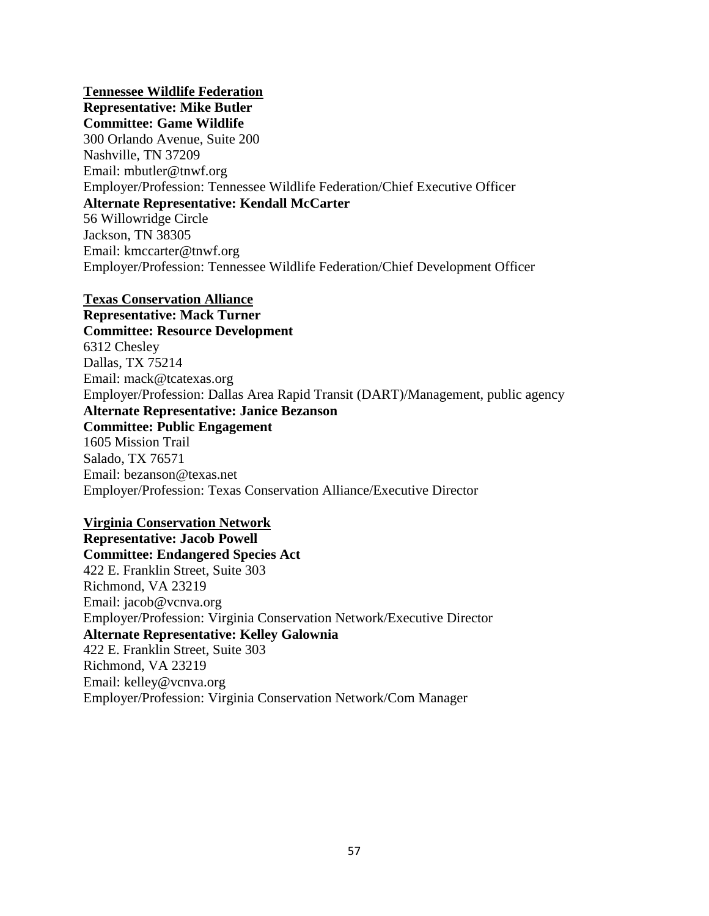**<u>Tennessee Wildlife Federation</u>**
**Representative: Mike Butler**
**Committee: Game Wildlife**
300 Orlando Avenue, Suite 200
Nashville, TN 37209
Email: mbutler@tnwf.org
Employer/Profession: Tennessee Wildlife Federation/Chief Executive Officer
**Alternate Representative: Kendall McCarter**
56 Willowridge Circle
Jackson, TN 38305
Email: kmccarter@tnwf.org
Employer/Profession: Tennessee Wildlife Federation/Chief Development Officer

**<u>Texas Conservation Alliance</u>**
**Representative: Mack Turner**
**Committee: Resource Development**
6312 Chesley
Dallas, TX 75214
Email: mack@tcatexas.org
Employer/Profession: Dallas Area Rapid Transit (DART)/Management, public agency
**Alternate Representative: Janice Bezanson**
**Committee: Public Engagement**
1605 Mission Trail
Salado, TX 76571
Email: bezanson@texas.net
Employer/Profession: Texas Conservation Alliance/Executive Director

**<u>Virginia Conservation Network</u>**
**Representative: Jacob Powell**
**Committee: Endangered Species Act**
422 E. Franklin Street, Suite 303
Richmond, VA 23219
Email: jacob@vcnva.org
Employer/Profession: Virginia Conservation Network/Executive Director
**Alternate Representative: Kelley Galownia**
422 E. Franklin Street, Suite 303
Richmond, VA 23219
Email: kelley@vcnva.org
Employer/Profession: Virginia Conservation Network/Com Manager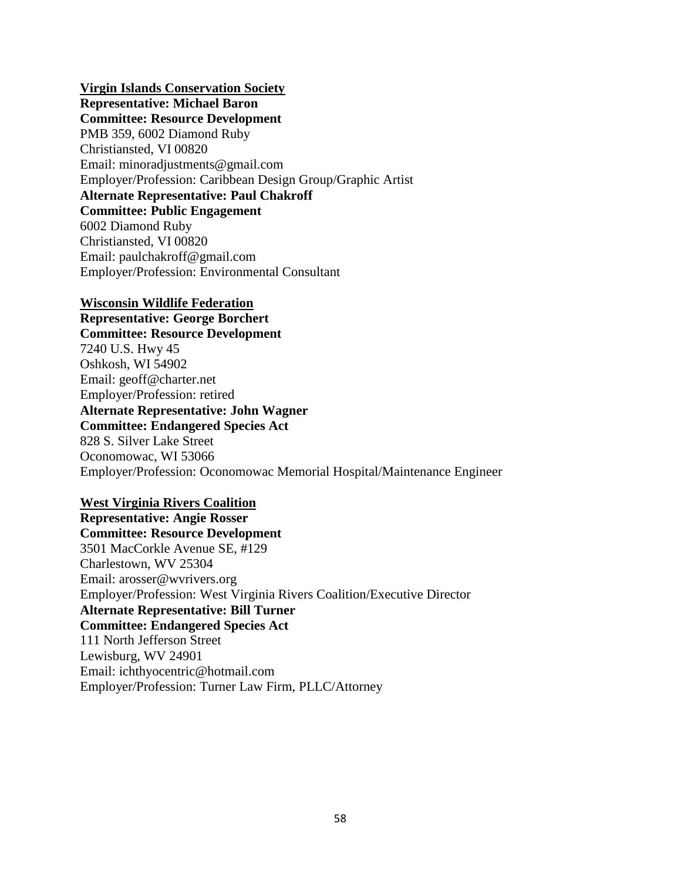<u>**Virgin Islands Conservation Society**</u>
**Representative: Michael Baron**
**Committee: Resource Development**
PMB 359, 6002 Diamond Ruby
Christiansted, VI 00820
Email: minoradjustments@gmail.com
Employer/Profession: Caribbean Design Group/Graphic Artist
**Alternate Representative: Paul Chakroff**
**Committee: Public Engagement**
6002 Diamond Ruby
Christiansted, VI 00820
Email: paulchakroff@gmail.com
Employer/Profession: Environmental Consultant

<u>**Wisconsin Wildlife Federation**</u>
**Representative: George Borchert**
**Committee: Resource Development**
7240 U.S. Hwy 45
Oshkosh, WI 54902
Email: geoff@charter.net
Employer/Profession: retired
**Alternate Representative: John Wagner**
**Committee: Endangered Species Act**
828 S. Silver Lake Street
Oconomowac, WI 53066
Employer/Profession: Oconomowac Memorial Hospital/Maintenance Engineer

<u>**West Virginia Rivers Coalition**</u>
**Representative: Angie Rosser**
**Committee: Resource Development**
3501 MacCorkle Avenue SE, #129
Charlestown, WV 25304
Email: arosser@wvrivers.org
Employer/Profession: West Virginia Rivers Coalition/Executive Director
**Alternate Representative: Bill Turner**
**Committee: Endangered Species Act**
111 North Jefferson Street
Lewisburg, WV 24901
Email: ichthyocentric@hotmail.com
Employer/Profession: Turner Law Firm, PLLC/Attorney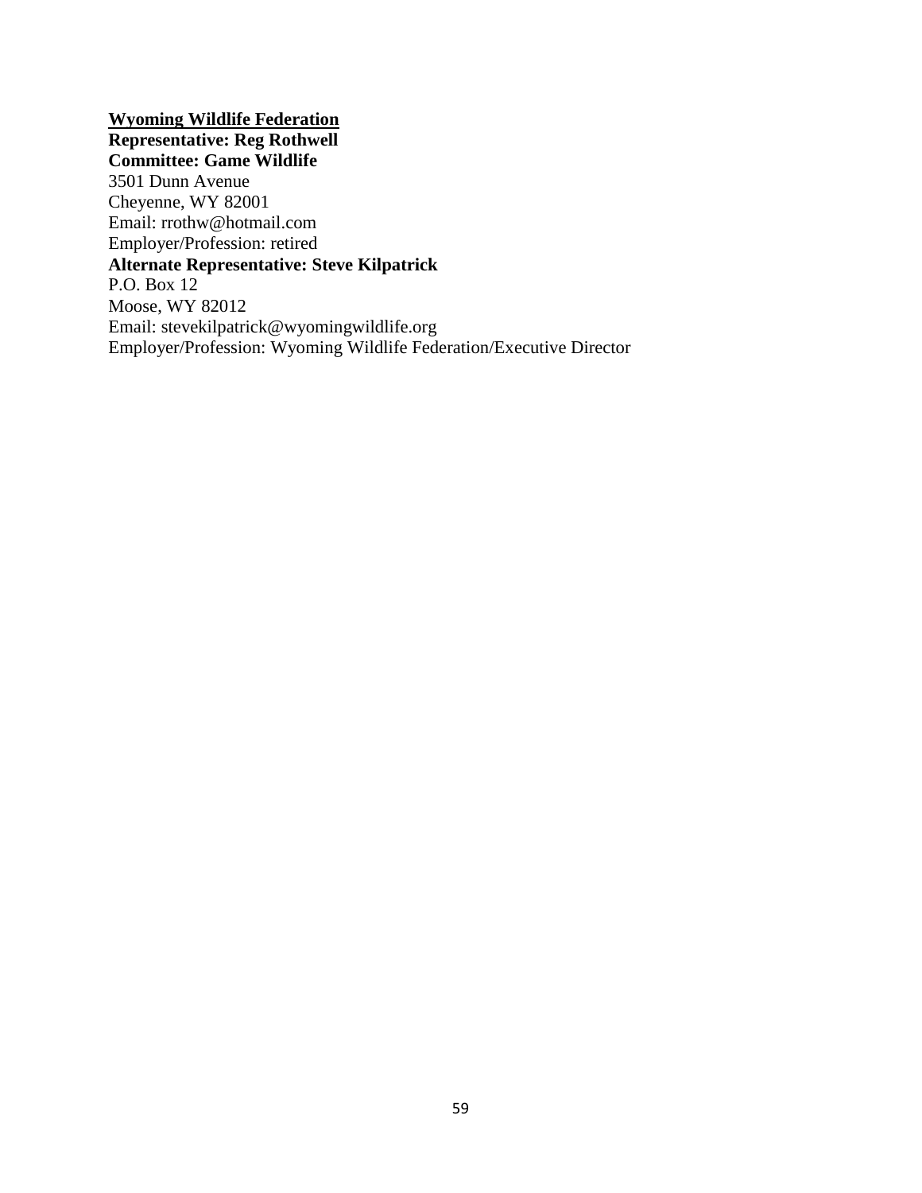**<u>Wyoming Wildlife Federation</u>**
**Representative: Reg Rothwell**
**Committee: Game Wildlife**
3501 Dunn Avenue
Cheyenne, WY 82001
Email: rrothw@hotmail.com
Employer/Profession: retired
**Alternate Representative: Steve Kilpatrick**
P.O. Box 12
Moose, WY 82012
Email: stevekilpatrick@wyomingwildlife.org
Employer/Profession: Wyoming Wildlife Federation/Executive Director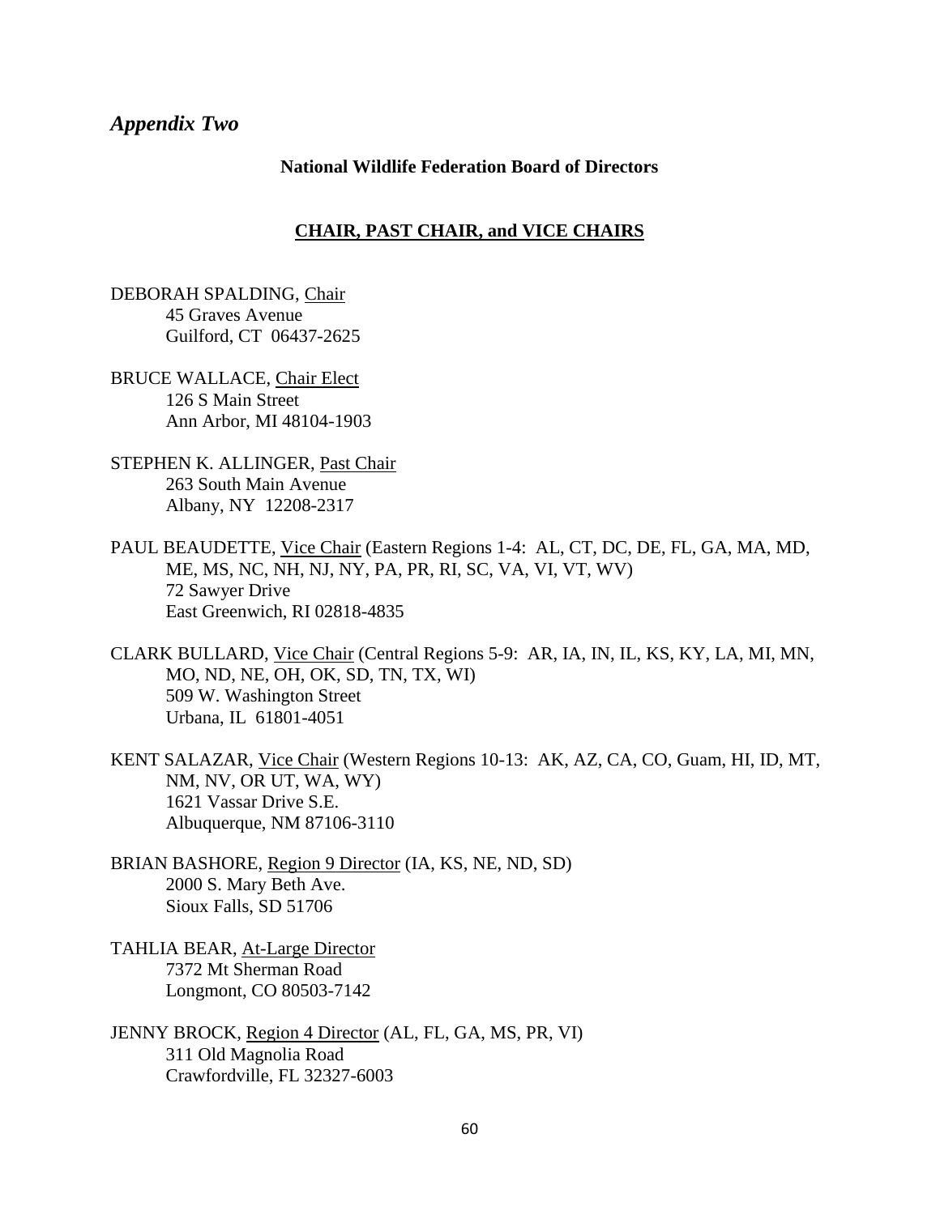## *Appendix Two*

**National Wildlife Federation Board of Directors**

**CHAIR, PAST CHAIR, and VICE CHAIRS**

DEBORAH SPALDING, Chair
45 Graves Avenue
Guilford, CT 06437-2625

BRUCE WALLACE, Chair Elect
126 S Main Street
Ann Arbor, MI 48104-1903

STEPHEN K. ALLINGER, Past Chair
263 South Main Avenue
Albany, NY 12208-2317

PAUL BEAUDETTE, Vice Chair (Eastern Regions 1-4: AL, CT, DC, DE, FL, GA, MA, MD, ME, MS, NC, NH, NJ, NY, PA, PR, RI, SC, VA, VI, VT, WV)
72 Sawyer Drive
East Greenwich, RI 02818-4835

CLARK BULLARD, Vice Chair (Central Regions 5-9: AR, IA, IN, IL, KS, KY, LA, MI, MN, MO, ND, NE, OH, OK, SD, TN, TX, WI)
509 W. Washington Street
Urbana, IL 61801-4051

KENT SALAZAR, Vice Chair (Western Regions 10-13: AK, AZ, CA, CO, Guam, HI, ID, MT, NM, NV, OR UT, WA, WY)
1621 Vassar Drive S.E.
Albuquerque, NM 87106-3110

BRIAN BASHORE, Region 9 Director (IA, KS, NE, ND, SD)
2000 S. Mary Beth Ave.
Sioux Falls, SD 51706

TAHLIA BEAR, At-Large Director
7372 Mt Sherman Road
Longmont, CO 80503-7142

JENNY BROCK, Region 4 Director (AL, FL, GA, MS, PR, VI)
311 Old Magnolia Road
Crawfordville, FL 32327-6003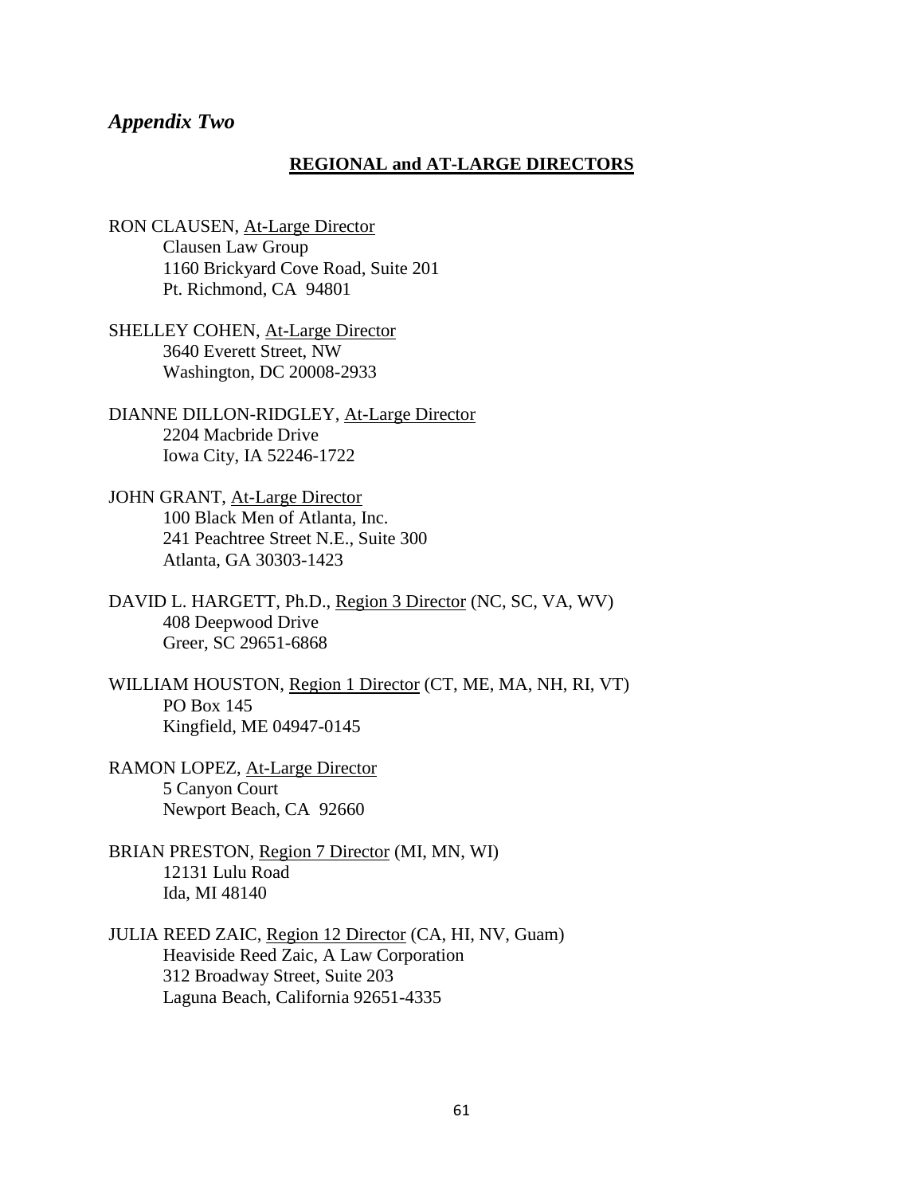## *Appendix Two*

### REGIONAL and AT-LARGE DIRECTORS

RON CLAUSEN, At-Large Director
Clausen Law Group
1160 Brickyard Cove Road, Suite 201
Pt. Richmond, CA 94801

SHELLEY COHEN, At-Large Director
3640 Everett Street, NW
Washington, DC 20008-2933

DIANNE DILLON-RIDGLEY, At-Large Director
2204 Macbride Drive
Iowa City, IA 52246-1722

JOHN GRANT, At-Large Director
100 Black Men of Atlanta, Inc.
241 Peachtree Street N.E., Suite 300
Atlanta, GA 30303-1423

DAVID L. HARGETT, Ph.D., Region 3 Director (NC, SC, VA, WV)
408 Deepwood Drive
Greer, SC 29651-6868

WILLIAM HOUSTON, Region 1 Director (CT, ME, MA, NH, RI, VT)
PO Box 145
Kingfield, ME 04947-0145

RAMON LOPEZ, At-Large Director
5 Canyon Court
Newport Beach, CA 92660

BRIAN PRESTON, Region 7 Director (MI, MN, WI)
12131 Lulu Road
Ida, MI 48140

JULIA REED ZAIC, Region 12 Director (CA, HI, NV, Guam)
Heaviside Reed Zaic, A Law Corporation
312 Broadway Street, Suite 203
Laguna Beach, California 92651-4335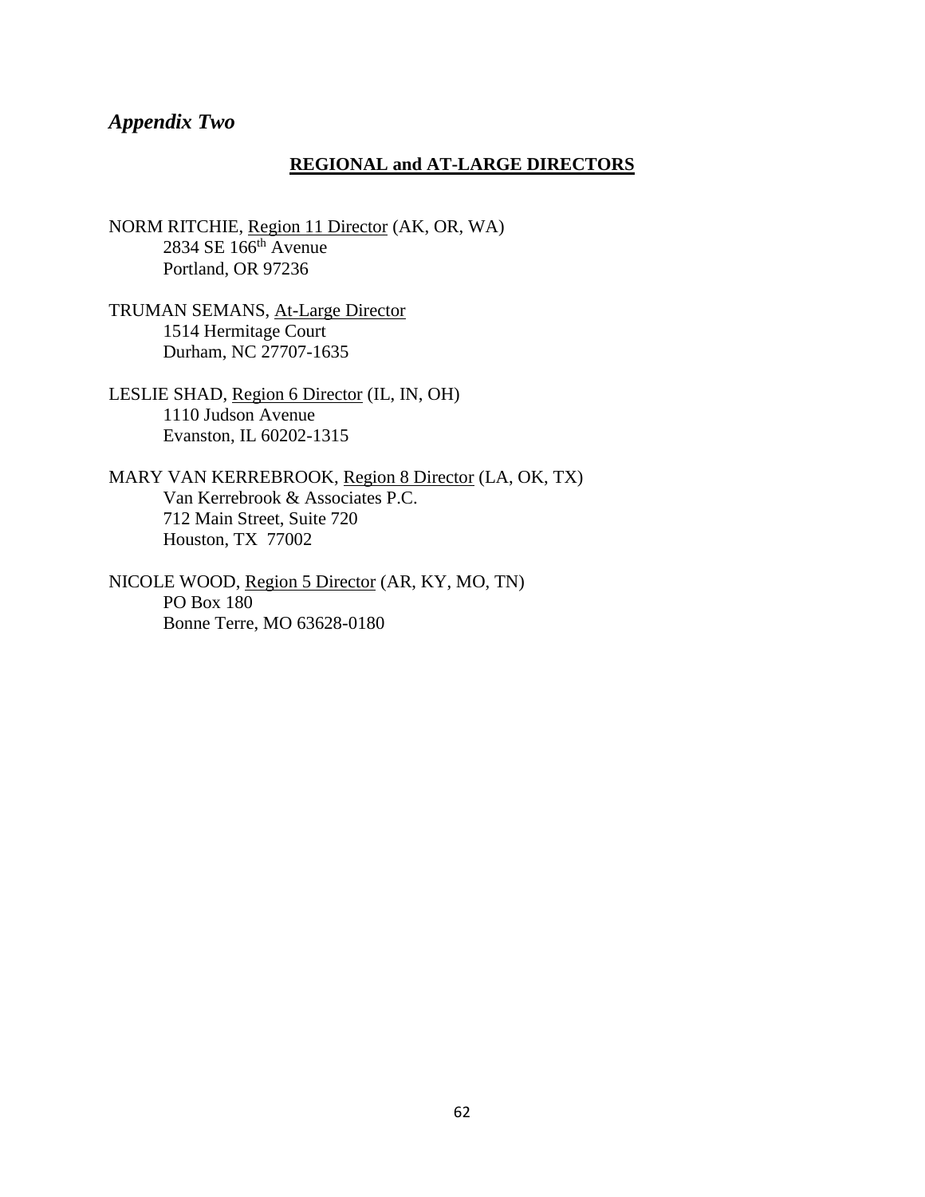*Appendix Two*

**REGIONAL and AT-LARGE DIRECTORS**

NORM RITCHIE, Region 11 Director (AK, OR, WA)
2834 SE 166th Avenue
Portland, OR 97236

TRUMAN SEMANS, At-Large Director
1514 Hermitage Court
Durham, NC 27707-1635

LESLIE SHAD, Region 6 Director (IL, IN, OH)
1110 Judson Avenue
Evanston, IL 60202-1315

MARY VAN KERREBROOK, Region 8 Director (LA, OK, TX)
Van Kerrebrook & Associates P.C.
712 Main Street, Suite 720
Houston, TX 77002

NICOLE WOOD, Region 5 Director (AR, KY, MO, TN)
PO Box 180
Bonne Terre, MO 63628-0180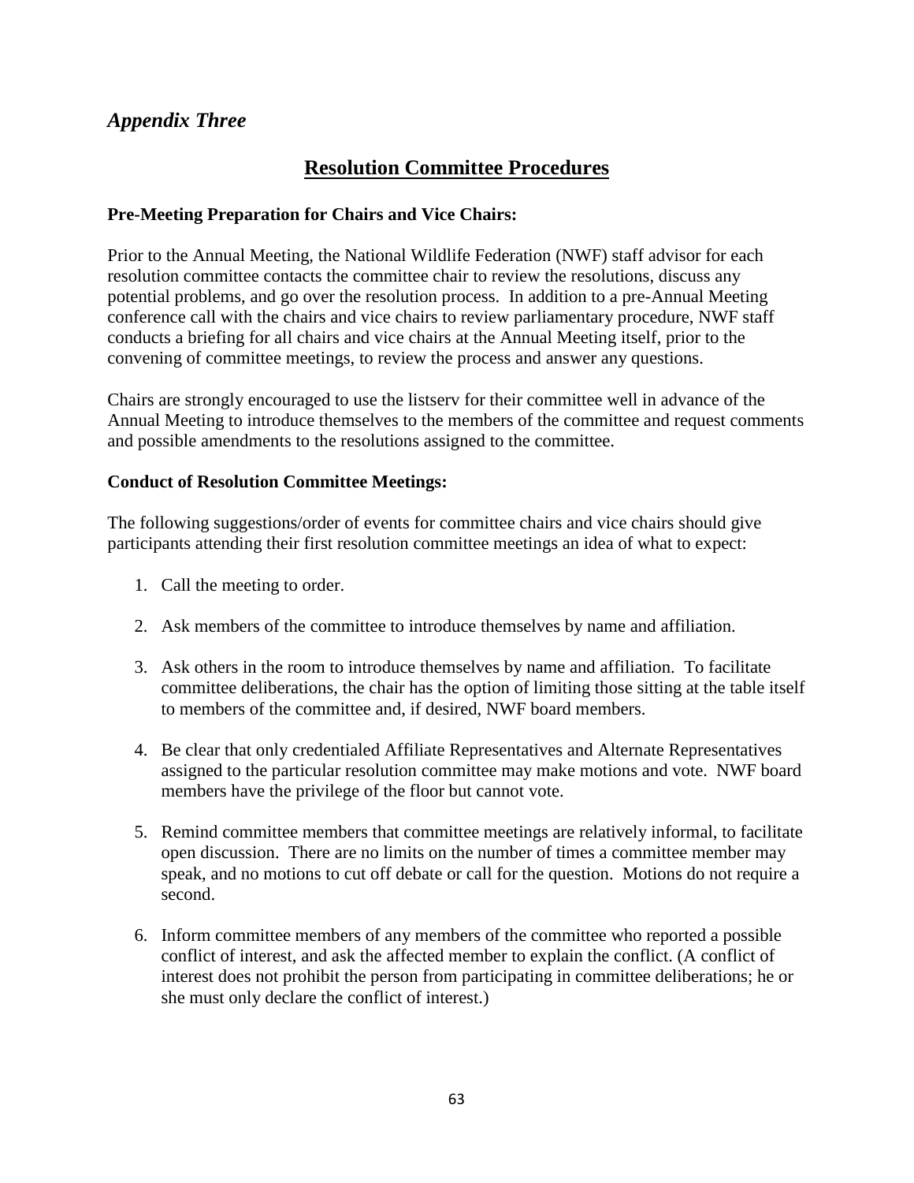## *Appendix Three*

# Resolution Committee Procedures

**Pre-Meeting Preparation for Chairs and Vice Chairs:**

Prior to the Annual Meeting, the National Wildlife Federation (NWF) staff advisor for each resolution committee contacts the committee chair to review the resolutions, discuss any potential problems, and go over the resolution process. In addition to a pre-Annual Meeting conference call with the chairs and vice chairs to review parliamentary procedure, NWF staff conducts a briefing for all chairs and vice chairs at the Annual Meeting itself, prior to the convening of committee meetings, to review the process and answer any questions.

Chairs are strongly encouraged to use the listserv for their committee well in advance of the Annual Meeting to introduce themselves to the members of the committee and request comments and possible amendments to the resolutions assigned to the committee.

**Conduct of Resolution Committee Meetings:**

The following suggestions/order of events for committee chairs and vice chairs should give participants attending their first resolution committee meetings an idea of what to expect:

1. Call the meeting to order.

2. Ask members of the committee to introduce themselves by name and affiliation.

3. Ask others in the room to introduce themselves by name and affiliation. To facilitate committee deliberations, the chair has the option of limiting those sitting at the table itself to members of the committee and, if desired, NWF board members.

4. Be clear that only credentialed Affiliate Representatives and Alternate Representatives assigned to the particular resolution committee may make motions and vote. NWF board members have the privilege of the floor but cannot vote.

5. Remind committee members that committee meetings are relatively informal, to facilitate open discussion. There are no limits on the number of times a committee member may speak, and no motions to cut off debate or call for the question. Motions do not require a second.

6. Inform committee members of any members of the committee who reported a possible conflict of interest, and ask the affected member to explain the conflict. (A conflict of interest does not prohibit the person from participating in committee deliberations; he or she must only declare the conflict of interest.)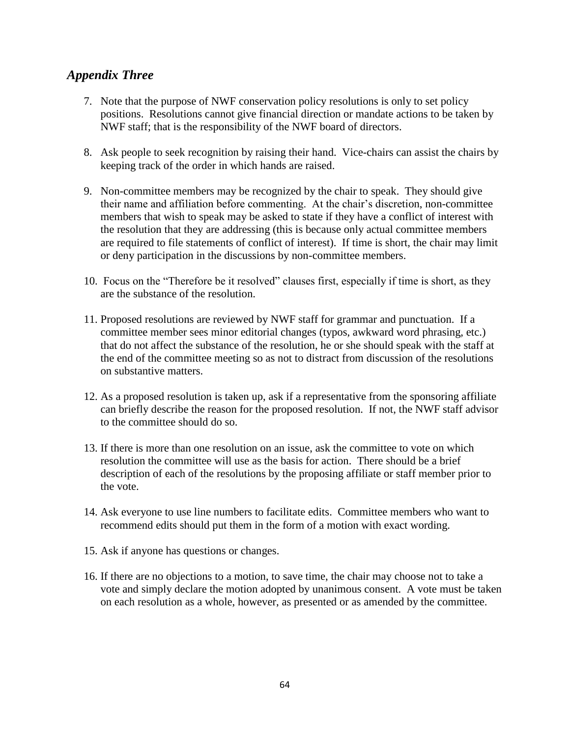## *Appendix Three*

7. Note that the purpose of NWF conservation policy resolutions is only to set policy positions. Resolutions cannot give financial direction or mandate actions to be taken by NWF staff; that is the responsibility of the NWF board of directors.

8. Ask people to seek recognition by raising their hand. Vice-chairs can assist the chairs by keeping track of the order in which hands are raised.

9. Non-committee members may be recognized by the chair to speak. They should give their name and affiliation before commenting. At the chair's discretion, non-committee members that wish to speak may be asked to state if they have a conflict of interest with the resolution that they are addressing (this is because only actual committee members are required to file statements of conflict of interest). If time is short, the chair may limit or deny participation in the discussions by non-committee members.

10. Focus on the "Therefore be it resolved" clauses first, especially if time is short, as they are the substance of the resolution.

11. Proposed resolutions are reviewed by NWF staff for grammar and punctuation. If a committee member sees minor editorial changes (typos, awkward word phrasing, etc.) that do not affect the substance of the resolution, he or she should speak with the staff at the end of the committee meeting so as not to distract from discussion of the resolutions on substantive matters.

12. As a proposed resolution is taken up, ask if a representative from the sponsoring affiliate can briefly describe the reason for the proposed resolution. If not, the NWF staff advisor to the committee should do so.

13. If there is more than one resolution on an issue, ask the committee to vote on which resolution the committee will use as the basis for action. There should be a brief description of each of the resolutions by the proposing affiliate or staff member prior to the vote.

14. Ask everyone to use line numbers to facilitate edits. Committee members who want to recommend edits should put them in the form of a motion with exact wording.

15. Ask if anyone has questions or changes.

16. If there are no objections to a motion, to save time, the chair may choose not to take a vote and simply declare the motion adopted by unanimous consent. A vote must be taken on each resolution as a whole, however, as presented or as amended by the committee.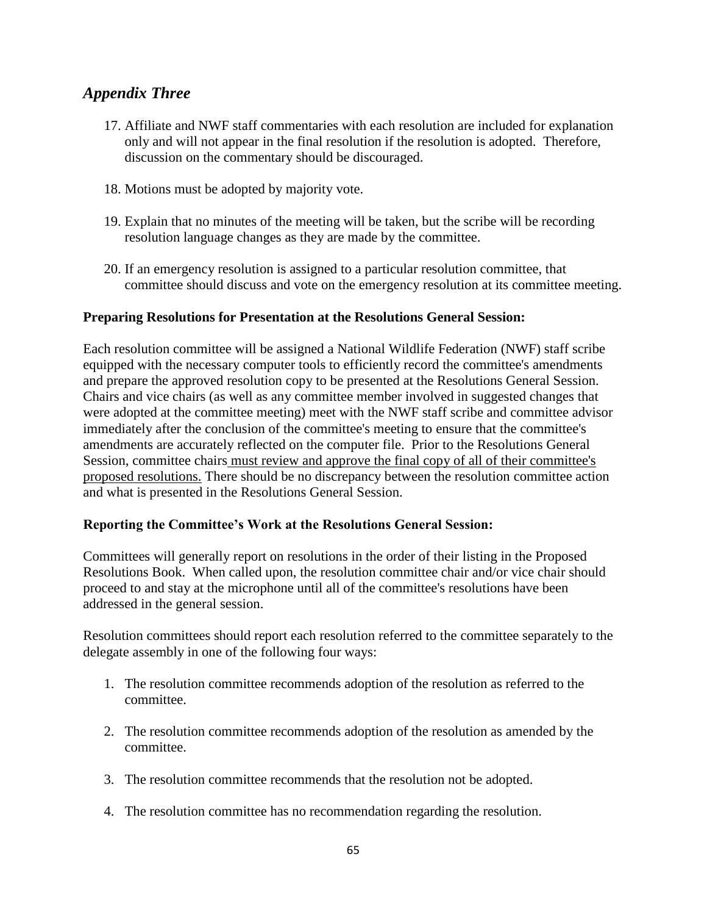## *Appendix Three*

17. Affiliate and NWF staff commentaries with each resolution are included for explanation only and will not appear in the final resolution if the resolution is adopted. Therefore, discussion on the commentary should be discouraged.

18. Motions must be adopted by majority vote.

19. Explain that no minutes of the meeting will be taken, but the scribe will be recording resolution language changes as they are made by the committee.

20. If an emergency resolution is assigned to a particular resolution committee, that committee should discuss and vote on the emergency resolution at its committee meeting.

**Preparing Resolutions for Presentation at the Resolutions General Session:**

Each resolution committee will be assigned a National Wildlife Federation (NWF) staff scribe equipped with the necessary computer tools to efficiently record the committee's amendments and prepare the approved resolution copy to be presented at the Resolutions General Session. Chairs and vice chairs (as well as any committee member involved in suggested changes that were adopted at the committee meeting) meet with the NWF staff scribe and committee advisor immediately after the conclusion of the committee's meeting to ensure that the committee's amendments are accurately reflected on the computer file. Prior to the Resolutions General Session, committee chairs <u>must review and approve the final copy of all of their committee's proposed resolutions.</u> There should be no discrepancy between the resolution committee action and what is presented in the Resolutions General Session.

**Reporting the Committee's Work at the Resolutions General Session:**

Committees will generally report on resolutions in the order of their listing in the Proposed Resolutions Book. When called upon, the resolution committee chair and/or vice chair should proceed to and stay at the microphone until all of the committee's resolutions have been addressed in the general session.

Resolution committees should report each resolution referred to the committee separately to the delegate assembly in one of the following four ways:

1. The resolution committee recommends adoption of the resolution as referred to the committee.

2. The resolution committee recommends adoption of the resolution as amended by the committee.

3. The resolution committee recommends that the resolution not be adopted.

4. The resolution committee has no recommendation regarding the resolution.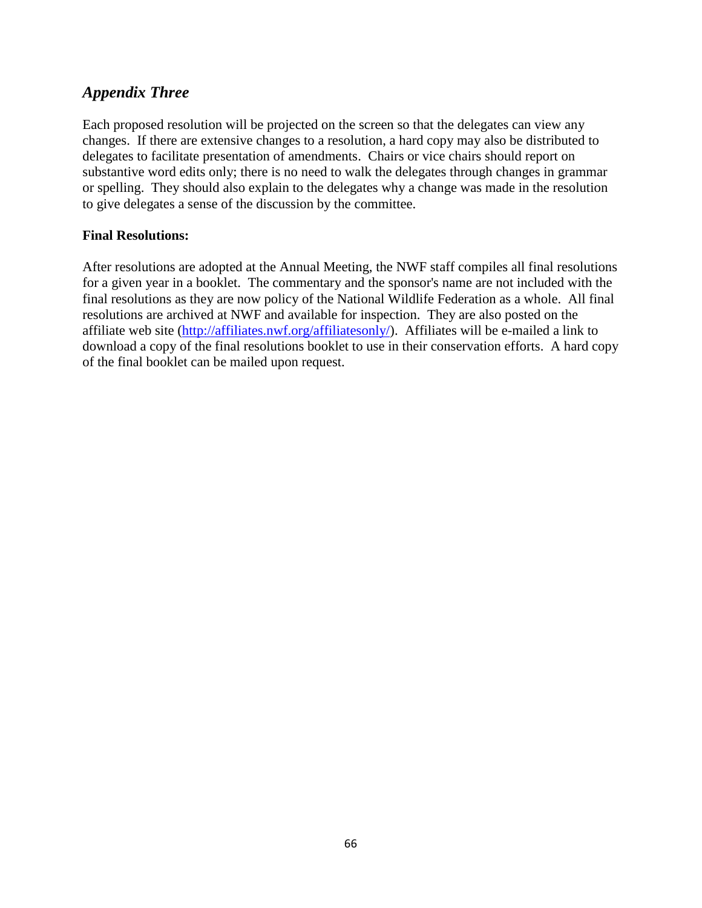## *Appendix Three*

Each proposed resolution will be projected on the screen so that the delegates can view any changes. If there are extensive changes to a resolution, a hard copy may also be distributed to delegates to facilitate presentation of amendments. Chairs or vice chairs should report on substantive word edits only; there is no need to walk the delegates through changes in grammar or spelling. They should also explain to the delegates why a change was made in the resolution to give delegates a sense of the discussion by the committee.

**Final Resolutions:**

After resolutions are adopted at the Annual Meeting, the NWF staff compiles all final resolutions for a given year in a booklet. The commentary and the sponsor's name are not included with the final resolutions as they are now policy of the National Wildlife Federation as a whole. All final resolutions are archived at NWF and available for inspection. They are also posted on the affiliate web site (http://affiliates.nwf.org/affiliatesonly/). Affiliates will be e-mailed a link to download a copy of the final resolutions booklet to use in their conservation efforts. A hard copy of the final booklet can be mailed upon request.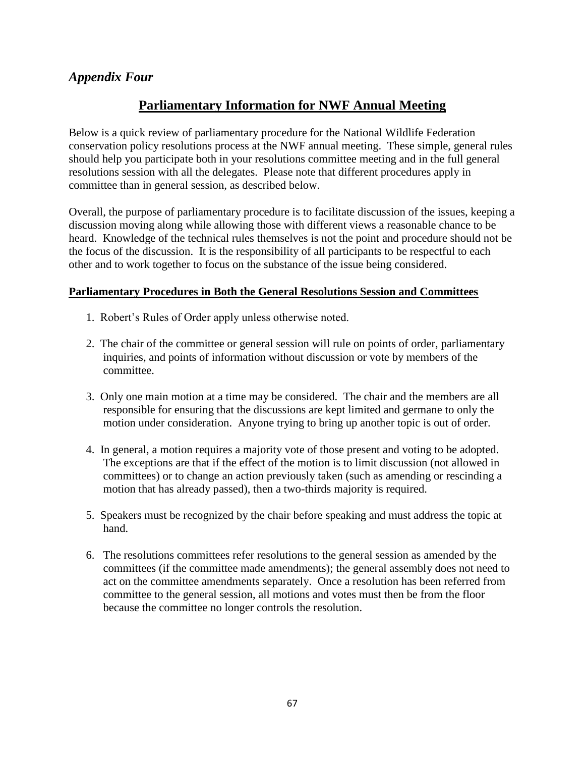*Appendix Four*

# Parliamentary Information for NWF Annual Meeting

Below is a quick review of parliamentary procedure for the National Wildlife Federation conservation policy resolutions process at the NWF annual meeting. These simple, general rules should help you participate both in your resolutions committee meeting and in the full general resolutions session with all the delegates. Please note that different procedures apply in committee than in general session, as described below.

Overall, the purpose of parliamentary procedure is to facilitate discussion of the issues, keeping a discussion moving along while allowing those with different views a reasonable chance to be heard. Knowledge of the technical rules themselves is not the point and procedure should not be the focus of the discussion. It is the responsibility of all participants to be respectful to each other and to work together to focus on the substance of the issue being considered.

## Parliamentary Procedures in Both the General Resolutions Session and Committees

1. Robert's Rules of Order apply unless otherwise noted.

2. The chair of the committee or general session will rule on points of order, parliamentary inquiries, and points of information without discussion or vote by members of the committee.

3. Only one main motion at a time may be considered. The chair and the members are all responsible for ensuring that the discussions are kept limited and germane to only the motion under consideration. Anyone trying to bring up another topic is out of order.

4. In general, a motion requires a majority vote of those present and voting to be adopted. The exceptions are that if the effect of the motion is to limit discussion (not allowed in committees) or to change an action previously taken (such as amending or rescinding a motion that has already passed), then a two-thirds majority is required.

5. Speakers must be recognized by the chair before speaking and must address the topic at hand.

6. The resolutions committees refer resolutions to the general session as amended by the committees (if the committee made amendments); the general assembly does not need to act on the committee amendments separately. Once a resolution has been referred from committee to the general session, all motions and votes must then be from the floor because the committee no longer controls the resolution.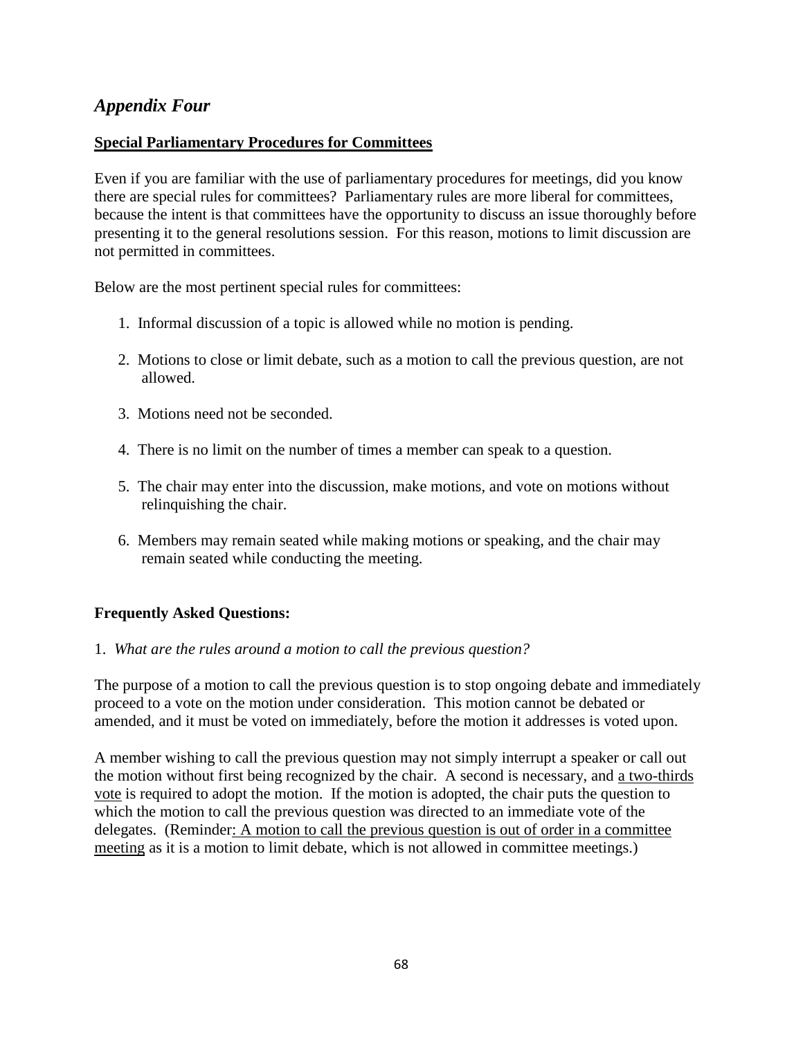## *Appendix Four*

**Special Parliamentary Procedures for Committees**

Even if you are familiar with the use of parliamentary procedures for meetings, did you know there are special rules for committees? Parliamentary rules are more liberal for committees, because the intent is that committees have the opportunity to discuss an issue thoroughly before presenting it to the general resolutions session. For this reason, motions to limit discussion are not permitted in committees.

Below are the most pertinent special rules for committees:

1. Informal discussion of a topic is allowed while no motion is pending.
2. Motions to close or limit debate, such as a motion to call the previous question, are not allowed.
3. Motions need not be seconded.
4. There is no limit on the number of times a member can speak to a question.
5. The chair may enter into the discussion, make motions, and vote on motions without relinquishing the chair.
6. Members may remain seated while making motions or speaking, and the chair may remain seated while conducting the meeting.

**Frequently Asked Questions:**

1. *What are the rules around a motion to call the previous question?*

The purpose of a motion to call the previous question is to stop ongoing debate and immediately proceed to a vote on the motion under consideration. This motion cannot be debated or amended, and it must be voted on immediately, before the motion it addresses is voted upon.

A member wishing to call the previous question may not simply interrupt a speaker or call out the motion without first being recognized by the chair. A second is necessary, and <u>a two-thirds vote</u> is required to adopt the motion. If the motion is adopted, the chair puts the question to which the motion to call the previous question was directed to an immediate vote of the delegates. (Reminder<u>: A motion to call the previous question is out of order in a committee meeting</u> as it is a motion to limit debate, which is not allowed in committee meetings.)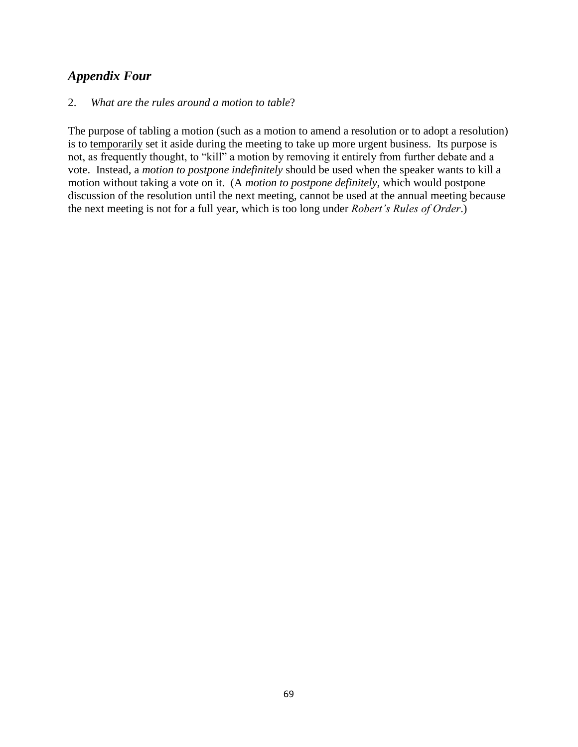## *Appendix Four*

2. *What are the rules around a motion to table*?

The purpose of tabling a motion (such as a motion to amend a resolution or to adopt a resolution) is to <u>temporarily</u> set it aside during the meeting to take up more urgent business. Its purpose is not, as frequently thought, to "kill" a motion by removing it entirely from further debate and a vote. Instead, a *motion to postpone indefinitely* should be used when the speaker wants to kill a motion without taking a vote on it. (A *motion to postpone definitely*, which would postpone discussion of the resolution until the next meeting, cannot be used at the annual meeting because the next meeting is not for a full year, which is too long under *Robert's Rules of Order*.)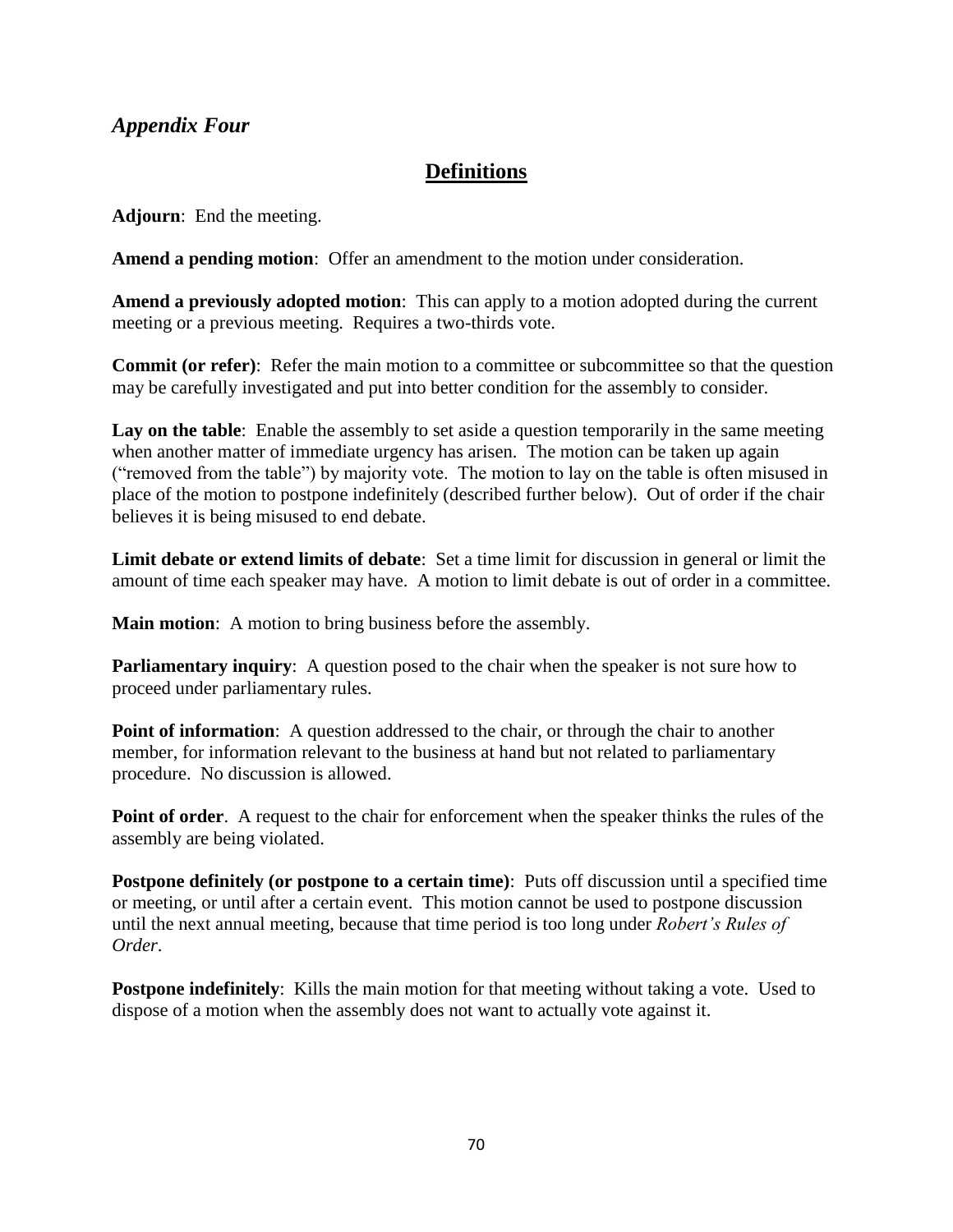*Appendix Four*

## Definitions

**Adjourn**: End the meeting.

**Amend a pending motion**: Offer an amendment to the motion under consideration.

**Amend a previously adopted motion**: This can apply to a motion adopted during the current meeting or a previous meeting. Requires a two-thirds vote.

**Commit (or refer)**: Refer the main motion to a committee or subcommittee so that the question may be carefully investigated and put into better condition for the assembly to consider.

**Lay on the table**: Enable the assembly to set aside a question temporarily in the same meeting when another matter of immediate urgency has arisen. The motion can be taken up again ("removed from the table") by majority vote. The motion to lay on the table is often misused in place of the motion to postpone indefinitely (described further below). Out of order if the chair believes it is being misused to end debate.

**Limit debate or extend limits of debate**: Set a time limit for discussion in general or limit the amount of time each speaker may have. A motion to limit debate is out of order in a committee.

**Main motion**: A motion to bring business before the assembly.

**Parliamentary inquiry**: A question posed to the chair when the speaker is not sure how to proceed under parliamentary rules.

**Point of information**: A question addressed to the chair, or through the chair to another member, for information relevant to the business at hand but not related to parliamentary procedure. No discussion is allowed.

**Point of order**. A request to the chair for enforcement when the speaker thinks the rules of the assembly are being violated.

**Postpone definitely (or postpone to a certain time)**: Puts off discussion until a specified time or meeting, or until after a certain event. This motion cannot be used to postpone discussion until the next annual meeting, because that time period is too long under *Robert's Rules of Order*.

**Postpone indefinitely**: Kills the main motion for that meeting without taking a vote. Used to dispose of a motion when the assembly does not want to actually vote against it.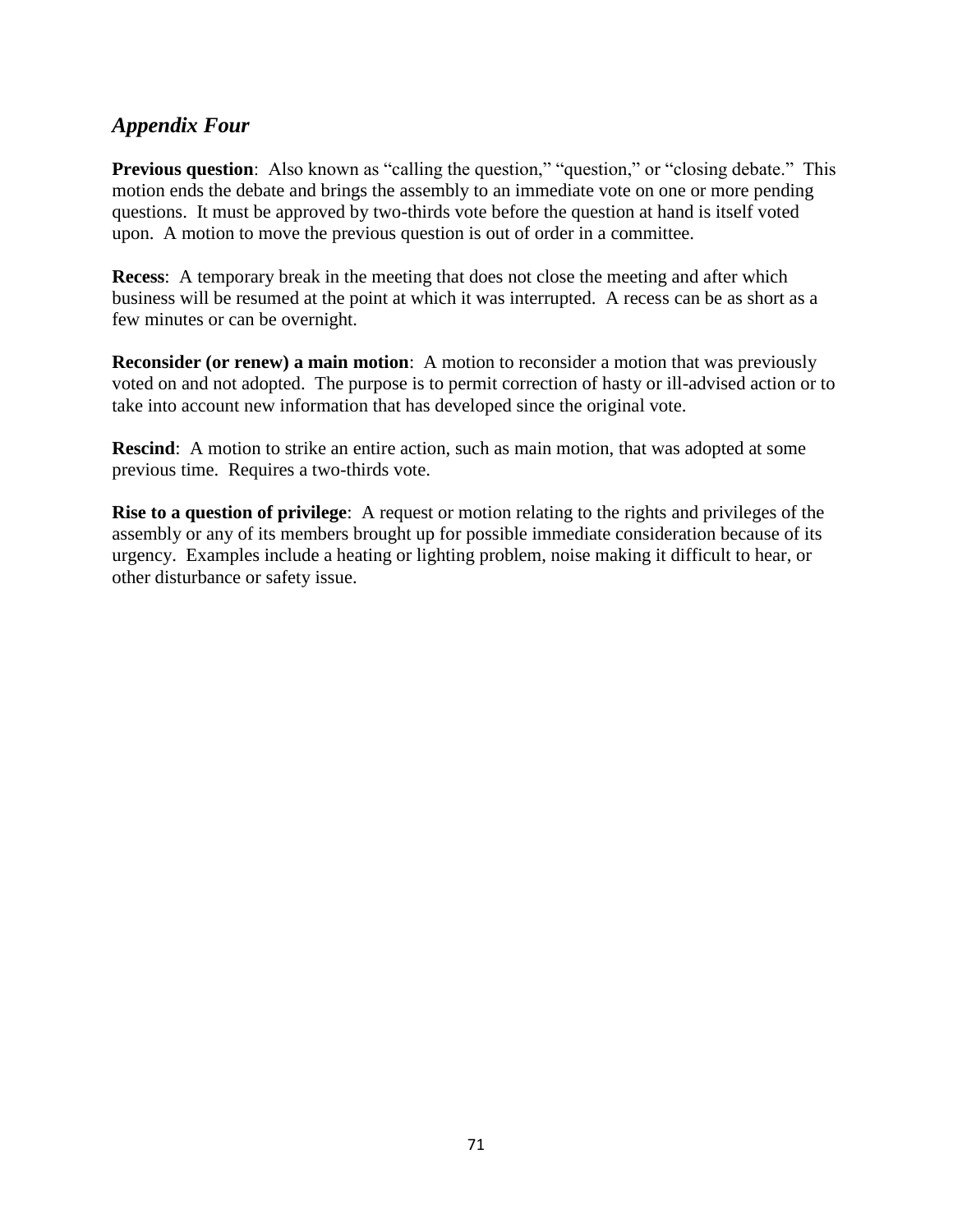## *Appendix Four*

**Previous question**: Also known as "calling the question," "question," or "closing debate." This motion ends the debate and brings the assembly to an immediate vote on one or more pending questions. It must be approved by two-thirds vote before the question at hand is itself voted upon. A motion to move the previous question is out of order in a committee.

**Recess**: A temporary break in the meeting that does not close the meeting and after which business will be resumed at the point at which it was interrupted. A recess can be as short as a few minutes or can be overnight.

**Reconsider (or renew) a main motion**: A motion to reconsider a motion that was previously voted on and not adopted. The purpose is to permit correction of hasty or ill-advised action or to take into account new information that has developed since the original vote.

**Rescind**: A motion to strike an entire action, such as main motion, that was adopted at some previous time. Requires a two-thirds vote.

**Rise to a question of privilege**: A request or motion relating to the rights and privileges of the assembly or any of its members brought up for possible immediate consideration because of its urgency. Examples include a heating or lighting problem, noise making it difficult to hear, or other disturbance or safety issue.